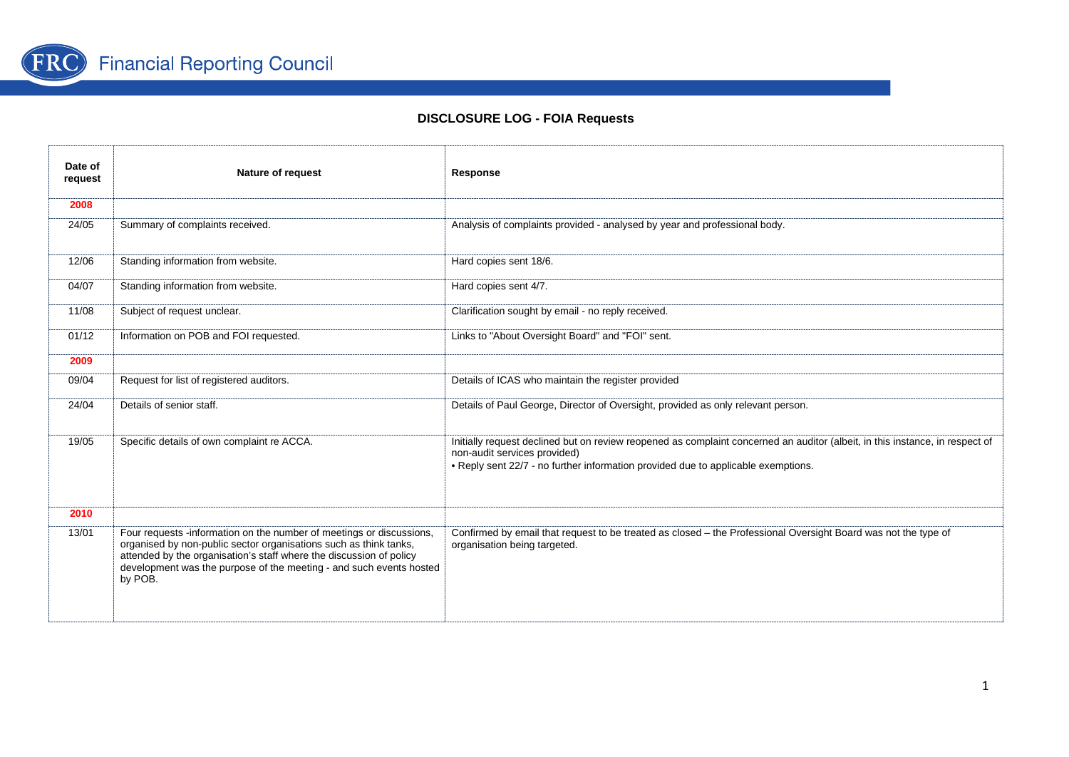Financial Reporting Council

## DISCLOSURE LOG - FOIA Requests

| Date of request | Nature of request | Response |
|---|---|---|
| **2008** | | |
| 24/05 | Summary of complaints received. | Analysis of complaints provided - analysed by year and professional body. |
| 12/06 | Standing information from website. | Hard copies sent 18/6. |
| 04/07 | Standing information from website. | Hard copies sent 4/7. |
| 11/08 | Subject of request unclear. | Clarification sought by email - no reply received. |
| 01/12 | Information on POB and FOI requested. | Links to "About Oversight Board" and "FOI" sent. |
| **2009** | | |
| 09/04 | Request for list of registered auditors. | Details of ICAS who maintain the register provided |
| 24/04 | Details of senior staff. | Details of Paul George, Director of Oversight, provided as only relevant person. |
| 19/05 | Specific details of own complaint re ACCA. | Initially request declined but on review reopened as complaint concerned an auditor (albeit, in this instance, in respect of non-audit services provided)<br>• Reply sent 22/7 - no further information provided due to applicable exemptions. |
| **2010** | | |
| 13/01 | Four requests -information on the number of meetings or discussions, organised by non-public sector organisations such as think tanks, attended by the organisation's staff where the discussion of policy development was the purpose of the meeting - and such events hosted by POB. | Confirmed by email that request to be treated as closed – the Professional Oversight Board was not the type of organisation being targeted. |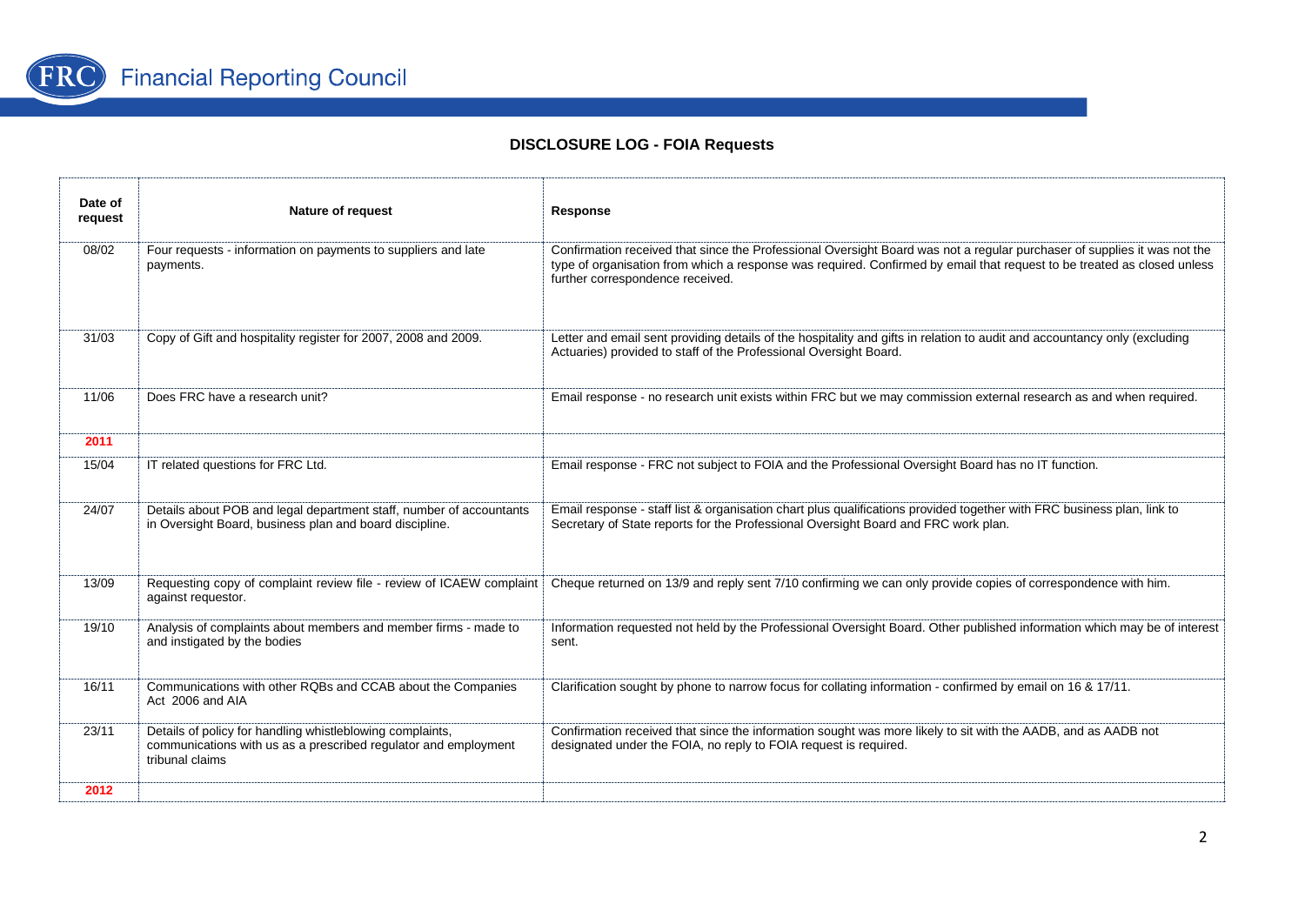## DISCLOSURE LOG - FOIA Requests

| Date of request | Nature of request | Response |
|---|---|---|
| 08/02 | Four requests - information on payments to suppliers and late payments. | Confirmation received that since the Professional Oversight Board was not a regular purchaser of supplies it was not the type of organisation from which a response was required. Confirmed by email that request to be treated as closed unless further correspondence received. |
| 31/03 | Copy of Gift and hospitality register for 2007, 2008 and 2009. | Letter and email sent providing details of the hospitality and gifts in relation to audit and accountancy only (excluding Actuaries) provided to staff of the Professional Oversight Board. |
| 11/06 | Does FRC have a research unit? | Email response - no research unit exists within FRC but we may commission external research as and when required. |
| **2011** | | |
| 15/04 | IT related questions for FRC Ltd. | Email response - FRC not subject to FOIA and the Professional Oversight Board has no IT function. |
| 24/07 | Details about POB and legal department staff, number of accountants in Oversight Board, business plan and board discipline. | Email response - staff list & organisation chart plus qualifications provided together with FRC business plan, link to Secretary of State reports for the Professional Oversight Board and FRC work plan. |
| 13/09 | Requesting copy of complaint review file - review of ICAEW complaint against requestor. | Cheque returned on 13/9 and reply sent 7/10 confirming we can only provide copies of correspondence with him. |
| 19/10 | Analysis of complaints about members and member firms - made to and instigated by the bodies | Information requested not held by the Professional Oversight Board. Other published information which may be of interest sent. |
| 16/11 | Communications with other RQBs and CCAB about the Companies Act 2006 and AIA | Clarification sought by phone to narrow focus for collating information - confirmed by email on 16 & 17/11. |
| 23/11 | Details of policy for handling whistleblowing complaints, communications with us as a prescribed regulator and employment tribunal claims | Confirmation received that since the information sought was more likely to sit with the AADB, and as AADB not designated under the FOIA, no reply to FOIA request is required. |
| **2012** | | |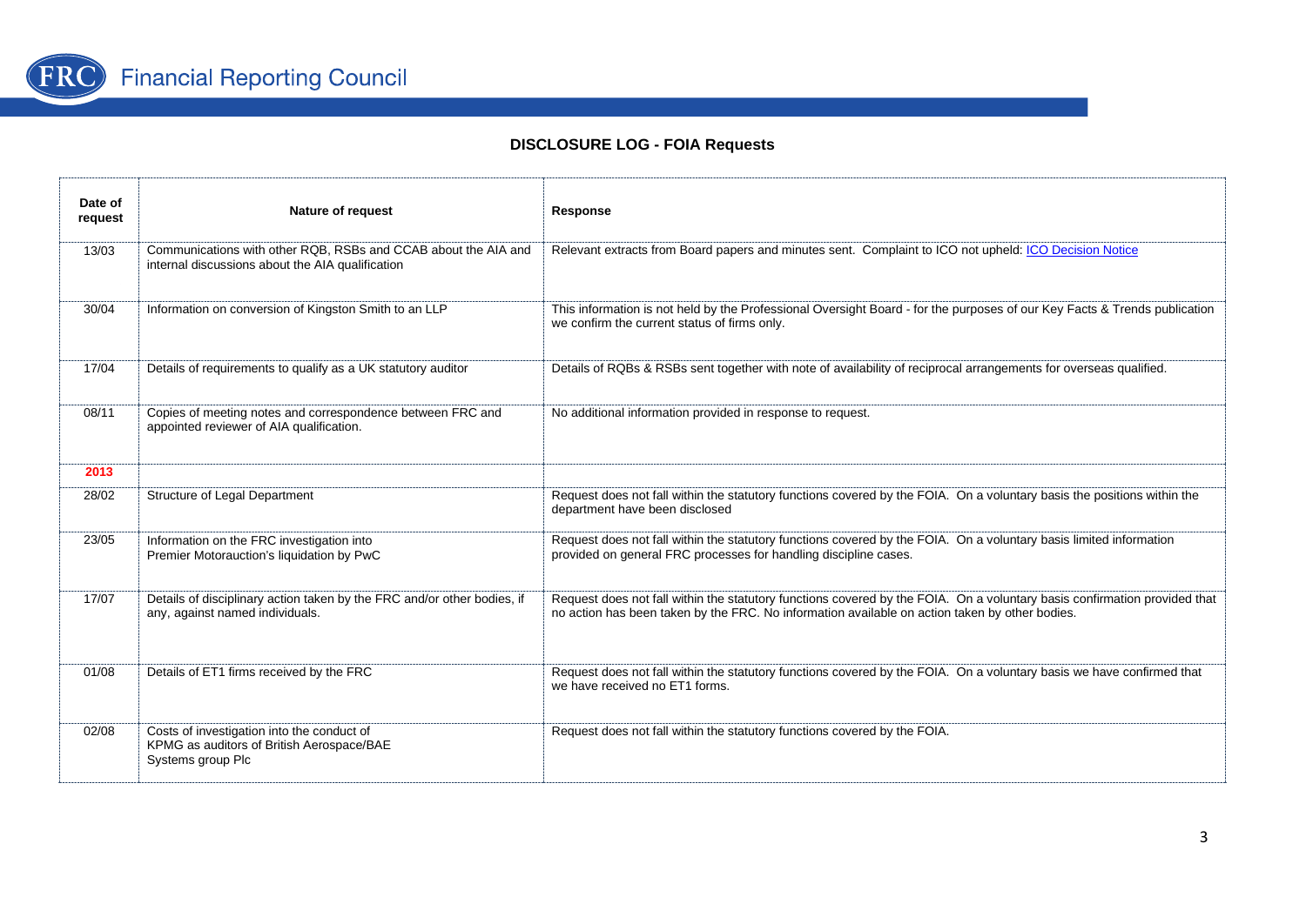## DISCLOSURE LOG - FOIA Requests

| Date of request | Nature of request | Response |
|---|---|---|
| 13/03 | Communications with other RQB, RSBs and CCAB about the AIA and internal discussions about the AIA qualification | Relevant extracts from Board papers and minutes sent. Complaint to ICO not upheld: [ICO Decision Notice] |
| 30/04 | Information on conversion of Kingston Smith to an LLP | This information is not held by the Professional Oversight Board - for the purposes of our Key Facts & Trends publication we confirm the current status of firms only. |
| 17/04 | Details of requirements to qualify as a UK statutory auditor | Details of RQBs & RSBs sent together with note of availability of reciprocal arrangements for overseas qualified. |
| 08/11 | Copies of meeting notes and correspondence between FRC and appointed reviewer of AIA qualification. | No additional information provided in response to request. |
| **2013** | | |
| 28/02 | Structure of Legal Department | Request does not fall within the statutory functions covered by the FOIA. On a voluntary basis the positions within the department have been disclosed |
| 23/05 | Information on the FRC investigation into Premier Motorauction's liquidation by PwC | Request does not fall within the statutory functions covered by the FOIA. On a voluntary basis limited information provided on general FRC processes for handling discipline cases. |
| 17/07 | Details of disciplinary action taken by the FRC and/or other bodies, if any, against named individuals. | Request does not fall within the statutory functions covered by the FOIA. On a voluntary basis confirmation provided that no action has been taken by the FRC. No information available on action taken by other bodies. |
| 01/08 | Details of ET1 firms received by the FRC | Request does not fall within the statutory functions covered by the FOIA. On a voluntary basis we have confirmed that we have received no ET1 forms. |
| 02/08 | Costs of investigation into the conduct of KPMG as auditors of British Aerospace/BAE Systems group Plc | Request does not fall within the statutory functions covered by the FOIA. |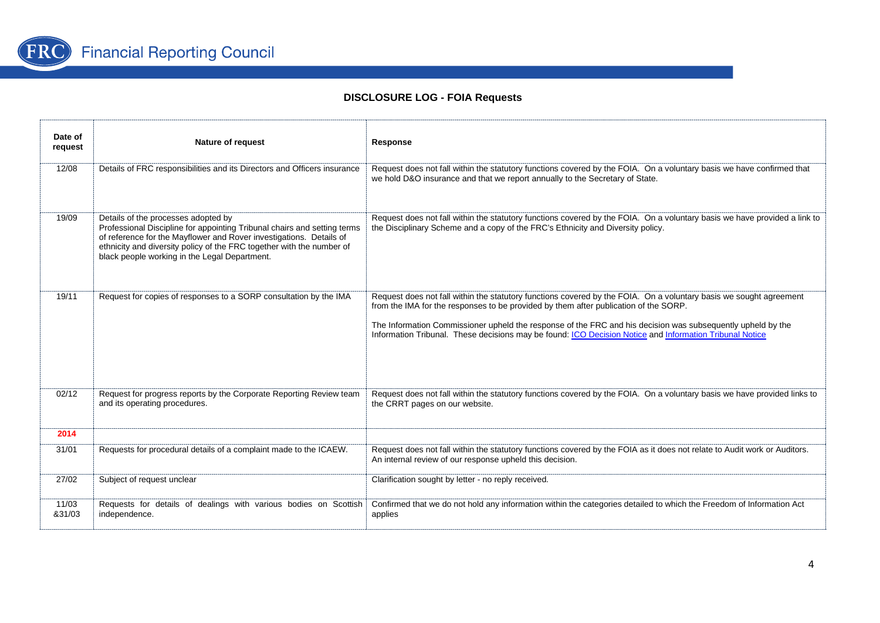# DISCLOSURE LOG - FOIA Requests

| Date of request | Nature of request | Response |
|---|---|---|
| 12/08 | Details of FRC responsibilities and its Directors and Officers insurance | Request does not fall within the statutory functions covered by the FOIA. On a voluntary basis we have confirmed that we hold D&O insurance and that we report annually to the Secretary of State. |
| 19/09 | Details of the processes adopted by Professional Discipline for appointing Tribunal chairs and setting terms of reference for the Mayflower and Rover investigations. Details of ethnicity and diversity policy of the FRC together with the number of black people working in the Legal Department. | Request does not fall within the statutory functions covered by the FOIA. On a voluntary basis we have provided a link to the Disciplinary Scheme and a copy of the FRC's Ethnicity and Diversity policy. |
| 19/11 | Request for copies of responses to a SORP consultation by the IMA | Request does not fall within the statutory functions covered by the FOIA. On a voluntary basis we sought agreement from the IMA for the responses to be provided by them after publication of the SORP.<br><br>The Information Commissioner upheld the response of the FRC and his decision was subsequently upheld by the Information Tribunal. These decisions may be found: ICO Decision Notice and Information Tribunal Notice |
| 02/12 | Request for progress reports by the Corporate Reporting Review team and its operating procedures. | Request does not fall within the statutory functions covered by the FOIA. On a voluntary basis we have provided links to the CRRT pages on our website. |
| **2014** | | |
| 31/01 | Requests for procedural details of a complaint made to the ICAEW. | Request does not fall within the statutory functions covered by the FOIA as it does not relate to Audit work or Auditors. An internal review of our response upheld this decision. |
| 27/02 | Subject of request unclear | Clarification sought by letter - no reply received. |
| 11/03 &31/03 | Requests for details of dealings with various bodies on Scottish independence. | Confirmed that we do not hold any information within the categories detailed to which the Freedom of Information Act applies |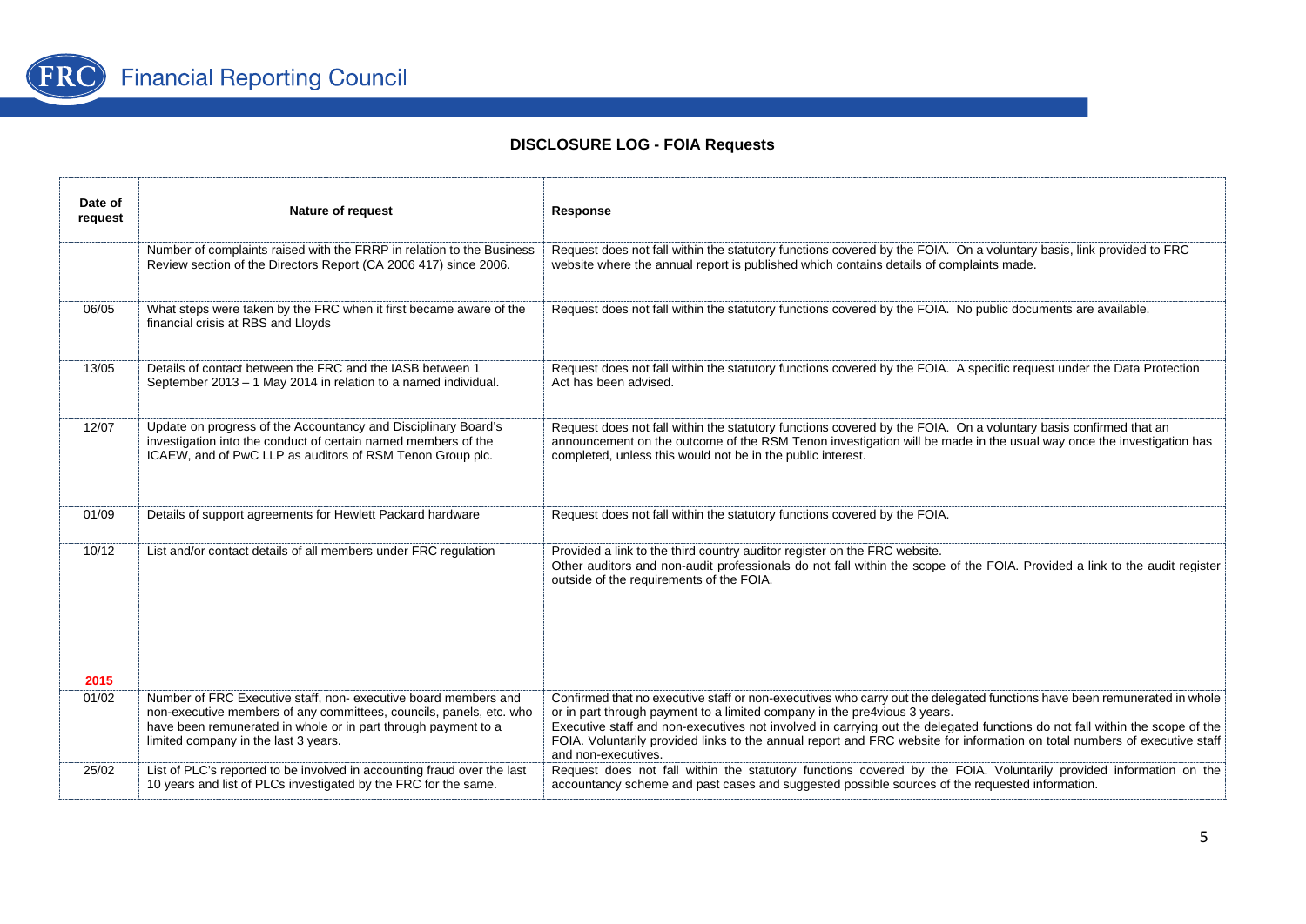# DISCLOSURE LOG - FOIA Requests

| Date of request | Nature of request | Response |
|---|---|---|
| | Number of complaints raised with the FRRP in relation to the Business Review section of the Directors Report (CA 2006 417) since 2006. | Request does not fall within the statutory functions covered by the FOIA. On a voluntary basis, link provided to FRC website where the annual report is published which contains details of complaints made. |
| 06/05 | What steps were taken by the FRC when it first became aware of the financial crisis at RBS and Lloyds | Request does not fall within the statutory functions covered by the FOIA. No public documents are available. |
| 13/05 | Details of contact between the FRC and the IASB between 1 September 2013 – 1 May 2014 in relation to a named individual. | Request does not fall within the statutory functions covered by the FOIA. A specific request under the Data Protection Act has been advised. |
| 12/07 | Update on progress of the Accountancy and Disciplinary Board's investigation into the conduct of certain named members of the ICAEW, and of PwC LLP as auditors of RSM Tenon Group plc. | Request does not fall within the statutory functions covered by the FOIA. On a voluntary basis confirmed that an announcement on the outcome of the RSM Tenon investigation will be made in the usual way once the investigation has completed, unless this would not be in the public interest. |
| 01/09 | Details of support agreements for Hewlett Packard hardware | Request does not fall within the statutory functions covered by the FOIA. |
| 10/12 | List and/or contact details of all members under FRC regulation | Provided a link to the third country auditor register on the FRC website.<br>Other auditors and non-audit professionals do not fall within the scope of the FOIA. Provided a link to the audit register outside of the requirements of the FOIA. |
| **2015** | | |
| 01/02 | Number of FRC Executive staff, non- executive board members and non-executive members of any committees, councils, panels, etc. who have been remunerated in whole or in part through payment to a limited company in the last 3 years. | Confirmed that no executive staff or non-executives who carry out the delegated functions have been remunerated in whole or in part through payment to a limited company in the pre4vious 3 years.<br>Executive staff and non-executives not involved in carrying out the delegated functions do not fall within the scope of the FOIA. Voluntarily provided links to the annual report and FRC website for information on total numbers of executive staff and non-executives. |
| 25/02 | List of PLC's reported to be involved in accounting fraud over the last 10 years and list of PLCs investigated by the FRC for the same. | Request does not fall within the statutory functions covered by the FOIA. Voluntarily provided information on the accountancy scheme and past cases and suggested possible sources of the requested information. |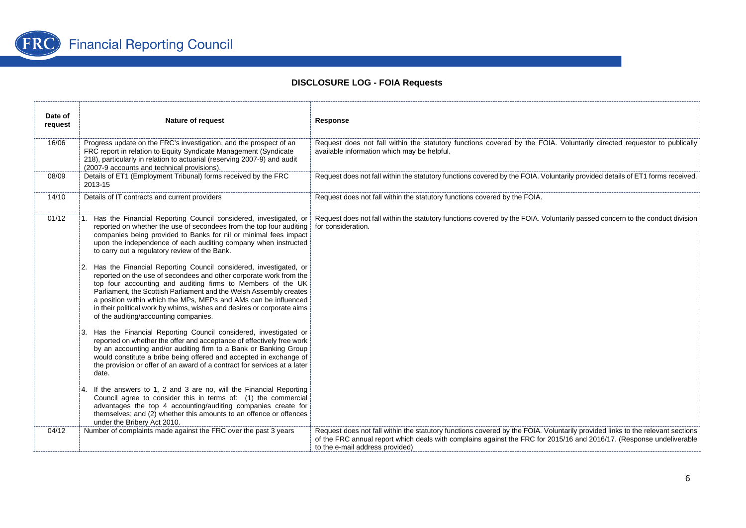# DISCLOSURE LOG - FOIA Requests

| Date of request | Nature of request | Response |
|---|---|---|
| 16/06 | Progress update on the FRC's investigation, and the prospect of an FRC report in relation to Equity Syndicate Management (Syndicate 218), particularly in relation to actuarial (reserving 2007-9) and audit (2007-9 accounts and technical provisions). | Request does not fall within the statutory functions covered by the FOIA. Voluntarily directed requestor to publically available information which may be helpful. |
| 08/09 | Details of ET1 (Employment Tribunal) forms received by the FRC 2013-15 | Request does not fall within the statutory functions covered by the FOIA. Voluntarily provided details of ET1 forms received. |
| 14/10 | Details of IT contracts and current providers | Request does not fall within the statutory functions covered by the FOIA. |
| 01/12 | 1. Has the Financial Reporting Council considered, investigated, or reported on whether the use of secondees from the top four auditing companies being provided to Banks for nil or minimal fees impact upon the independence of each auditing company when instructed to carry out a regulatory review of the Bank.<br><br>2. Has the Financial Reporting Council considered, investigated, or reported on the use of secondees and other corporate work from the top four accounting and auditing firms to Members of the UK Parliament, the Scottish Parliament and the Welsh Assembly creates a position within which the MPs, MEPs and AMs can be influenced in their political work by whims, wishes and desires or corporate aims of the auditing/accounting companies.<br><br>3. Has the Financial Reporting Council considered, investigated or reported on whether the offer and acceptance of effectively free work by an accounting and/or auditing firm to a Bank or Banking Group would constitute a bribe being offered and accepted in exchange of the provision or offer of an award of a contract for services at a later date.<br><br>4. If the answers to 1, 2 and 3 are no, will the Financial Reporting Council agree to consider this in terms of: (1) the commercial advantages the top 4 accounting/auditing companies create for themselves; and (2) whether this amounts to an offence or offences under the Bribery Act 2010. | Request does not fall within the statutory functions covered by the FOIA. Voluntarily passed concern to the conduct division for consideration. |
| 04/12 | Number of complaints made against the FRC over the past 3 years | Request does not fall within the statutory functions covered by the FOIA. Voluntarily provided links to the relevant sections of the FRC annual report which deals with complains against the FRC for 2015/16 and 2016/17. (Response undeliverable to the e-mail address provided) |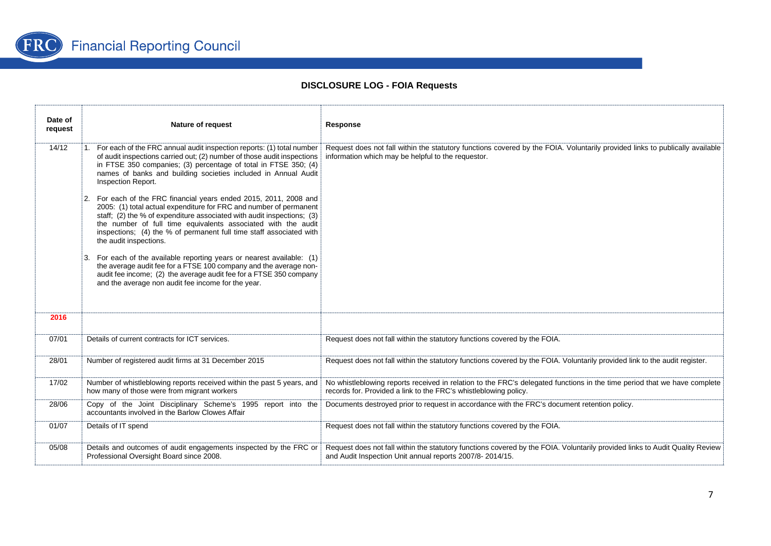## DISCLOSURE LOG - FOIA Requests

| Date of request | Nature of request | Response |
|---|---|---|
| 14/12 | 1. For each of the FRC annual audit inspection reports: (1) total number of audit inspections carried out; (2) number of those audit inspections in FTSE 350 companies; (3) percentage of total in FTSE 350; (4) names of banks and building societies included in Annual Audit Inspection Report.<br><br>2. For each of the FRC financial years ended 2015, 2011, 2008 and 2005: (1) total actual expenditure for FRC and number of permanent staff; (2) the % of expenditure associated with audit inspections; (3) the number of full time equivalents associated with the audit inspections; (4) the % of permanent full time staff associated with the audit inspections.<br><br>3. For each of the available reporting years or nearest available: (1) the average audit fee for a FTSE 100 company and the average non-audit fee income; (2) the average audit fee for a FTSE 350 company and the average non audit fee income for the year. | Request does not fall within the statutory functions covered by the FOIA. Voluntarily provided links to publically available information which may be helpful to the requestor. |
| **2016** | | |
| 07/01 | Details of current contracts for ICT services. | Request does not fall within the statutory functions covered by the FOIA. |
| 28/01 | Number of registered audit firms at 31 December 2015 | Request does not fall within the statutory functions covered by the FOIA. Voluntarily provided link to the audit register. |
| 17/02 | Number of whistleblowing reports received within the past 5 years, and how many of those were from migrant workers | No whistleblowing reports received in relation to the FRC's delegated functions in the time period that we have complete records for. Provided a link to the FRC's whistleblowing policy. |
| 28/06 | Copy of the Joint Disciplinary Scheme's 1995 report into the accountants involved in the Barlow Clowes Affair | Documents destroyed prior to request in accordance with the FRC's document retention policy. |
| 01/07 | Details of IT spend | Request does not fall within the statutory functions covered by the FOIA. |
| 05/08 | Details and outcomes of audit engagements inspected by the FRC or Professional Oversight Board since 2008. | Request does not fall within the statutory functions covered by the FOIA. Voluntarily provided links to Audit Quality Review and Audit Inspection Unit annual reports 2007/8- 2014/15. |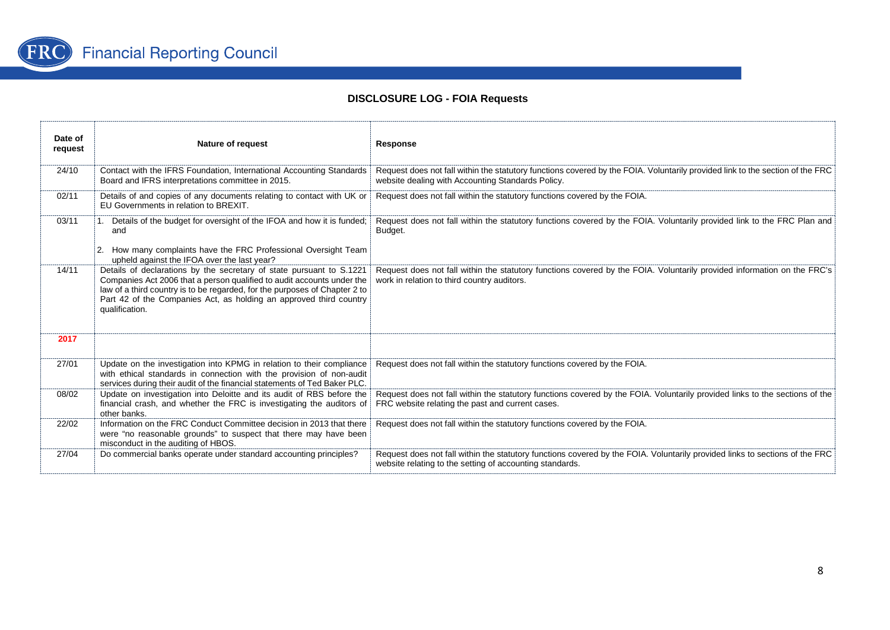## DISCLOSURE LOG - FOIA Requests

| Date of request | Nature of request | Response |
|---|---|---|
| 24/10 | Contact with the IFRS Foundation, International Accounting Standards Board and IFRS interpretations committee in 2015. | Request does not fall within the statutory functions covered by the FOIA. Voluntarily provided link to the section of the FRC website dealing with Accounting Standards Policy. |
| 02/11 | Details of and copies of any documents relating to contact with UK or EU Governments in relation to BREXIT. | Request does not fall within the statutory functions covered by the FOIA. |
| 03/11 | 1. Details of the budget for oversight of the IFOA and how it is funded; and<br>2. How many complaints have the FRC Professional Oversight Team upheld against the IFOA over the last year? | Request does not fall within the statutory functions covered by the FOIA. Voluntarily provided link to the FRC Plan and Budget. |
| 14/11 | Details of declarations by the secretary of state pursuant to S.1221 Companies Act 2006 that a person qualified to audit accounts under the law of a third country is to be regarded, for the purposes of Chapter 2 to Part 42 of the Companies Act, as holding an approved third country qualification. | Request does not fall within the statutory functions covered by the FOIA. Voluntarily provided information on the FRC's work in relation to third country auditors. |
| **2017** | | |
| 27/01 | Update on the investigation into KPMG in relation to their compliance with ethical standards in connection with the provision of non-audit services during their audit of the financial statements of Ted Baker PLC. | Request does not fall within the statutory functions covered by the FOIA. |
| 08/02 | Update on investigation into Deloitte and its audit of RBS before the financial crash, and whether the FRC is investigating the auditors of other banks. | Request does not fall within the statutory functions covered by the FOIA. Voluntarily provided links to the sections of the FRC website relating the past and current cases. |
| 22/02 | Information on the FRC Conduct Committee decision in 2013 that there were "no reasonable grounds" to suspect that there may have been misconduct in the auditing of HBOS. | Request does not fall within the statutory functions covered by the FOIA. |
| 27/04 | Do commercial banks operate under standard accounting principles? | Request does not fall within the statutory functions covered by the FOIA. Voluntarily provided links to sections of the FRC website relating to the setting of accounting standards. |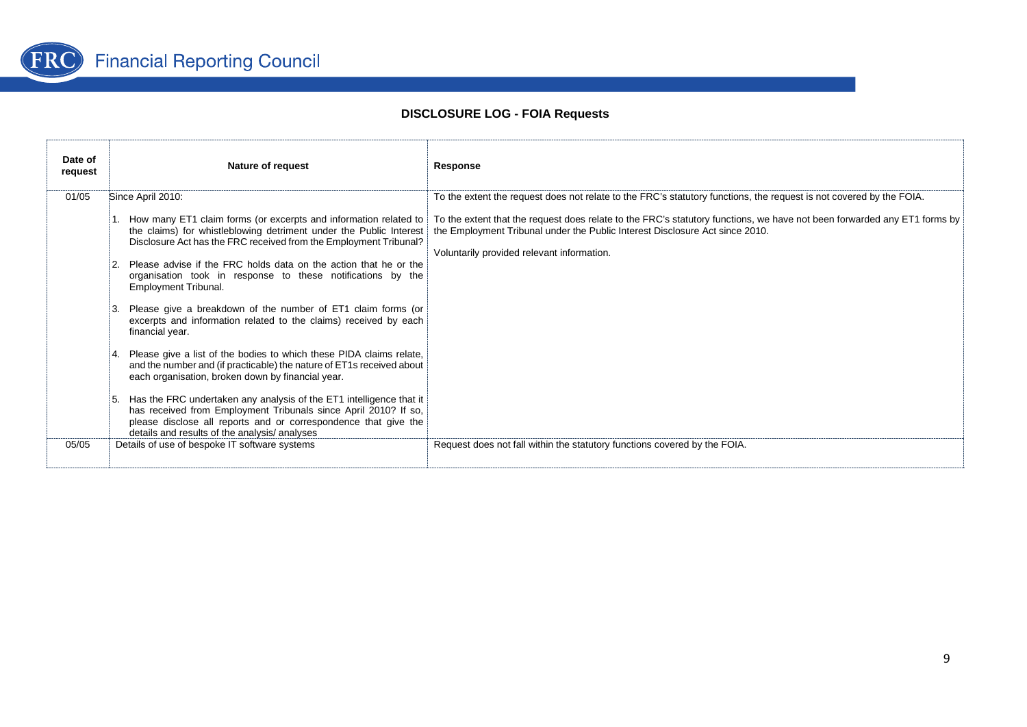# DISCLOSURE LOG - FOIA Requests

| Date of request | Nature of request | Response |
|---|---|---|
| 01/05 | Since April 2010:<br><br>1. How many ET1 claim forms (or excerpts and information related to the claims) for whistleblowing detriment under the Public Interest Disclosure Act has the FRC received from the Employment Tribunal?<br><br>2. Please advise if the FRC holds data on the action that he or the organisation took in response to these notifications by the Employment Tribunal.<br><br>3. Please give a breakdown of the number of ET1 claim forms (or excerpts and information related to the claims) received by each financial year.<br><br>4. Please give a list of the bodies to which these PIDA claims relate, and the number and (if practicable) the nature of ET1s received about each organisation, broken down by financial year.<br><br>5. Has the FRC undertaken any analysis of the ET1 intelligence that it has received from Employment Tribunals since April 2010? If so, please disclose all reports and or correspondence that give the details and results of the analysis/ analyses | To the extent the request does not relate to the FRC's statutory functions, the request is not covered by the FOIA.<br><br>To the extent that the request does relate to the FRC's statutory functions, we have not been forwarded any ET1 forms by the Employment Tribunal under the Public Interest Disclosure Act since 2010.<br><br>Voluntarily provided relevant information. |
| 05/05 | Details of use of bespoke IT software systems | Request does not fall within the statutory functions covered by the FOIA. |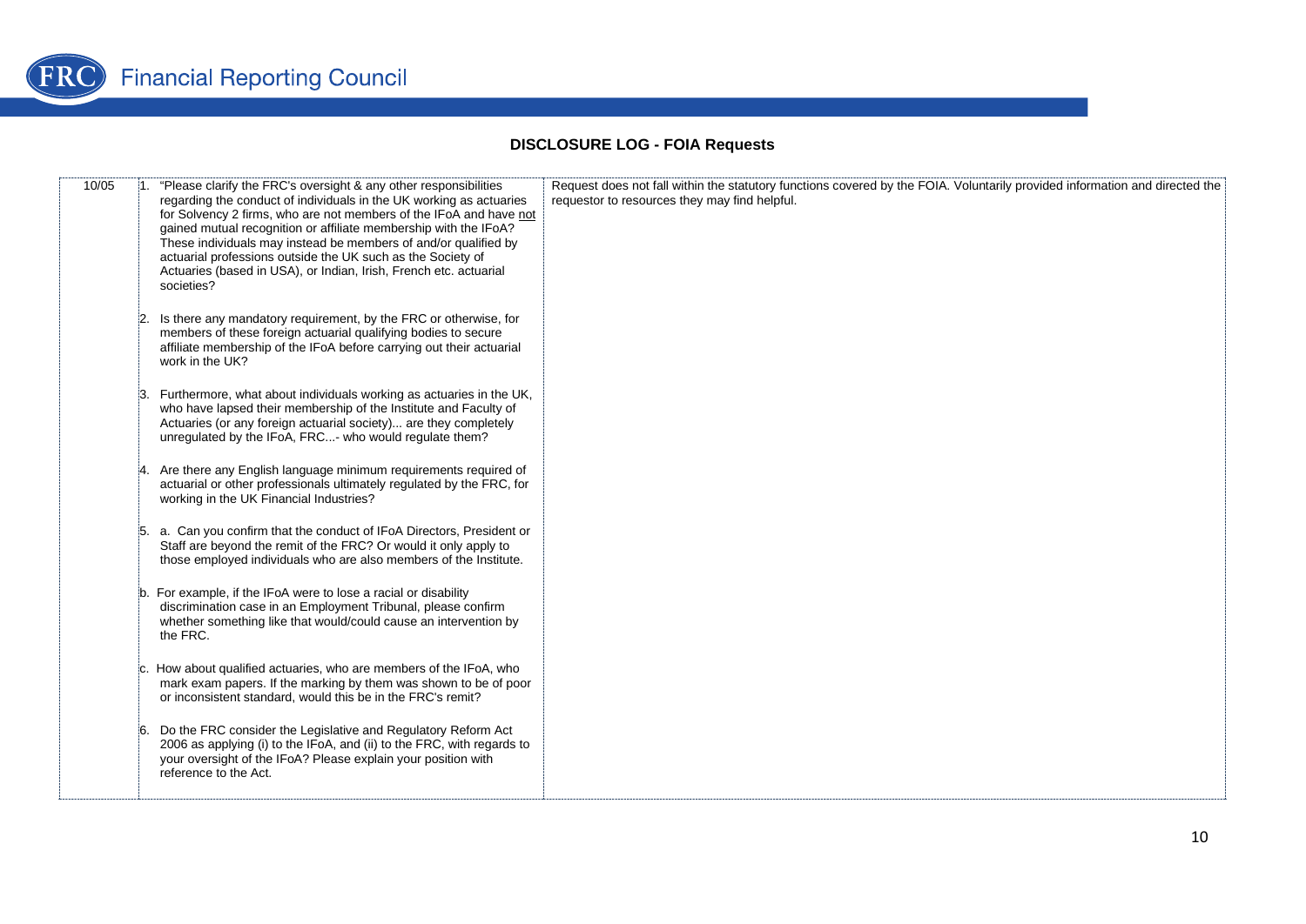# DISCLOSURE LOG - FOIA Requests

| | | |
|---|---|---|
| 10/05 | 1. "Please clarify the FRC's oversight & any other responsibilities regarding the conduct of individuals in the UK working as actuaries for Solvency 2 firms, who are not members of the IFoA and have not gained mutual recognition or affiliate membership with the IFoA? These individuals may instead be members of and/or qualified by actuarial professions outside the UK such as the Society of Actuaries (based in USA), or Indian, Irish, French etc. actuarial societies?<br><br>2. Is there any mandatory requirement, by the FRC or otherwise, for members of these foreign actuarial qualifying bodies to secure affiliate membership of the IFoA before carrying out their actuarial work in the UK?<br><br>3. Furthermore, what about individuals working as actuaries in the UK, who have lapsed their membership of the Institute and Faculty of Actuaries (or any foreign actuarial society)... are they completely unregulated by the IFoA, FRC...- who would regulate them?<br><br>4. Are there any English language minimum requirements required of actuarial or other professionals ultimately regulated by the FRC, for working in the UK Financial Industries?<br><br>5. a. Can you confirm that the conduct of IFoA Directors, President or Staff are beyond the remit of the FRC? Or would it only apply to those employed individuals who are also members of the Institute.<br><br>b. For example, if the IFoA were to lose a racial or disability discrimination case in an Employment Tribunal, please confirm whether something like that would/could cause an intervention by the FRC.<br><br>c. How about qualified actuaries, who are members of the IFoA, who mark exam papers. If the marking by them was shown to be of poor or inconsistent standard, would this be in the FRC's remit?<br><br>6. Do the FRC consider the Legislative and Regulatory Reform Act 2006 as applying (i) to the IFoA, and (ii) to the FRC, with regards to your oversight of the IFoA? Please explain your position with reference to the Act. | Request does not fall within the statutory functions covered by the FOIA. Voluntarily provided information and directed the requestor to resources they may find helpful. |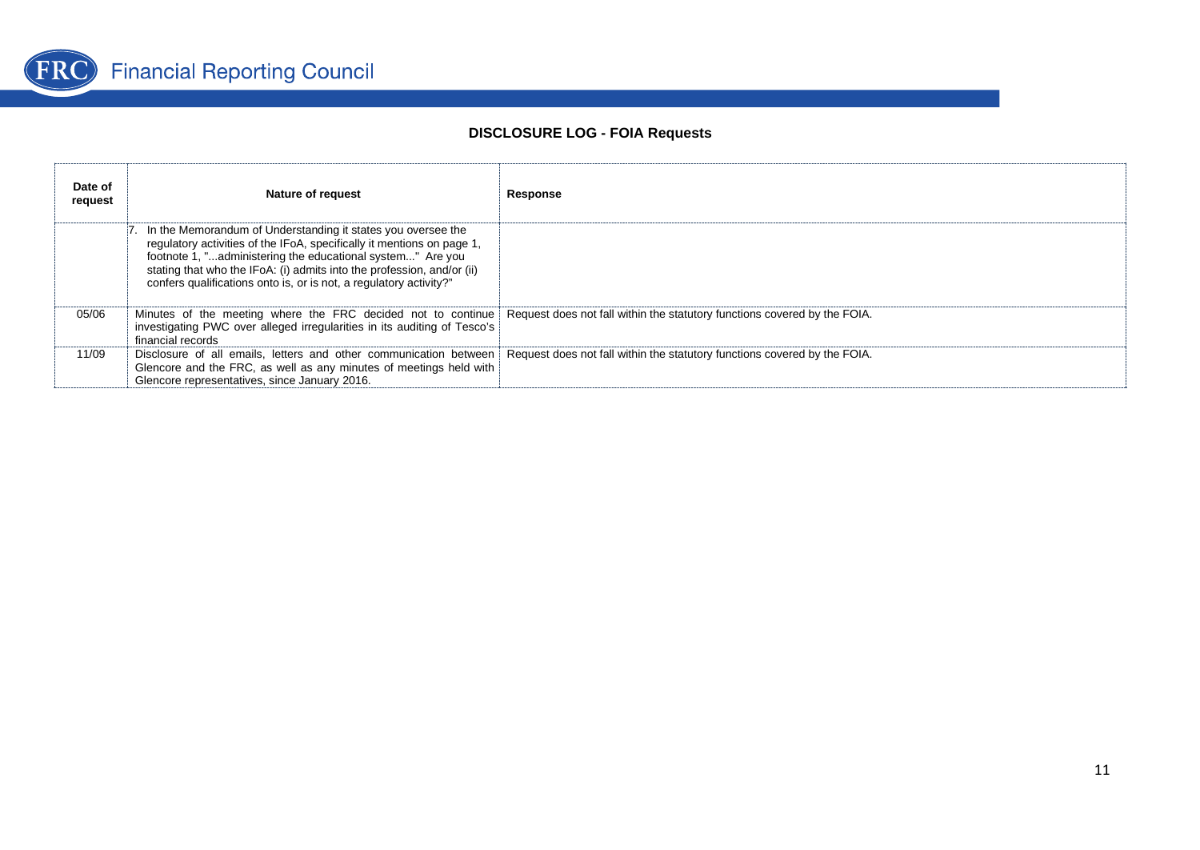## DISCLOSURE LOG - FOIA Requests

| Date of request | Nature of request | Response |
|---|---|---|
| | 7. In the Memorandum of Understanding it states you oversee the regulatory activities of the IFoA, specifically it mentions on page 1, footnote 1, "...administering the educational system..." Are you stating that who the IFoA: (i) admits into the profession, and/or (ii) confers qualifications onto is, or is not, a regulatory activity?" | |
| 05/06 | Minutes of the meeting where the FRC decided not to continue investigating PWC over alleged irregularities in its auditing of Tesco's financial records | Request does not fall within the statutory functions covered by the FOIA. |
| 11/09 | Disclosure of all emails, letters and other communication between Glencore and the FRC, as well as any minutes of meetings held with Glencore representatives, since January 2016. | Request does not fall within the statutory functions covered by the FOIA. |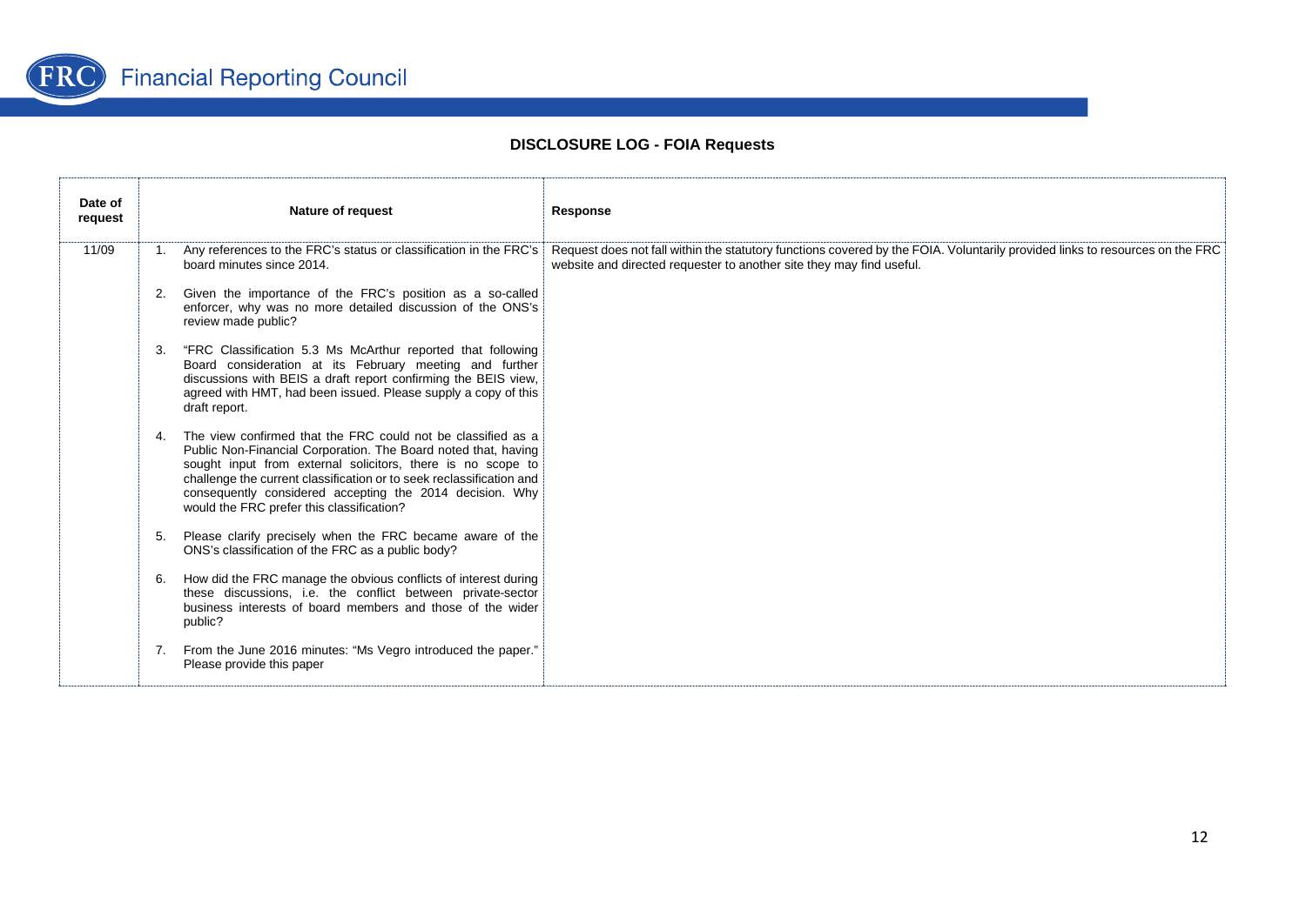## DISCLOSURE LOG - FOIA Requests

| Date of request | Nature of request | Response |
|---|---|---|
| 11/09 | 1. Any references to the FRC's status or classification in the FRC's board minutes since 2014.<br><br>2. Given the importance of the FRC's position as a so-called enforcer, why was no more detailed discussion of the ONS's review made public?<br><br>3. "FRC Classification 5.3 Ms McArthur reported that following Board consideration at its February meeting and further discussions with BEIS a draft report confirming the BEIS view, agreed with HMT, had been issued. Please supply a copy of this draft report.<br><br>4. The view confirmed that the FRC could not be classified as a Public Non-Financial Corporation. The Board noted that, having sought input from external solicitors, there is no scope to challenge the current classification or to seek reclassification and consequently considered accepting the 2014 decision. Why would the FRC prefer this classification?<br><br>5. Please clarify precisely when the FRC became aware of the ONS's classification of the FRC as a public body?<br><br>6. How did the FRC manage the obvious conflicts of interest during these discussions, i.e. the conflict between private-sector business interests of board members and those of the wider public?<br><br>7. From the June 2016 minutes: "Ms Vegro introduced the paper." Please provide this paper | Request does not fall within the statutory functions covered by the FOIA. Voluntarily provided links to resources on the FRC website and directed requester to another site they may find useful. |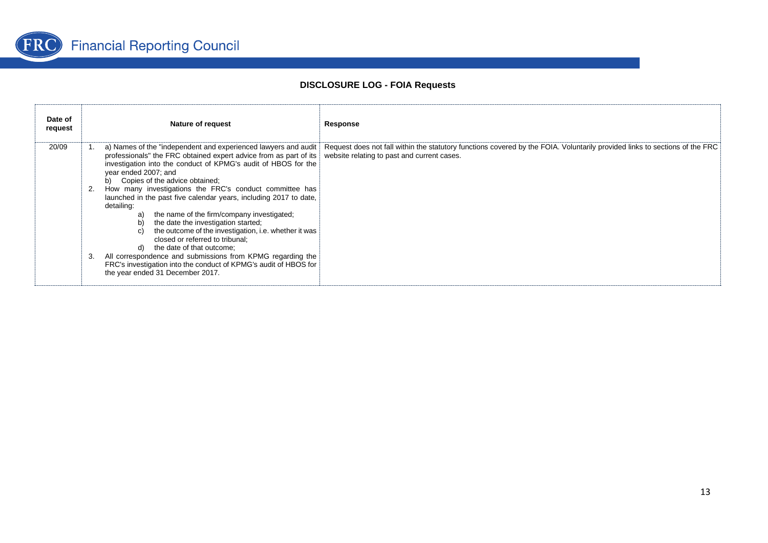# DISCLOSURE LOG - FOIA Requests

| Date of request | Nature of request | Response |
|---|---|---|
| 20/09 | 1. a) Names of the "independent and experienced lawyers and audit professionals" the FRC obtained expert advice from as part of its investigation into the conduct of KPMG's audit of HBOS for the year ended 2007; and<br>b) Copies of the advice obtained;<br>2. How many investigations the FRC's conduct committee has launched in the past five calendar years, including 2017 to date, detailing:<br>a) the name of the firm/company investigated;<br>b) the date the investigation started;<br>c) the outcome of the investigation, i.e. whether it was closed or referred to tribunal;<br>d) the date of that outcome;<br>3. All correspondence and submissions from KPMG regarding the FRC's investigation into the conduct of KPMG's audit of HBOS for the year ended 31 December 2017. | Request does not fall within the statutory functions covered by the FOIA. Voluntarily provided links to sections of the FRC website relating to past and current cases. |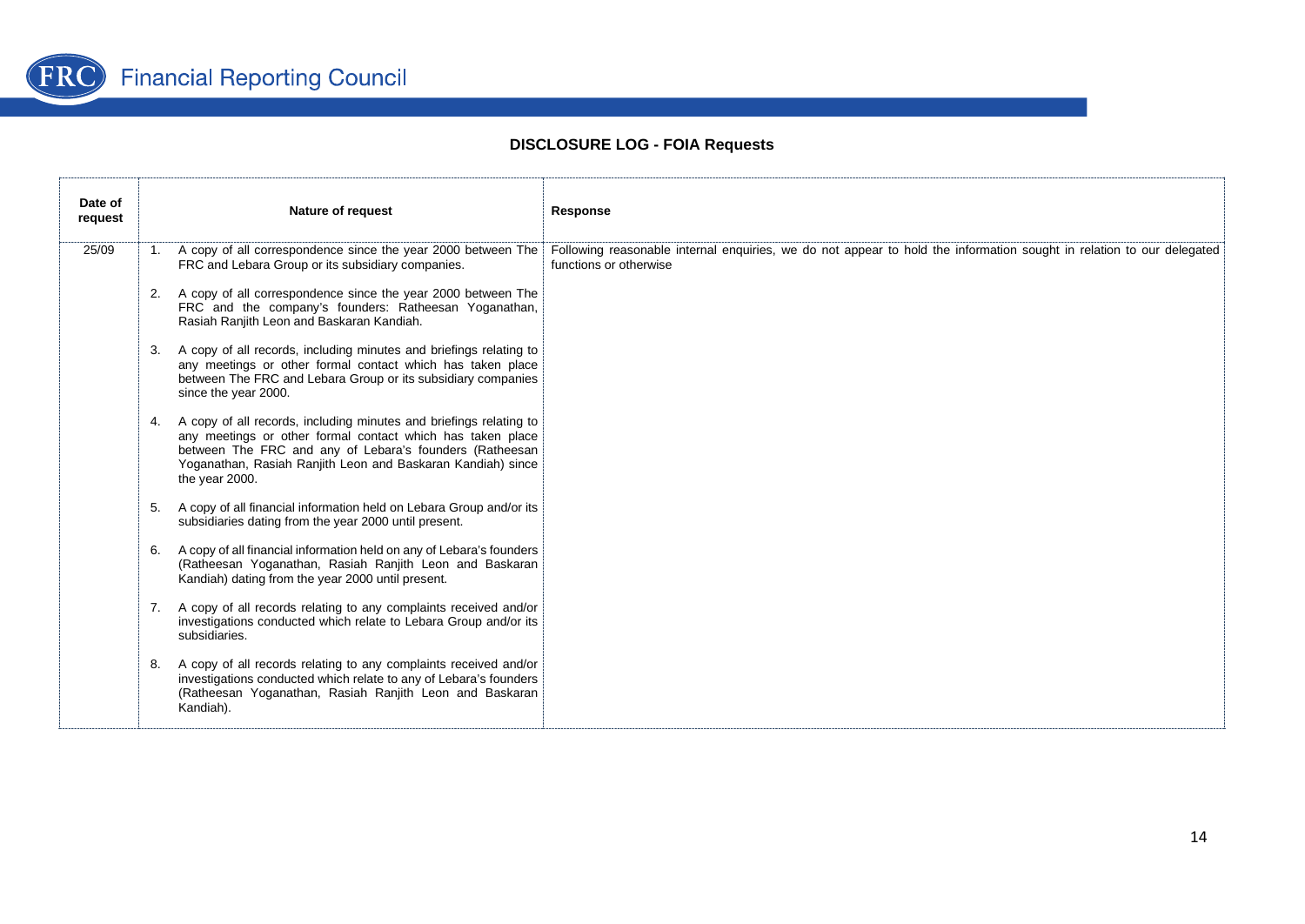## DISCLOSURE LOG - FOIA Requests

| Date of request | Nature of request | Response |
|---|---|---|
| 25/09 | 1. A copy of all correspondence since the year 2000 between The FRC and Lebara Group or its subsidiary companies.<br><br>2. A copy of all correspondence since the year 2000 between The FRC and the company's founders: Ratheesan Yoganathan, Rasiah Ranjith Leon and Baskaran Kandiah.<br><br>3. A copy of all records, including minutes and briefings relating to any meetings or other formal contact which has taken place between The FRC and Lebara Group or its subsidiary companies since the year 2000.<br><br>4. A copy of all records, including minutes and briefings relating to any meetings or other formal contact which has taken place between The FRC and any of Lebara's founders (Ratheesan Yoganathan, Rasiah Ranjith Leon and Baskaran Kandiah) since the year 2000.<br><br>5. A copy of all financial information held on Lebara Group and/or its subsidiaries dating from the year 2000 until present.<br><br>6. A copy of all financial information held on any of Lebara's founders (Ratheesan Yoganathan, Rasiah Ranjith Leon and Baskaran Kandiah) dating from the year 2000 until present.<br><br>7. A copy of all records relating to any complaints received and/or investigations conducted which relate to Lebara Group and/or its subsidiaries.<br><br>8. A copy of all records relating to any complaints received and/or investigations conducted which relate to any of Lebara's founders (Ratheesan Yoganathan, Rasiah Ranjith Leon and Baskaran Kandiah). | Following reasonable internal enquiries, we do not appear to hold the information sought in relation to our delegated functions or otherwise |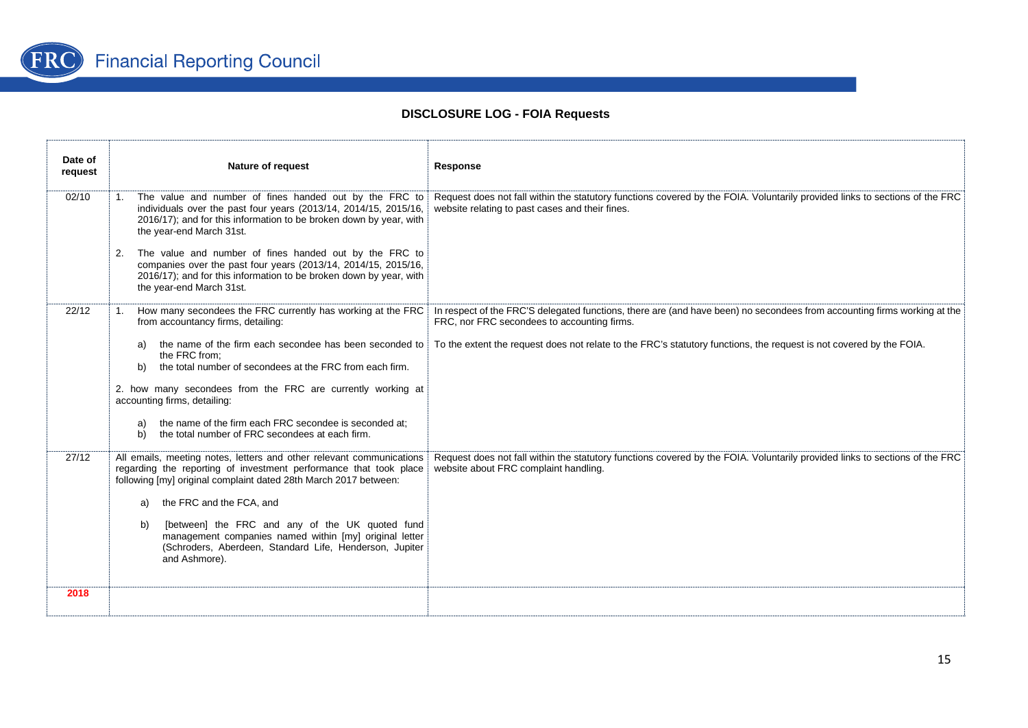**DISCLOSURE LOG - FOIA Requests**

| Date of request | Nature of request | Response |
|---|---|---|
| 02/10 | 1. The value and number of fines handed out by the FRC to individuals over the past four years (2013/14, 2014/15, 2015/16, 2016/17); and for this information to be broken down by year, with the year-end March 31st.<br><br>2. The value and number of fines handed out by the FRC to companies over the past four years (2013/14, 2014/15, 2015/16, 2016/17); and for this information to be broken down by year, with the year-end March 31st. | Request does not fall within the statutory functions covered by the FOIA. Voluntarily provided links to sections of the FRC website relating to past cases and their fines. |
| 22/12 | 1. How many secondees the FRC currently has working at the FRC from accountancy firms, detailing:<br><br>a) the name of the firm each secondee has been seconded to the FRC from;<br>b) the total number of secondees at the FRC from each firm.<br><br>2. how many secondees from the FRC are currently working at accounting firms, detailing:<br><br>a) the name of the firm each FRC secondee is seconded at;<br>b) the total number of FRC secondees at each firm. | In respect of the FRC'S delegated functions, there are (and have been) no secondees from accounting firms working at the FRC, nor FRC secondees to accounting firms.<br><br>To the extent the request does not relate to the FRC's statutory functions, the request is not covered by the FOIA. |
| 27/12 | All emails, meeting notes, letters and other relevant communications regarding the reporting of investment performance that took place following [my] original complaint dated 28th March 2017 between:<br><br>a) the FRC and the FCA, and<br><br>b) [between] the FRC and any of the UK quoted fund management companies named within [my] original letter (Schroders, Aberdeen, Standard Life, Henderson, Jupiter and Ashmore). | Request does not fall within the statutory functions covered by the FOIA. Voluntarily provided links to sections of the FRC website about FRC complaint handling. |
| **2018** | | |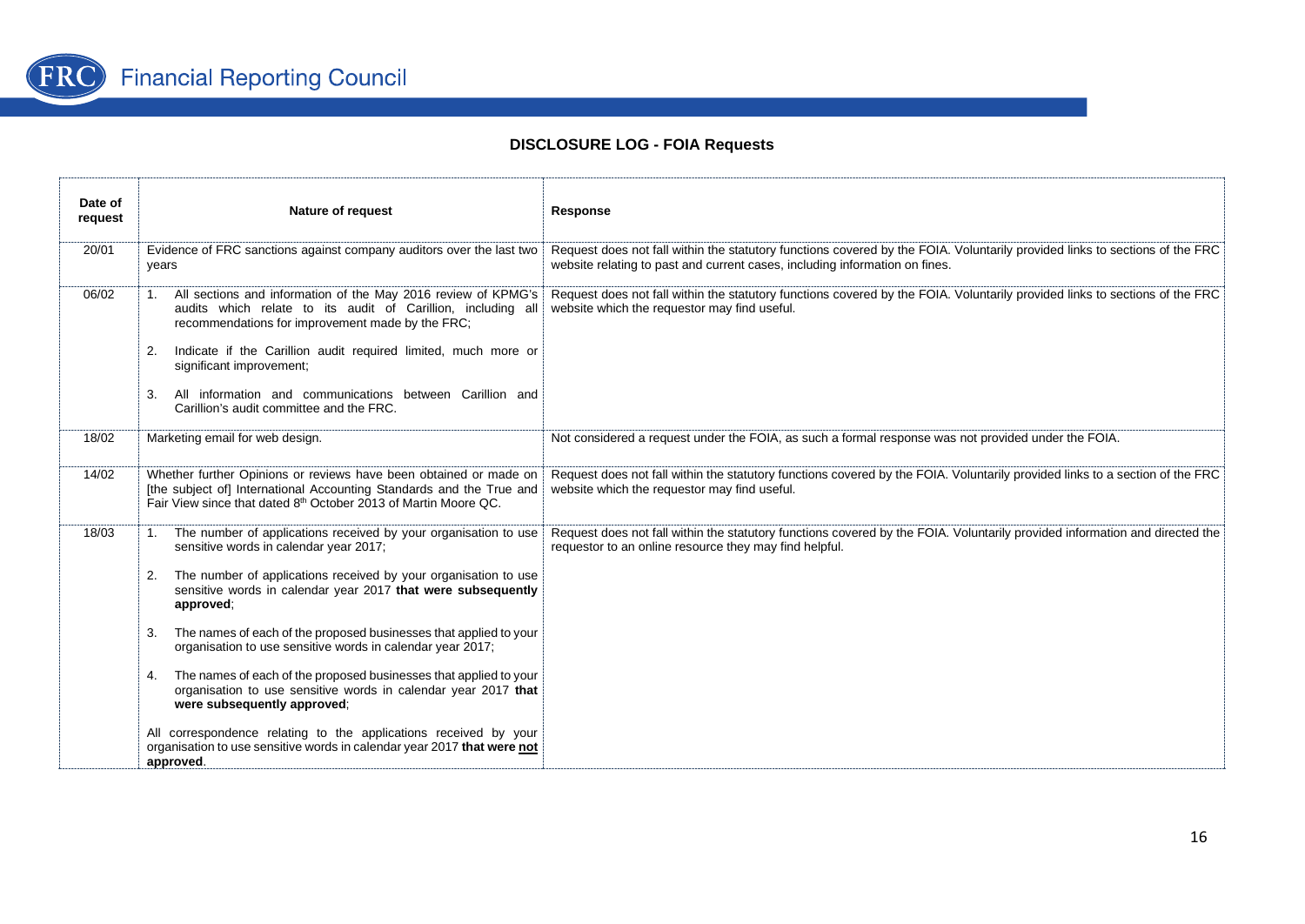## DISCLOSURE LOG - FOIA Requests

| Date of request | Nature of request | Response |
| --- | --- | --- |
| 20/01 | Evidence of FRC sanctions against company auditors over the last two years | Request does not fall within the statutory functions covered by the FOIA. Voluntarily provided links to sections of the FRC website relating to past and current cases, including information on fines. |
| 06/02 | 1. All sections and information of the May 2016 review of KPMG's audits which relate to its audit of Carillion, including all recommendations for improvement made by the FRC;<br><br>2. Indicate if the Carillion audit required limited, much more or significant improvement;<br><br>3. All information and communications between Carillion and Carillion's audit committee and the FRC. | Request does not fall within the statutory functions covered by the FOIA. Voluntarily provided links to sections of the FRC website which the requestor may find useful. |
| 18/02 | Marketing email for web design. | Not considered a request under the FOIA, as such a formal response was not provided under the FOIA. |
| 14/02 | Whether further Opinions or reviews have been obtained or made on [the subject of] International Accounting Standards and the True and Fair View since that dated 8th October 2013 of Martin Moore QC. | Request does not fall within the statutory functions covered by the FOIA. Voluntarily provided links to a section of the FRC website which the requestor may find useful. |
| 18/03 | 1. The number of applications received by your organisation to use sensitive words in calendar year 2017;<br><br>2. The number of applications received by your organisation to use sensitive words in calendar year 2017 **that were subsequently approved**;<br><br>3. The names of each of the proposed businesses that applied to your organisation to use sensitive words in calendar year 2017;<br><br>4. The names of each of the proposed businesses that applied to your organisation to use sensitive words in calendar year 2017 **that were subsequently approved**;<br><br>All correspondence relating to the applications received by your organisation to use sensitive words in calendar year 2017 **that were not approved**. | Request does not fall within the statutory functions covered by the FOIA. Voluntarily provided information and directed the requestor to an online resource they may find helpful. |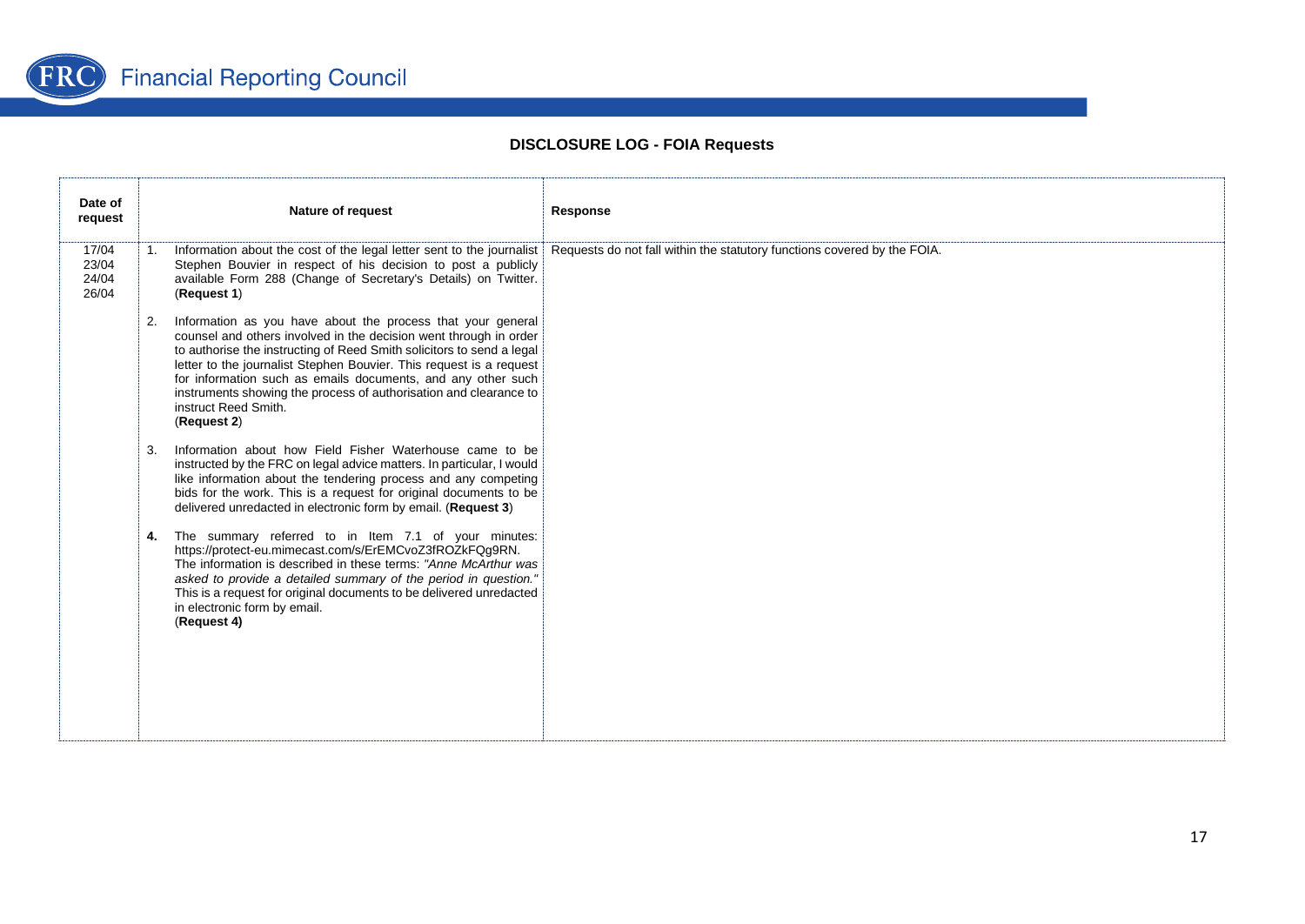## DISCLOSURE LOG - FOIA Requests

| Date of request | Nature of request | Response |
|---|---|---|
| 17/04<br>23/04<br>24/04<br>26/04 | 1. Information about the cost of the legal letter sent to the journalist Stephen Bouvier in respect of his decision to post a publicly available Form 288 (Change of Secretary's Details) on Twitter. (**Request 1**)<br><br>2. Information as you have about the process that your general counsel and others involved in the decision went through in order to authorise the instructing of Reed Smith solicitors to send a legal letter to the journalist Stephen Bouvier. This request is a request for information such as emails documents, and any other such instruments showing the process of authorisation and clearance to instruct Reed Smith. (**Request 2**)<br><br>3. Information about how Field Fisher Waterhouse came to be instructed by the FRC on legal advice matters. In particular, I would like information about the tendering process and any competing bids for the work. This is a request for original documents to be delivered unredacted in electronic form by email. (**Request 3**)<br><br>**4.** The summary referred to in Item 7.1 of your minutes: https://protect-eu.mimecast.com/s/ErEMCvoZ3fROZkFQg9RN. The information is described in these terms: *"Anne McArthur was asked to provide a detailed summary of the period in question."* This is a request for original documents to be delivered unredacted in electronic form by email. (**Request 4)** | Requests do not fall within the statutory functions covered by the FOIA. |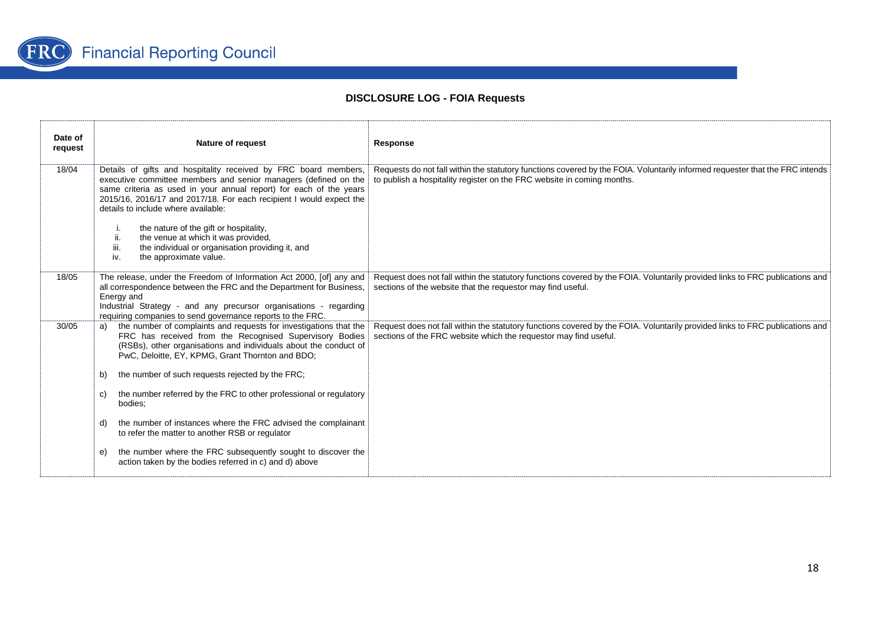## DISCLOSURE LOG - FOIA Requests

| Date of request | Nature of request | Response |
|---|---|---|
| 18/04 | Details of gifts and hospitality received by FRC board members, executive committee members and senior managers (defined on the same criteria as used in your annual report) for each of the years 2015/16, 2016/17 and 2017/18. For each recipient I would expect the details to include where available:<br><br>i. the nature of the gift or hospitality,<br>ii. the venue at which it was provided,<br>iii. the individual or organisation providing it, and<br>iv. the approximate value. | Requests do not fall within the statutory functions covered by the FOIA. Voluntarily informed requester that the FRC intends to publish a hospitality register on the FRC website in coming months. |
| 18/05 | The release, under the Freedom of Information Act 2000, [of] any and all correspondence between the FRC and the Department for Business, Energy and Industrial Strategy - and any precursor organisations - regarding requiring companies to send governance reports to the FRC. | Request does not fall within the statutory functions covered by the FOIA. Voluntarily provided links to FRC publications and sections of the website that the requestor may find useful. |
| 30/05 | a) the number of complaints and requests for investigations that the FRC has received from the Recognised Supervisory Bodies (RSBs), other organisations and individuals about the conduct of PwC, Deloitte, EY, KPMG, Grant Thornton and BDO;<br><br>b) the number of such requests rejected by the FRC;<br><br>c) the number referred by the FRC to other professional or regulatory bodies;<br><br>d) the number of instances where the FRC advised the complainant to refer the matter to another RSB or regulator<br><br>e) the number where the FRC subsequently sought to discover the action taken by the bodies referred in c) and d) above | Request does not fall within the statutory functions covered by the FOIA. Voluntarily provided links to FRC publications and sections of the FRC website which the requestor may find useful. |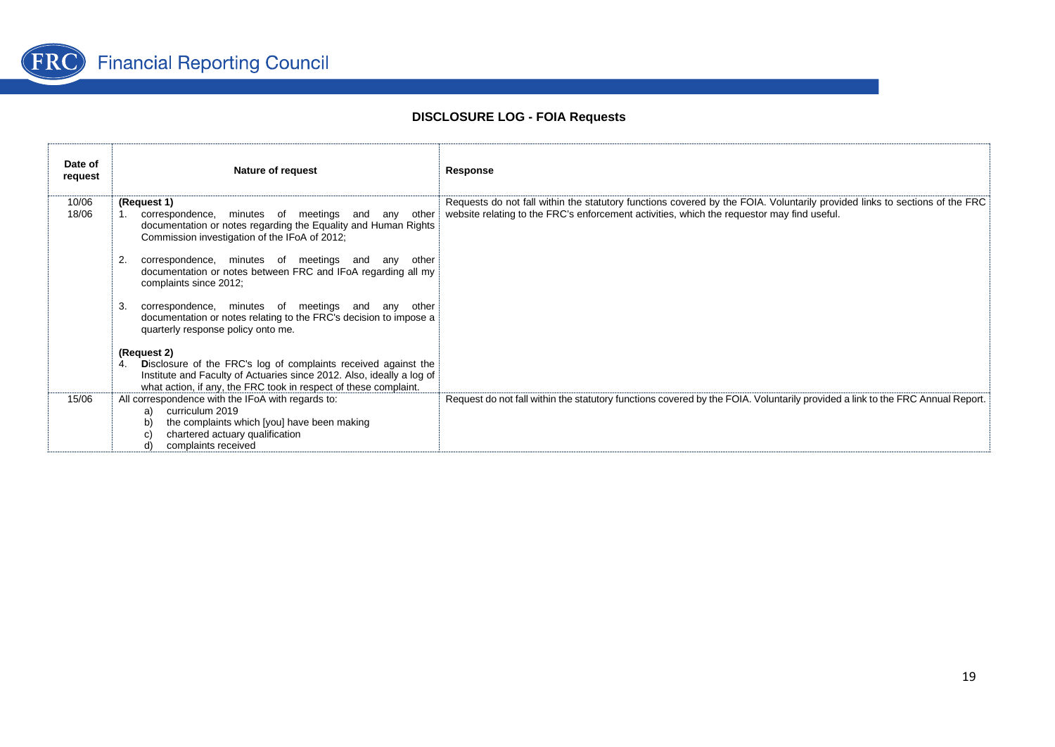## DISCLOSURE LOG - FOIA Requests

| Date of request | Nature of request | Response |
|---|---|---|
| 10/06<br>18/06 | **(Request 1)**<br>1. correspondence, minutes of meetings and any other documentation or notes regarding the Equality and Human Rights Commission investigation of the IFoA of 2012;<br>2. correspondence, minutes of meetings and any other documentation or notes between FRC and IFoA regarding all my complaints since 2012;<br>3. correspondence, minutes of meetings and any other documentation or notes relating to the FRC's decision to impose a quarterly response policy onto me.<br>**(Request 2)**<br>4. **D**isclosure of the FRC's log of complaints received against the Institute and Faculty of Actuaries since 2012. Also, ideally a log of what action, if any, the FRC took in respect of these complaint. | Requests do not fall within the statutory functions covered by the FOIA. Voluntarily provided links to sections of the FRC website relating to the FRC's enforcement activities, which the requestor may find useful. |
| 15/06 | All correspondence with the IFoA with regards to:<br>a) curriculum 2019<br>b) the complaints which [you] have been making<br>c) chartered actuary qualification<br>d) complaints received | Request do not fall within the statutory functions covered by the FOIA. Voluntarily provided a link to the FRC Annual Report. |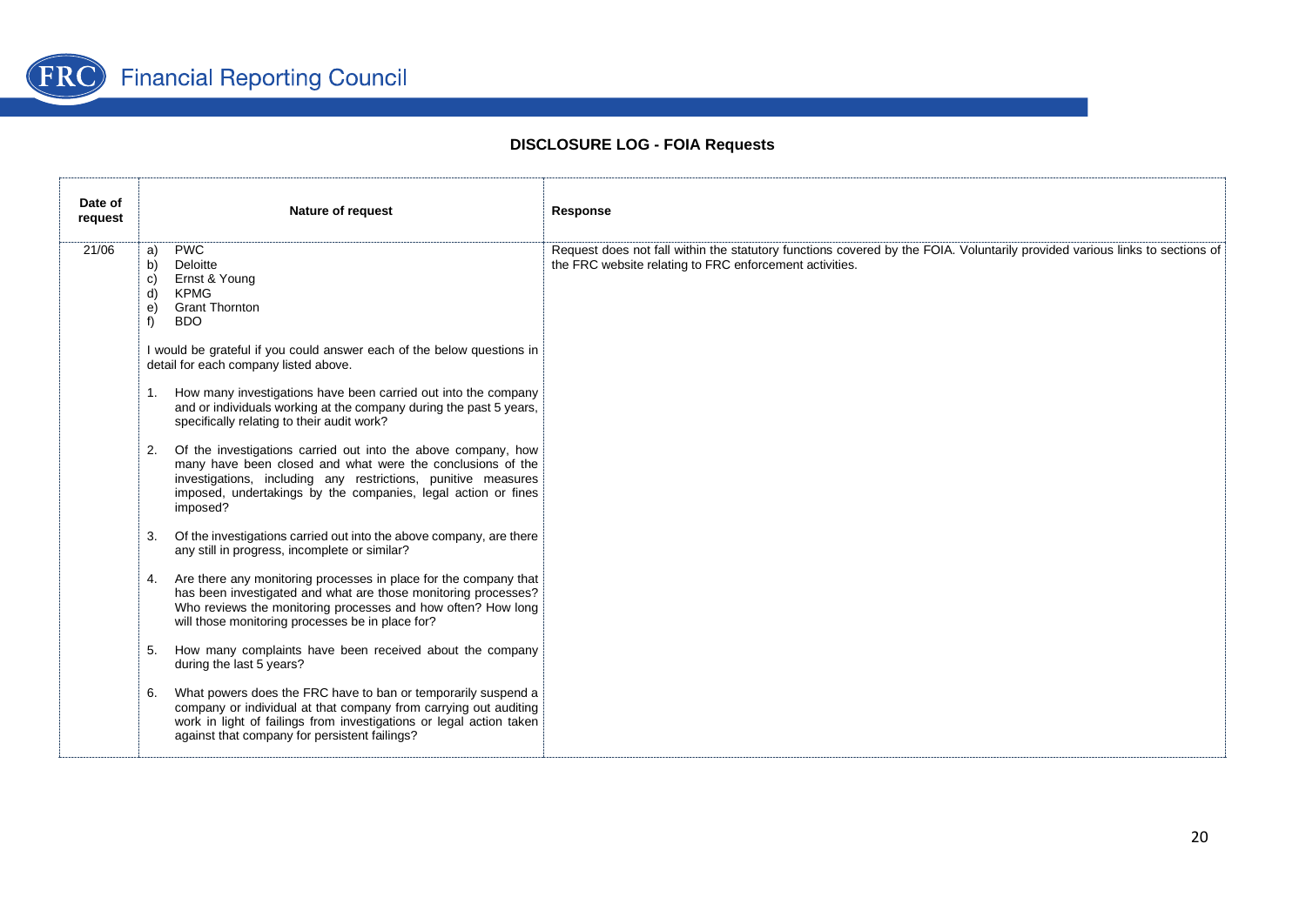## DISCLOSURE LOG - FOIA Requests

| Date of request | Nature of request | Response |
|---|---|---|
| 21/06 | a) PWC<br>b) Deloitte<br>c) Ernst & Young<br>d) KPMG<br>e) Grant Thornton<br>f) BDO<br><br>I would be grateful if you could answer each of the below questions in detail for each company listed above.<br><br>1. How many investigations have been carried out into the company and or individuals working at the company during the past 5 years, specifically relating to their audit work?<br><br>2. Of the investigations carried out into the above company, how many have been closed and what were the conclusions of the investigations, including any restrictions, punitive measures imposed, undertakings by the companies, legal action or fines imposed?<br><br>3. Of the investigations carried out into the above company, are there any still in progress, incomplete or similar?<br><br>4. Are there any monitoring processes in place for the company that has been investigated and what are those monitoring processes? Who reviews the monitoring processes and how often? How long will those monitoring processes be in place for?<br><br>5. How many complaints have been received about the company during the last 5 years?<br><br>6. What powers does the FRC have to ban or temporarily suspend a company or individual at that company from carrying out auditing work in light of failings from investigations or legal action taken against that company for persistent failings? | Request does not fall within the statutory functions covered by the FOIA. Voluntarily provided various links to sections of the FRC website relating to FRC enforcement activities. |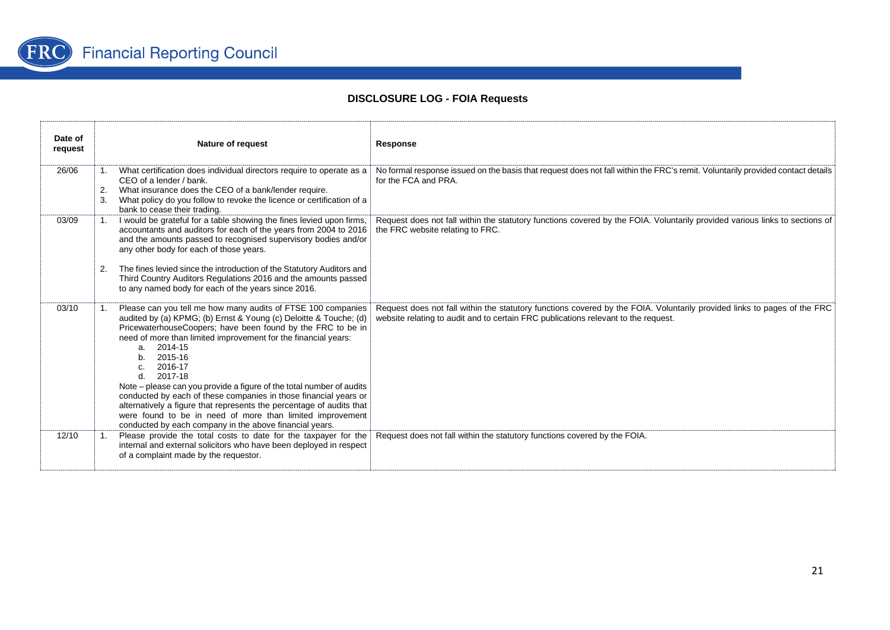## DISCLOSURE LOG - FOIA Requests

| Date of request | Nature of request | Response |
|---|---|---|
| 26/06 | 1. What certification does individual directors require to operate as a CEO of a lender / bank.<br>2. What insurance does the CEO of a bank/lender require.<br>3. What policy do you follow to revoke the licence or certification of a bank to cease their trading. | No formal response issued on the basis that request does not fall within the FRC's remit. Voluntarily provided contact details for the FCA and PRA. |
| 03/09 | 1. I would be grateful for a table showing the fines levied upon firms, accountants and auditors for each of the years from 2004 to 2016 and the amounts passed to recognised supervisory bodies and/or any other body for each of those years.<br>2. The fines levied since the introduction of the Statutory Auditors and Third Country Auditors Regulations 2016 and the amounts passed to any named body for each of the years since 2016. | Request does not fall within the statutory functions covered by the FOIA. Voluntarily provided various links to sections of the FRC website relating to FRC. |
| 03/10 | 1. Please can you tell me how many audits of FTSE 100 companies audited by (a) KPMG; (b) Ernst & Young (c) Deloitte & Touche; (d) PricewaterhouseCoopers; have been found by the FRC to be in need of more than limited improvement for the financial years:<br>a. 2014-15<br>b. 2015-16<br>c. 2016-17<br>d. 2017-18<br>Note – please can you provide a figure of the total number of audits conducted by each of these companies in those financial years or alternatively a figure that represents the percentage of audits that were found to be in need of more than limited improvement conducted by each company in the above financial years. | Request does not fall within the statutory functions covered by the FOIA. Voluntarily provided links to pages of the FRC website relating to audit and to certain FRC publications relevant to the request. |
| 12/10 | 1. Please provide the total costs to date for the taxpayer for the internal and external solicitors who have been deployed in respect of a complaint made by the requestor. | Request does not fall within the statutory functions covered by the FOIA. |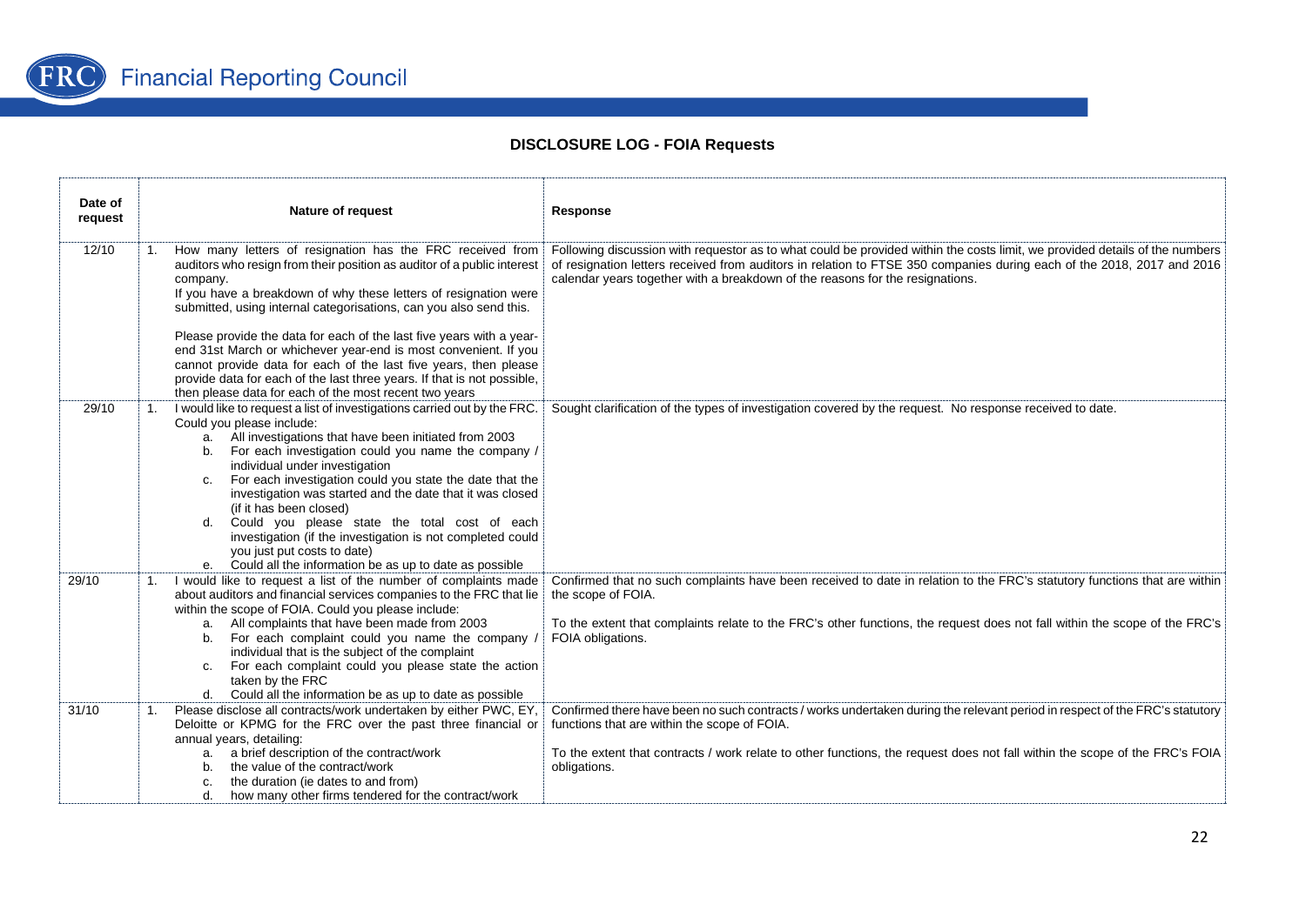## DISCLOSURE LOG - FOIA Requests

| Date of request | Nature of request | Response |
|---|---|---|
| 12/10 | 1. How many letters of resignation has the FRC received from auditors who resign from their position as auditor of a public interest company.<br>If you have a breakdown of why these letters of resignation were submitted, using internal categorisation, can you also send this.<br><br>Please provide the data for each of the last five years with a year-end 31st March or whichever year-end is most convenient. If you cannot provide data for each of the last five years, then please provide data for each of the last three years. If that is not possible, then please data for each of the most recent two years | Following discussion with requestor as to what could be provided within the costs limit, we provided details of the numbers of resignation letters received from auditors in relation to FTSE 350 companies during each of the 2018, 2017 and 2016 calendar years together with a breakdown of the reasons for the resignations. |
| 29/10 | 1. I would like to request a list of investigations carried out by the FRC. Could you please include:<br>a. All investigations that have been initiated from 2003<br>b. For each investigation could you name the company / individual under investigation<br>c. For each investigation could you state the date that the investigation was started and the date that it was closed (if it has been closed)<br>d. Could you please state the total cost of each investigation (if the investigation is not completed could you just put costs to date)<br>e. Could all the information be as up to date as possible | Sought clarification of the types of investigation covered by the request. No response received to date. |
| 29/10 | 1. I would like to request a list of the number of complaints made about auditors and financial services companies to the FRC that lie within the scope of FOIA. Could you please include:<br>a. All complaints that have been made from 2003<br>b. For each complaint could you name the company / individual that is the subject of the complaint<br>c. For each complaint could you please state the action taken by the FRC<br>d. Could all the information be as up to date as possible | Confirmed that no such complaints have been received to date in relation to the FRC's statutory functions that are within the scope of FOIA.<br><br>To the extent that complaints relate to the FRC's other functions, the request does not fall within the scope of the FRC's FOIA obligations. |
| 31/10 | 1. Please disclose all contracts/work undertaken by either PWC, EY, Deloitte or KPMG for the FRC over the past three financial or annual years, detailing:<br>a. a brief description of the contract/work<br>b. the value of the contract/work<br>c. the duration (ie dates to and from)<br>d. how many other firms tendered for the contract/work | Confirmed there have been no such contracts / works undertaken during the relevant period in respect of the FRC's statutory functions that are within the scope of FOIA.<br><br>To the extent that contracts / work relate to other functions, the request does not fall within the scope of the FRC's FOIA obligations. |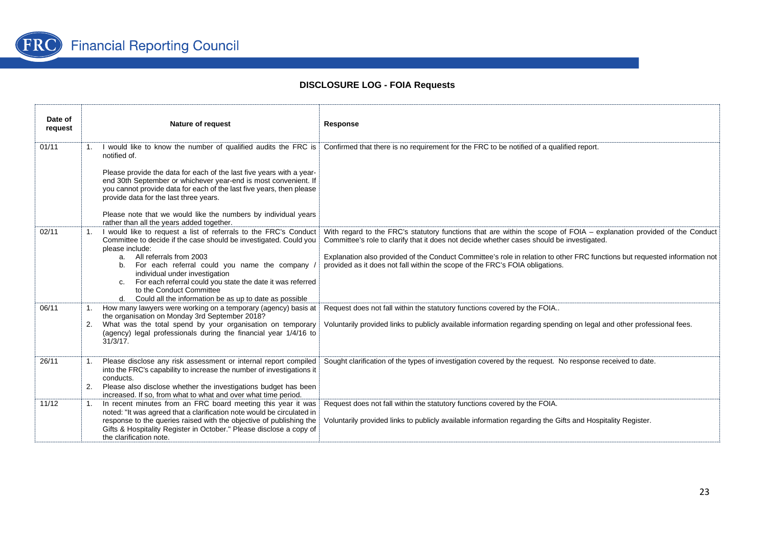## DISCLOSURE LOG - FOIA Requests

| Date of request | Nature of request | Response |
|---|---|---|
| 01/11 | 1. I would like to know the number of qualified audits the FRC is notified of.<br><br>Please provide the data for each of the last five years with a year-end 30th September or whichever year-end is most convenient. If you cannot provide data for each of the last five years, then please provide data for the last three years.<br><br>Please note that we would like the numbers by individual years rather than all the years added together. | Confirmed that there is no requirement for the FRC to be notified of a qualified report. |
| 02/11 | 1. I would like to request a list of referrals to the FRC's Conduct Committee to decide if the case should be investigated. Could you please include:<br>a. All referrals from 2003<br>b. For each referral could you name the company / individual under investigation<br>c. For each referral could you state the date it was referred to the Conduct Committee<br>d. Could all the information be as up to date as possible | With regard to the FRC's statutory functions that are within the scope of FOIA – explanation provided of the Conduct Committee's role to clarify that it does not decide whether cases should be investigated.<br><br>Explanation also provided of the Conduct Committee's role in relation to other FRC functions but requested information not provided as it does not fall within the scope of the FRC's FOIA obligations. |
| 06/11 | 1. How many lawyers were working on a temporary (agency) basis at the organisation on Monday 3rd September 2018?<br>2. What was the total spend by your organisation on temporary (agency) legal professionals during the financial year 1/4/16 to 31/3/17. | Request does not fall within the statutory functions covered by the FOIA..<br><br>Voluntarily provided links to publicly available information regarding spending on legal and other professional fees. |
| 26/11 | 1. Please disclose any risk assessment or internal report compiled into the FRC's capability to increase the number of investigations it conducts.<br>2. Please also disclose whether the investigations budget has been increased. If so, from what to what and over what time period. | Sought clarification of the types of investigation covered by the request. No response received to date. |
| 11/12 | 1. In recent minutes from an FRC board meeting this year it was noted: "It was agreed that a clarification note would be circulated in response to the queries raised with the objective of publishing the Gifts & Hospitality Register in October." Please disclose a copy of the clarification note. | Request does not fall within the statutory functions covered by the FOIA.<br><br>Voluntarily provided links to publicly available information regarding the Gifts and Hospitality Register. |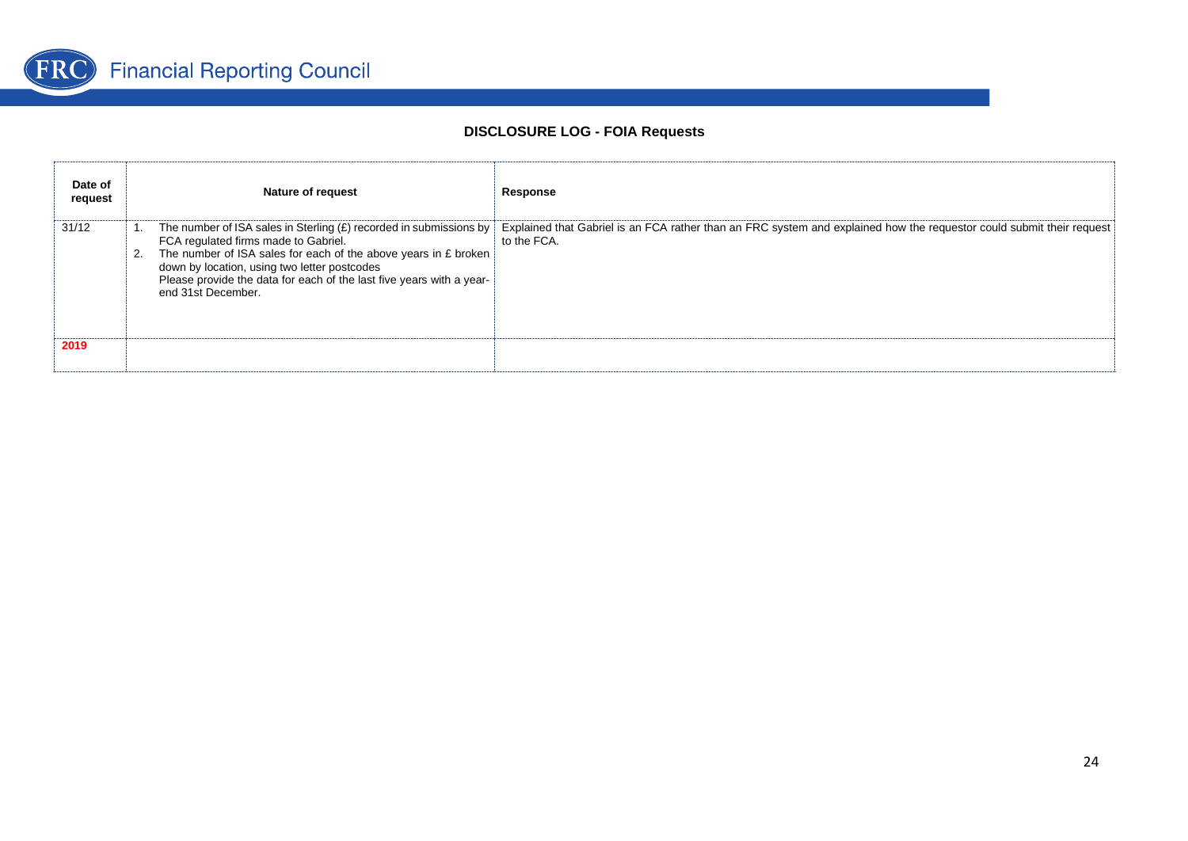**DISCLOSURE LOG - FOIA Requests**

| Date of request | Nature of request | Response |
|---|---|---|
| 31/12 | 1. The number of ISA sales in Sterling (£) recorded in submissions by FCA regulated firms made to Gabriel.<br>2. The number of ISA sales for each of the above years in £ broken down by location, using two letter postcodes<br>Please provide the data for each of the last five years with a year-end 31st December. | Explained that Gabriel is an FCA rather than an FRC system and explained how the requestor could submit their request to the FCA. |
| **2019** | | |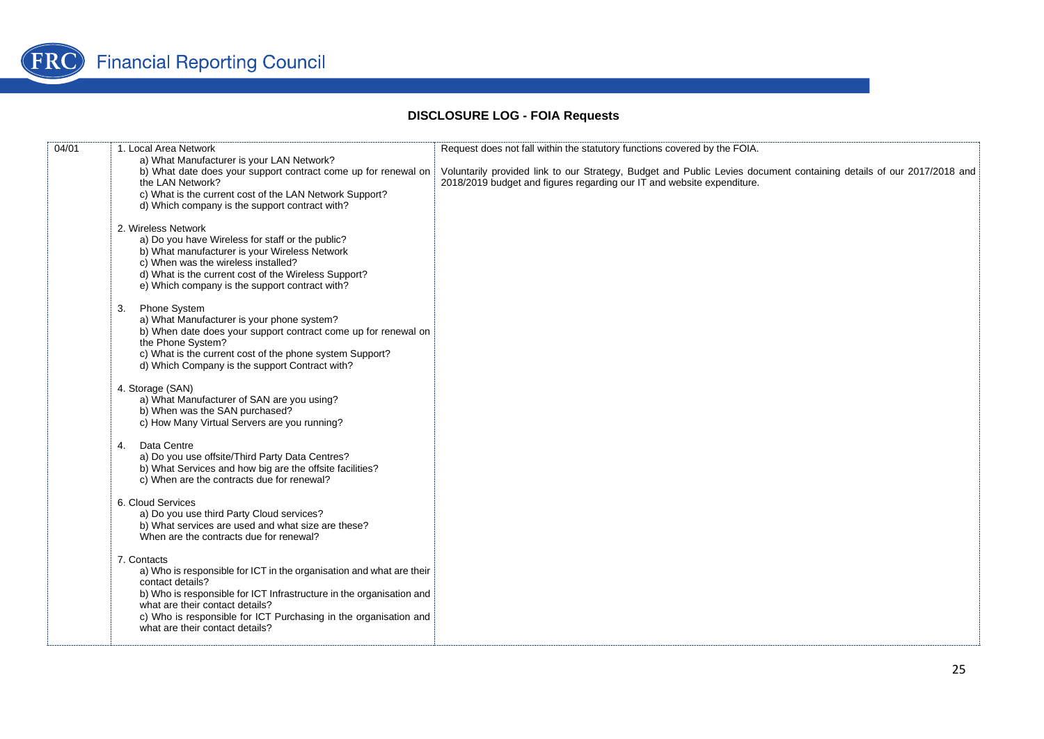# DISCLOSURE LOG - FOIA Requests

| | | |
|---|---|---|
| 04/01 | 1. Local Area Network<br>a) What Manufacturer is your LAN Network?<br>b) What date does your support contract come up for renewal on the LAN Network?<br>c) What is the current cost of the LAN Network Support?<br>d) Which company is the support contract with?<br><br>2. Wireless Network<br>a) Do you have Wireless for staff or the public?<br>b) What manufacturer is your Wireless Network<br>c) When was the wireless installed?<br>d) What is the current cost of the Wireless Support?<br>e) Which company is the support contract with?<br><br>3. Phone System<br>a) What Manufacturer is your phone system?<br>b) When date does your support contract come up for renewal on the Phone System?<br>c) What is the current cost of the phone system Support?<br>d) Which Company is the support Contract with?<br><br>4. Storage (SAN)<br>a) What Manufacturer of SAN are you using?<br>b) When was the SAN purchased?<br>c) How Many Virtual Servers are you running?<br><br>4. Data Centre<br>a) Do you use offsite/Third Party Data Centres?<br>b) What Services and how big are the offsite facilities?<br>c) When are the contracts due for renewal?<br><br>6. Cloud Services<br>a) Do you use third Party Cloud services?<br>b) What services are used and what size are these?<br>When are the contracts due for renewal?<br><br>7. Contacts<br>a) Who is responsible for ICT in the organisation and what are their contact details?<br>b) Who is responsible for ICT Infrastructure in the organisation and what are their contact details?<br>c) Who is responsible for ICT Purchasing in the organisation and what are their contact details? | Request does not fall within the statutory functions covered by the FOIA.<br><br>Voluntarily provided link to our Strategy, Budget and Public Levies document containing details of our 2017/2018 and 2018/2019 budget and figures regarding our IT and website expenditure. |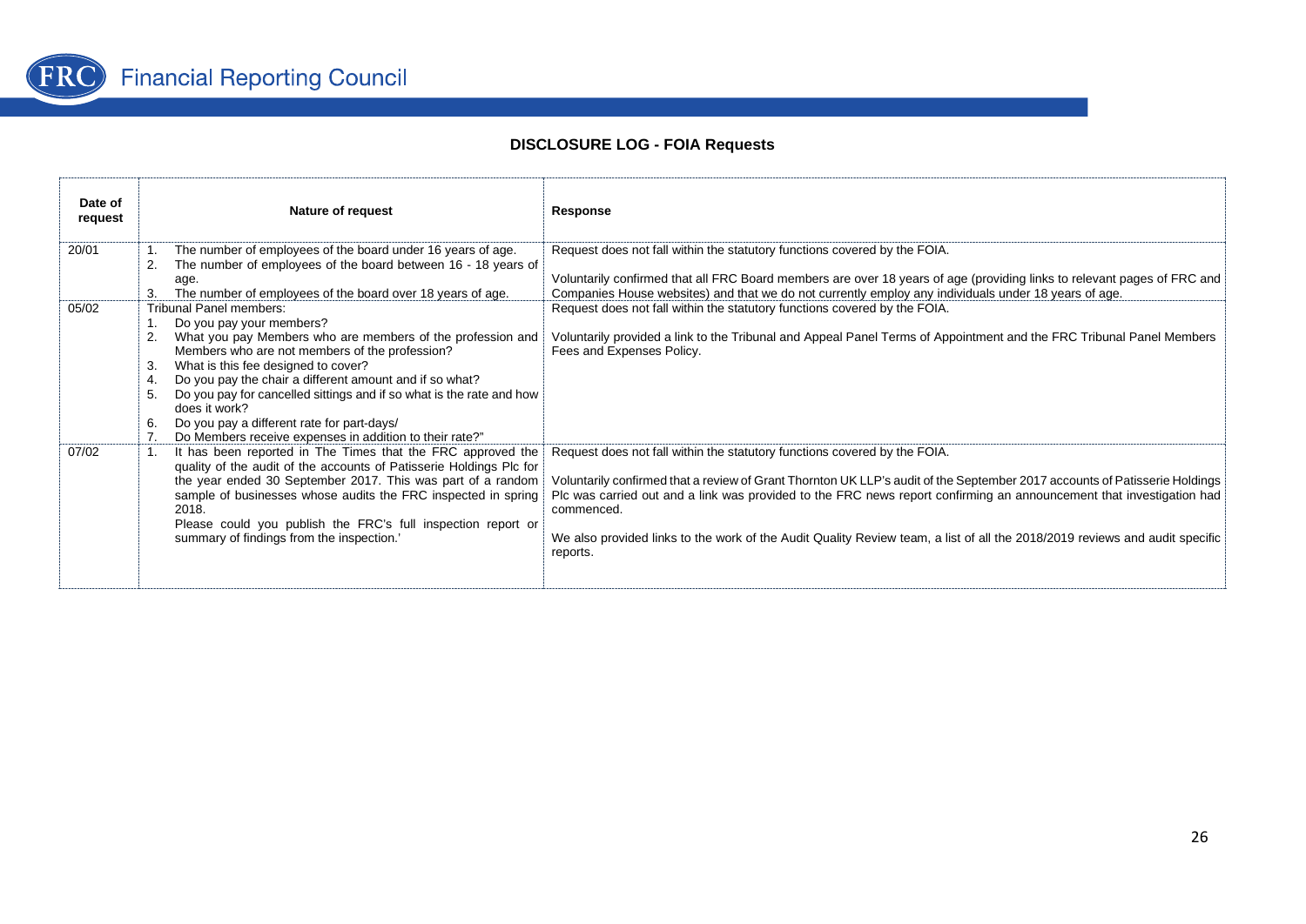# DISCLOSURE LOG - FOIA Requests

| Date of request | Nature of request | Response |
|---|---|---|
| 20/01 | 1. The number of employees of the board under 16 years of age.<br>2. The number of employees of the board between 16 - 18 years of age.<br>3. The number of employees of the board over 18 years of age. | Request does not fall within the statutory functions covered by the FOIA.<br><br>Voluntarily confirmed that all FRC Board members are over 18 years of age (providing links to relevant pages of FRC and Companies House websites) and that we do not currently employ any individuals under 18 years of age. |
| 05/02 | Tribunal Panel members:<br>1. Do you pay your members?<br>2. What you pay Members who are members of the profession and Members who are not members of the profession?<br>3. What is this fee designed to cover?<br>4. Do you pay the chair a different amount and if so what?<br>5. Do you pay for cancelled sittings and if so what is the rate and how does it work?<br>6. Do you pay a different rate for part-days/<br>7. Do Members receive expenses in addition to their rate?" | Request does not fall within the statutory functions covered by the FOIA.<br><br>Voluntarily provided a link to the Tribunal and Appeal Panel Terms of Appointment and the FRC Tribunal Panel Members Fees and Expenses Policy. |
| 07/02 | 1. It has been reported in The Times that the FRC approved the quality of the audit of the accounts of Patisserie Holdings Plc for the year ended 30 September 2017. This was part of a random sample of businesses whose audits the FRC inspected in spring 2018.<br>Please could you publish the FRC's full inspection report or summary of findings from the inspection.' | Request does not fall within the statutory functions covered by the FOIA.<br><br>Voluntarily confirmed that a review of Grant Thornton UK LLP's audit of the September 2017 accounts of Patisserie Holdings Plc was carried out and a link was provided to the FRC news report confirming an announcement that investigation had commenced.<br><br>We also provided links to the work of the Audit Quality Review team, a list of all the 2018/2019 reviews and audit specific reports. |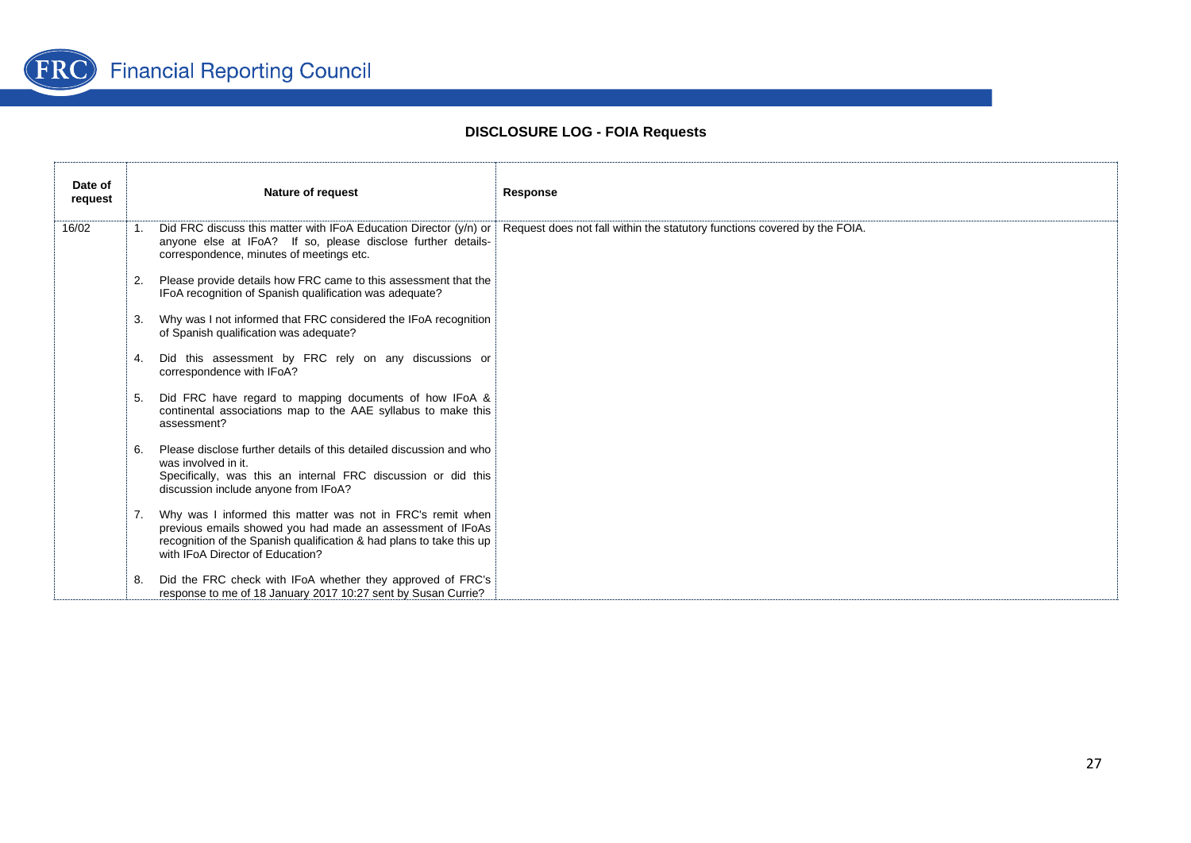# DISCLOSURE LOG - FOIA Requests

| Date of request | Nature of request | Response |
|---|---|---|
| 16/02 | 1. Did FRC discuss this matter with IFoA Education Director (y/n) or anyone else at IFoA? If so, please disclose further details- correspondence, minutes of meetings etc.<br><br>2. Please provide details how FRC came to this assessment that the IFoA recognition of Spanish qualification was adequate?<br><br>3. Why was I not informed that FRC considered the IFoA recognition of Spanish qualification was adequate?<br><br>4. Did this assessment by FRC rely on any discussions or correspondence with IFoA?<br><br>5. Did FRC have regard to mapping documents of how IFoA & continental associations map to the AAE syllabus to make this assessment?<br><br>6. Please disclose further details of this detailed discussion and who was involved in it.<br>Specifically, was this an internal FRC discussion or did this discussion include anyone from IFoA?<br><br>7. Why was I informed this matter was not in FRC's remit when previous emails showed you had made an assessment of IFoAs recognition of the Spanish qualification & had plans to take this up with IFoA Director of Education?<br><br>8. Did the FRC check with IFoA whether they approved of FRC's response to me of 18 January 2017 10:27 sent by Susan Currie? | Request does not fall within the statutory functions covered by the FOIA. |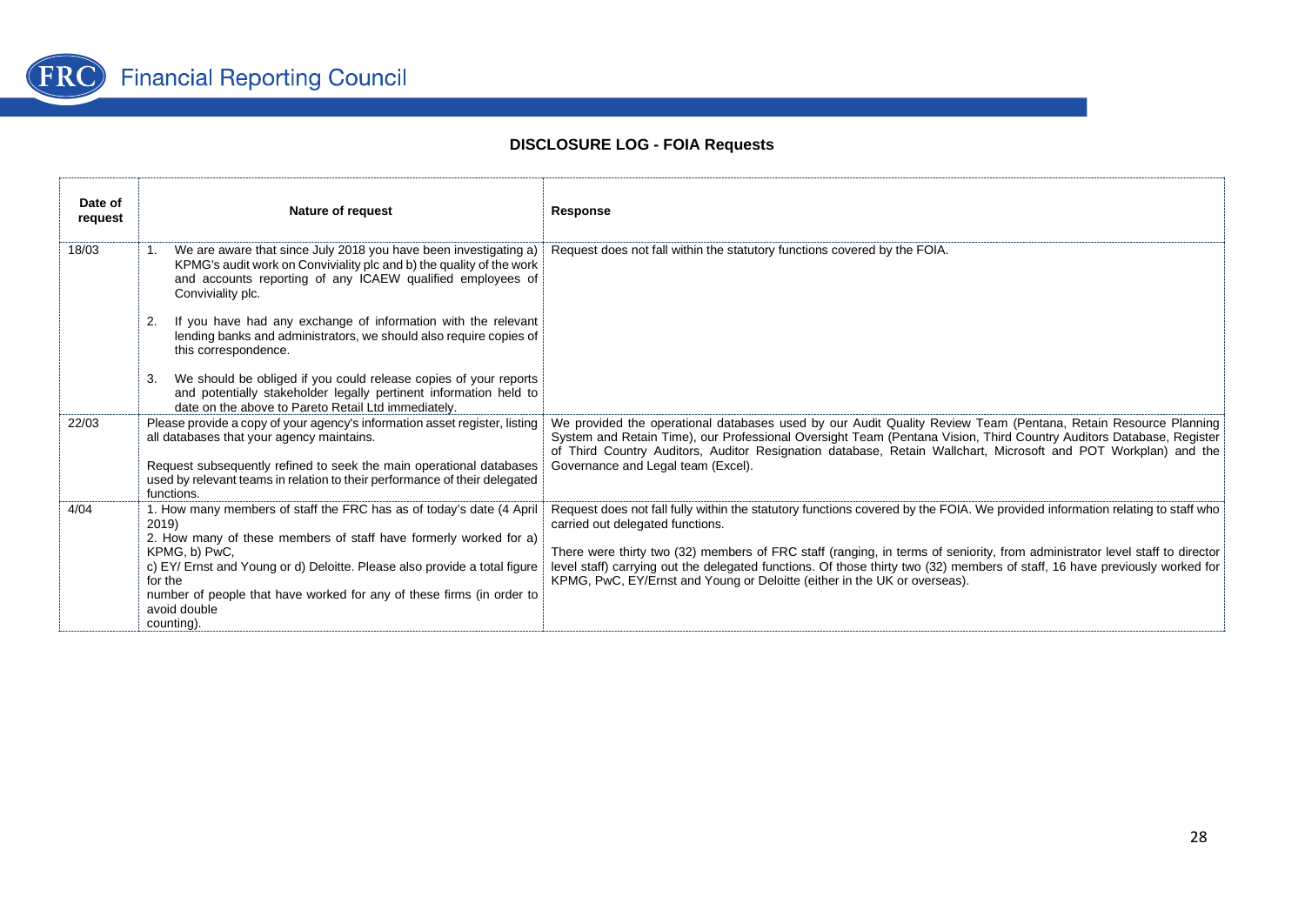**DISCLOSURE LOG - FOIA Requests**

| Date of request | Nature of request | Response |
|---|---|---|
| 18/03 | 1. We are aware that since July 2018 you have been investigating a) KPMG's audit work on Conviviality plc and b) the quality of the work and accounts reporting of any ICAEW qualified employees of Conviviality plc.<br><br>2. If you have had any exchange of information with the relevant lending banks and administrators, we should also require copies of this correspondence.<br><br>3. We should be obliged if you could release copies of your reports and potentially stakeholder legally pertinent information held to date on the above to Pareto Retail Ltd immediately. | Request does not fall within the statutory functions covered by the FOIA. |
| 22/03 | Please provide a copy of your agency's information asset register, listing all databases that your agency maintains.<br><br>Request subsequently refined to seek the main operational databases used by relevant teams in relation to their performance of their delegated functions. | We provided the operational databases used by our Audit Quality Review Team (Pentana, Retain Resource Planning System and Retain Time), our Professional Oversight Team (Pentana Vision, Third Country Auditors Database, Register of Third Country Auditors, Auditor Resignation database, Retain Wallchart, Microsoft and POT Workplan) and the Governance and Legal team (Excel). |
| 4/04 | 1. How many members of staff the FRC has as of today's date (4 April 2019)<br>2. How many of these members of staff have formerly worked for a) KPMG, b) PwC,<br>c) EY/ Ernst and Young or d) Deloitte. Please also provide a total figure for the number of people that have worked for any of these firms (in order to avoid double counting). | Request does not fall fully within the statutory functions covered by the FOIA. We provided information relating to staff who carried out delegated functions.<br><br>There were thirty two (32) members of FRC staff (ranging, in terms of seniority, from administrator level staff to director level staff) carrying out the delegated functions. Of those thirty two (32) members of staff, 16 have previously worked for KPMG, PwC, EY/Ernst and Young or Deloitte (either in the UK or overseas). |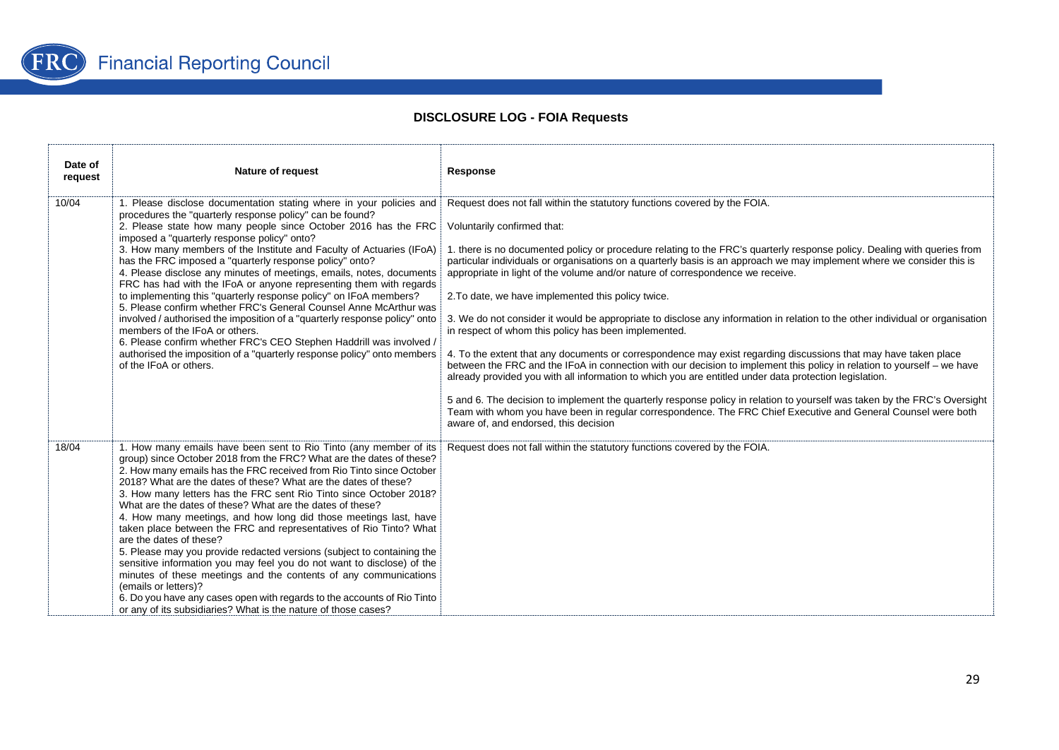## DISCLOSURE LOG - FOIA Requests

| Date of request | Nature of request | Response |
|---|---|---|
| 10/04 | 1. Please disclose documentation stating where in your policies and procedures the "quarterly response policy" can be found?<br>2. Please state how many people since October 2016 has the FRC imposed a "quarterly response policy" onto?<br>3. How many members of the Institute and Faculty of Actuaries (IFoA) has the FRC imposed a "quarterly response policy" onto?<br>4. Please disclose any minutes of meetings, emails, notes, documents FRC has had with the IFoA or anyone representing them with regards to implementing this "quarterly response policy" on IFoA members?<br>5. Please confirm whether FRC's General Counsel Anne McArthur was involved / authorised the imposition of a "quarterly response policy" onto members of the IFoA or others.<br>6. Please confirm whether FRC's CEO Stephen Haddrill was involved / authorised the imposition of a "quarterly response policy" onto members of the IFoA or others. | Request does not fall within the statutory functions covered by the FOIA.<br><br>Voluntarily confirmed that:<br><br>1. there is no documented policy or procedure relating to the FRC's quarterly response policy. Dealing with queries from particular individuals or organisations on a quarterly basis is an approach we may implement where we consider this is appropriate in light of the volume and/or nature of correspondence we receive.<br><br>2.To date, we have implemented this policy twice.<br><br>3. We do not consider it would be appropriate to disclose any information in relation to the other individual or organisation in respect of whom this policy has been implemented.<br><br>4. To the extent that any documents or correspondence may exist regarding discussions that may have taken place between the FRC and the IFoA in connection with our decision to implement this policy in relation to yourself – we have already provided you with all information to which you are entitled under data protection legislation.<br><br>5 and 6. The decision to implement the quarterly response policy in relation to yourself was taken by the FRC's Oversight Team with whom you have been in regular correspondence. The FRC Chief Executive and General Counsel were both aware of, and endorsed, this decision |
| 18/04 | 1. How many emails have been sent to Rio Tinto (any member of its group) since October 2018 from the FRC? What are the dates of these?<br>2. How many emails has the FRC received from Rio Tinto since October 2018? What are the dates of these? What are the dates of these?<br>3. How many letters has the FRC sent Rio Tinto since October 2018? What are the dates of these? What are the dates of these?<br>4. How many meetings, and how long did those meetings last, have taken place between the FRC and representatives of Rio Tinto? What are the dates of these?<br>5. Please may you provide redacted versions (subject to containing the sensitive information you may feel you do not want to disclose) of the minutes of these meetings and the contents of any communications (emails or letters)?<br>6. Do you have any cases open with regards to the accounts of Rio Tinto or any of its subsidiaries? What is the nature of those cases? | Request does not fall within the statutory functions covered by the FOIA. |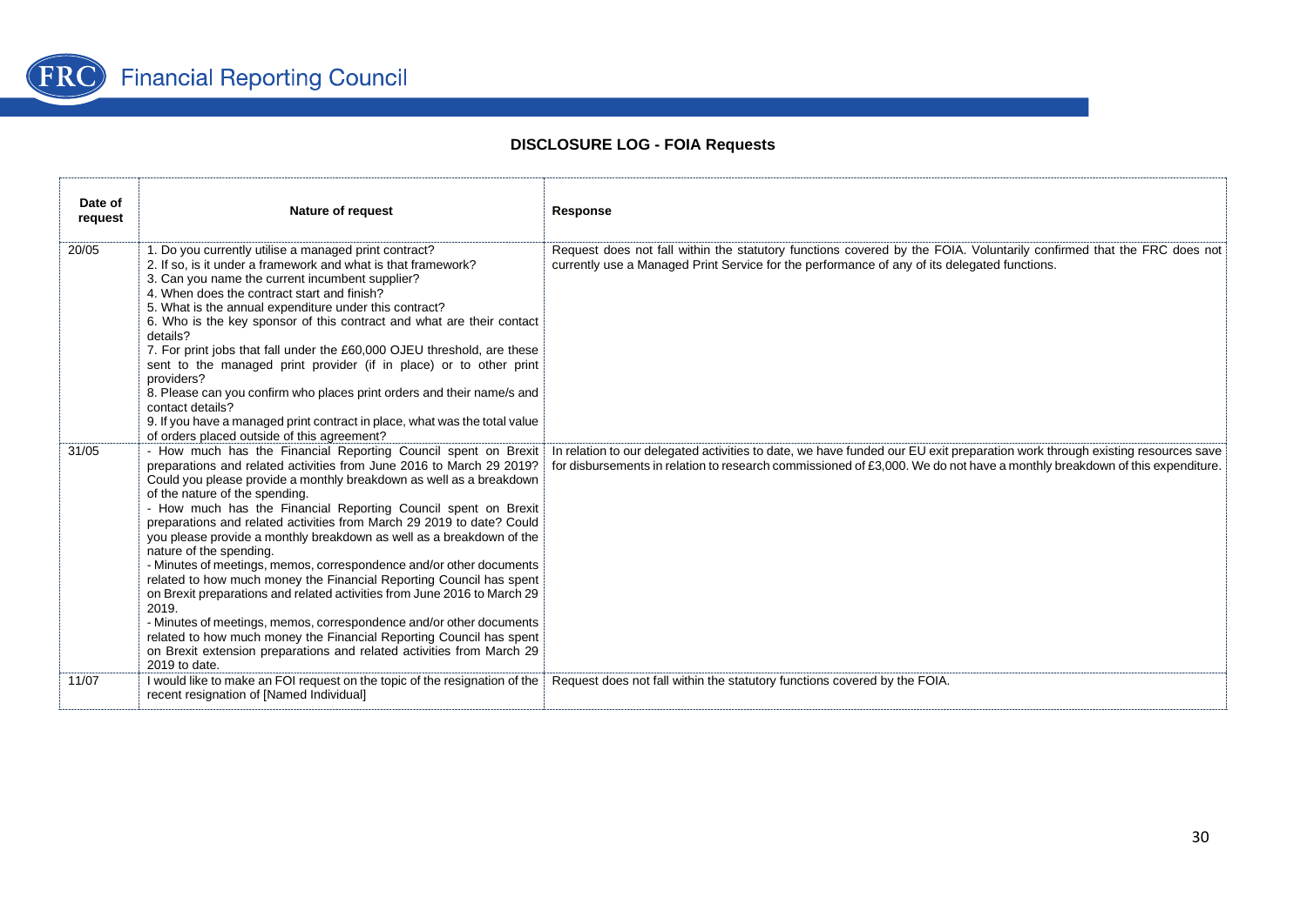# DISCLOSURE LOG - FOIA Requests

| Date of request | Nature of request | Response |
| --- | --- | --- |
| 20/05 | 1. Do you currently utilise a managed print contract?<br>2. If so, is it under a framework and what is that framework?<br>3. Can you name the current incumbent supplier?<br>4. When does the contract start and finish?<br>5. What is the annual expenditure under this contract?<br>6. Who is the key sponsor of this contract and what are their contact details?<br>7. For print jobs that fall under the £60,000 OJEU threshold, are these sent to the managed print provider (if in place) or to other print providers?<br>8. Please can you confirm who places print orders and their name/s and contact details?<br>9. If you have a managed print contract in place, what was the total value of orders placed outside of this agreement? | Request does not fall within the statutory functions covered by the FOIA. Voluntarily confirmed that the FRC does not currently use a Managed Print Service for the performance of any of its delegated functions. |
| 31/05 | - How much has the Financial Reporting Council spent on Brexit preparations and related activities from June 2016 to March 29 2019? Could you please provide a monthly breakdown as well as a breakdown of the nature of the spending.<br>- How much has the Financial Reporting Council spent on Brexit preparations and related activities from March 29 2019 to date? Could you please provide a monthly breakdown as well as a breakdown of the nature of the spending.<br>- Minutes of meetings, memos, correspondence and/or other documents related to how much money the Financial Reporting Council has spent on Brexit preparations and related activities from June 2016 to March 29 2019.<br>- Minutes of meetings, memos, correspondence and/or other documents related to how much money the Financial Reporting Council has spent on Brexit extension preparations and related activities from March 29 2019 to date. | In relation to our delegated activities to date, we have funded our EU exit preparation work through existing resources save for disbursements in relation to research commissioned of £3,000. We do not have a monthly breakdown of this expenditure. |
| 11/07 | I would like to make an FOI request on the topic of the resignation of the recent resignation of [Named Individual] | Request does not fall within the statutory functions covered by the FOIA. |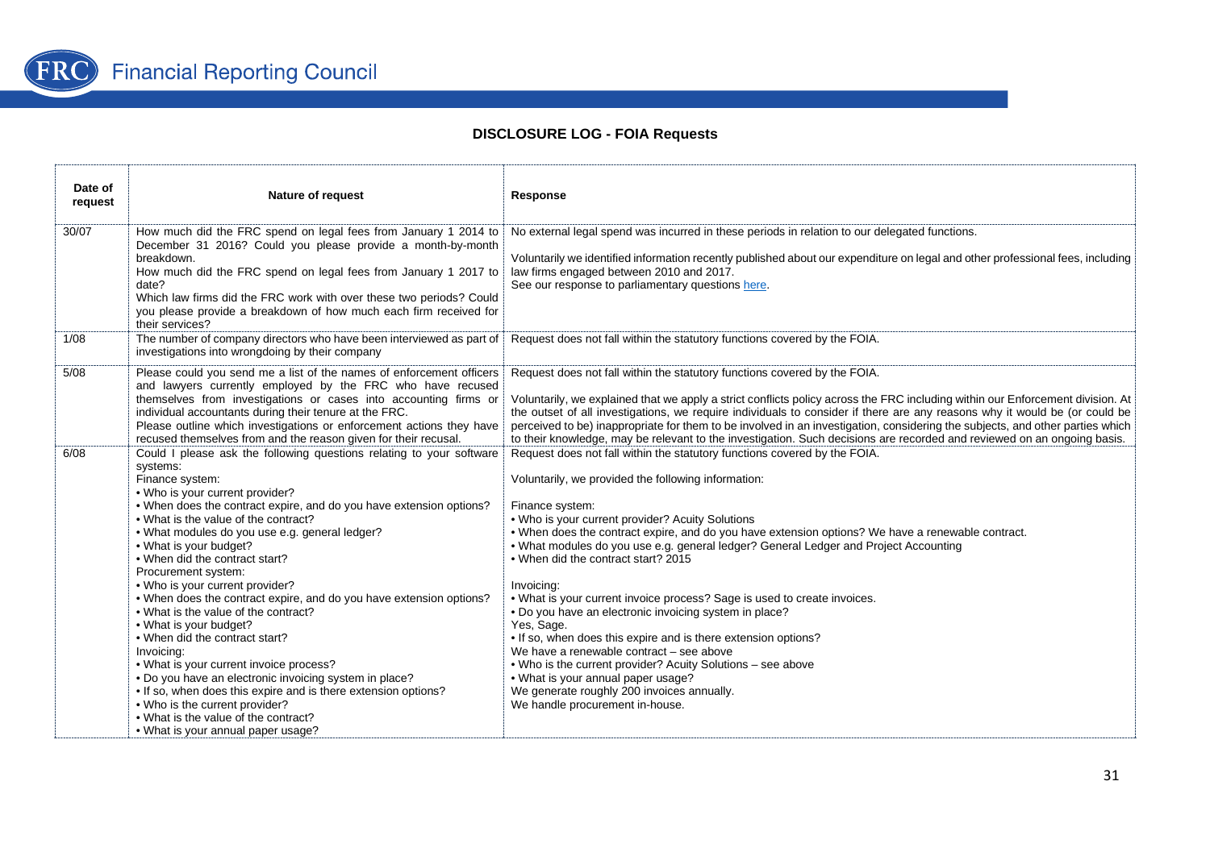# DISCLOSURE LOG - FOIA Requests

| Date of request | Nature of request | Response |
|---|---|---|
| 30/07 | How much did the FRC spend on legal fees from January 1 2014 to December 31 2016? Could you please provide a month-by-month breakdown.<br>How much did the FRC spend on legal fees from January 1 2017 to date?<br>Which law firms did the FRC work with over these two periods? Could you please provide a breakdown of how much each firm received for their services? | No external legal spend was incurred in these periods in relation to our delegated functions.<br><br>Voluntarily we identified information recently published about our expenditure on legal and other professional fees, including law firms engaged between 2010 and 2017.<br>See our response to parliamentary questions here. |
| 1/08 | The number of company directors who have been interviewed as part of investigations into wrongdoing by their company | Request does not fall within the statutory functions covered by the FOIA. |
| 5/08 | Please could you send me a list of the names of enforcement officers and lawyers currently employed by the FRC who have recused themselves from investigations or cases into accounting firms or individual accountants during their tenure at the FRC.<br>Please outline which investigations or enforcement actions they have recused themselves from and the reason given for their recusal. | Request does not fall within the statutory functions covered by the FOIA.<br><br>Voluntarily, we explained that we apply a strict conflicts policy across the FRC including within our Enforcement division. At the outset of all investigations, we require individuals to consider if there are any reasons why it would be (or could be perceived to be) inappropriate for them to be involved in an investigation, considering the subjects, and other parties which to their knowledge, may be relevant to the investigation. Such decisions are recorded and reviewed on an ongoing basis. |
| 6/08 | Could I please ask the following questions relating to your software systems:<br>Finance system:<br>• Who is your current provider?<br>• When does the contract expire, and do you have extension options?<br>• What is the value of the contract?<br>• What modules do you use e.g. general ledger?<br>• What is your budget?<br>• When did the contract start?<br>Procurement system:<br>• Who is your current provider?<br>• When does the contract expire, and do you have extension options?<br>• What is the value of the contract?<br>• What is your budget?<br>• When did the contract start?<br>Invoicing:<br>• What is your current invoice process?<br>• Do you have an electronic invoicing system in place?<br>• If so, when does this expire and is there extension options?<br>• Who is the current provider?<br>• What is the value of the contract?<br>• What is your annual paper usage? | Request does not fall within the statutory functions covered by the FOIA.<br><br>Voluntarily, we provided the following information:<br><br>Finance system:<br>• Who is your current provider? Acuity Solutions<br>• When does the contract expire, and do you have extension options? We have a renewable contract.<br>• What modules do you use e.g. general ledger? General Ledger and Project Accounting<br>• When did the contract start? 2015<br><br>Invoicing:<br>• What is your current invoice process? Sage is used to create invoices.<br>• Do you have an electronic invoicing system in place?<br>Yes, Sage.<br>• If so, when does this expire and is there extension options?<br>We have a renewable contract – see above<br>• Who is the current provider? Acuity Solutions – see above<br>• What is your annual paper usage?<br>We generate roughly 200 invoices annually.<br>We handle procurement in-house. |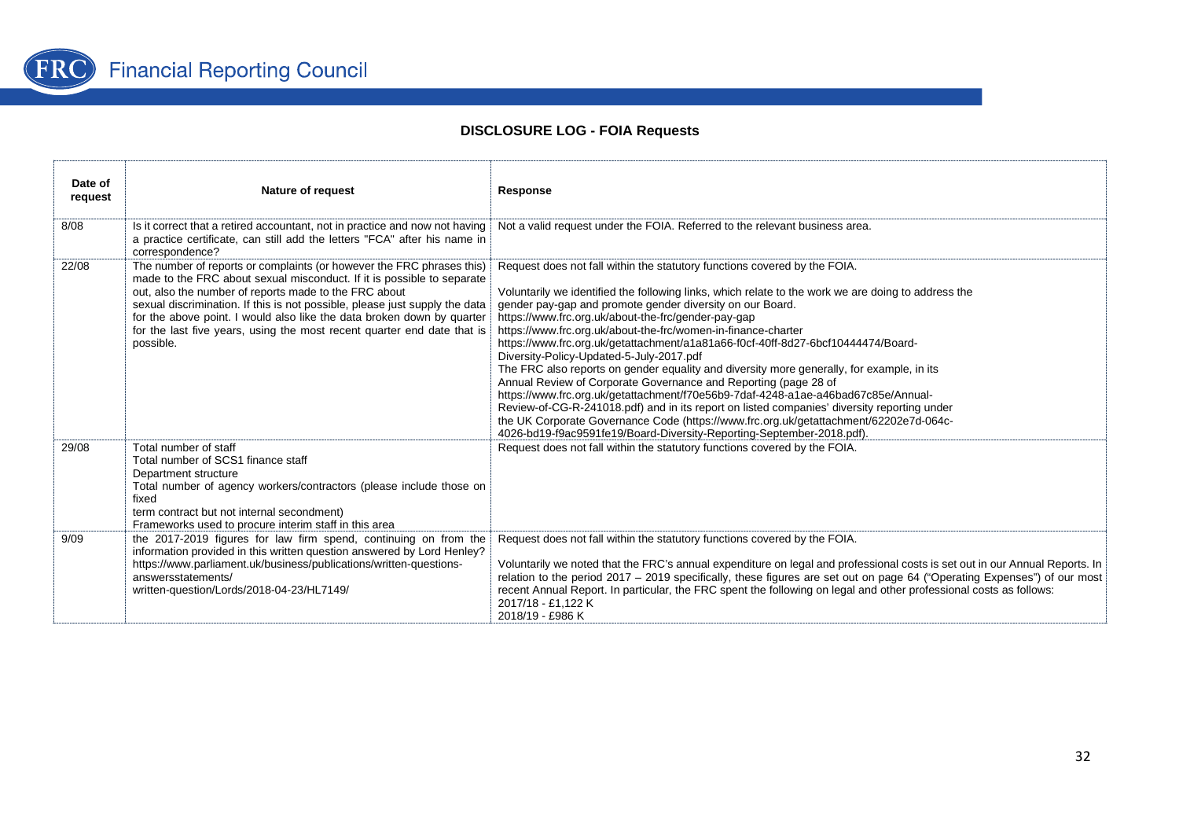# DISCLOSURE LOG - FOIA Requests

| Date of request | Nature of request | Response |
|---|---|---|
| 8/08 | Is it correct that a retired accountant, not in practice and now not having a practice certificate, can still add the letters "FCA" after his name in correspondence? | Not a valid request under the FOIA. Referred to the relevant business area. |
| 22/08 | The number of reports or complaints (or however the FRC phrases this) made to the FRC about sexual misconduct. If it is possible to separate out, also the number of reports made to the FRC about sexual discrimination. If this is not possible, please just supply the data for the above point. I would also like the data broken down by quarter for the last five years, using the most recent quarter end date that is possible. | Request does not fall within the statutory functions covered by the FOIA.<br><br>Voluntarily we identified the following links, which relate to the work we are doing to address the gender pay-gap and promote gender diversity on our Board.<br>https://www.frc.org.uk/about-the-frc/gender-pay-gap<br>https://www.frc.org.uk/about-the-frc/women-in-finance-charter<br>https://www.frc.org.uk/getattachment/a1a81a66-f0cf-40ff-8d27-6bcf10444474/Board-Diversity-Policy-Updated-5-July-2017.pdf<br>The FRC also reports on gender equality and diversity more generally, for example, in its Annual Review of Corporate Governance and Reporting (page 28 of https://www.frc.org.uk/getattachment/f70e56b9-7daf-4248-a1ae-a46bad67c85e/Annual-Review-of-CG-R-241018.pdf) and in its report on listed companies' diversity reporting under the UK Corporate Governance Code (https://www.frc.org.uk/getattachment/62202e7d-064c-4026-bd19-f9ac9591fe19/Board-Diversity-Reporting-September-2018.pdf). |
| 29/08 | Total number of staff<br>Total number of SCS1 finance staff<br>Department structure<br>Total number of agency workers/contractors (please include those on fixed<br>term contract but not internal secondment)<br>Frameworks used to procure interim staff in this area | Request does not fall within the statutory functions covered by the FOIA. |
| 9/09 | the 2017-2019 figures for law firm spend, continuing on from the information provided in this written question answered by Lord Henley? https://www.parliament.uk/business/publications/written-questions-answersstatements/<br>written-question/Lords/2018-04-23/HL7149/ | Request does not fall within the statutory functions covered by the FOIA.<br><br>Voluntarily we noted that the FRC's annual expenditure on legal and professional costs is set out in our Annual Reports. In relation to the period 2017 – 2019 specifically, these figures are set out on page 64 ("Operating Expenses") of our most recent Annual Report. In particular, the FRC spent the following on legal and other professional costs as follows:<br>2017/18 - £1,122 K<br>2018/19 - £986 K |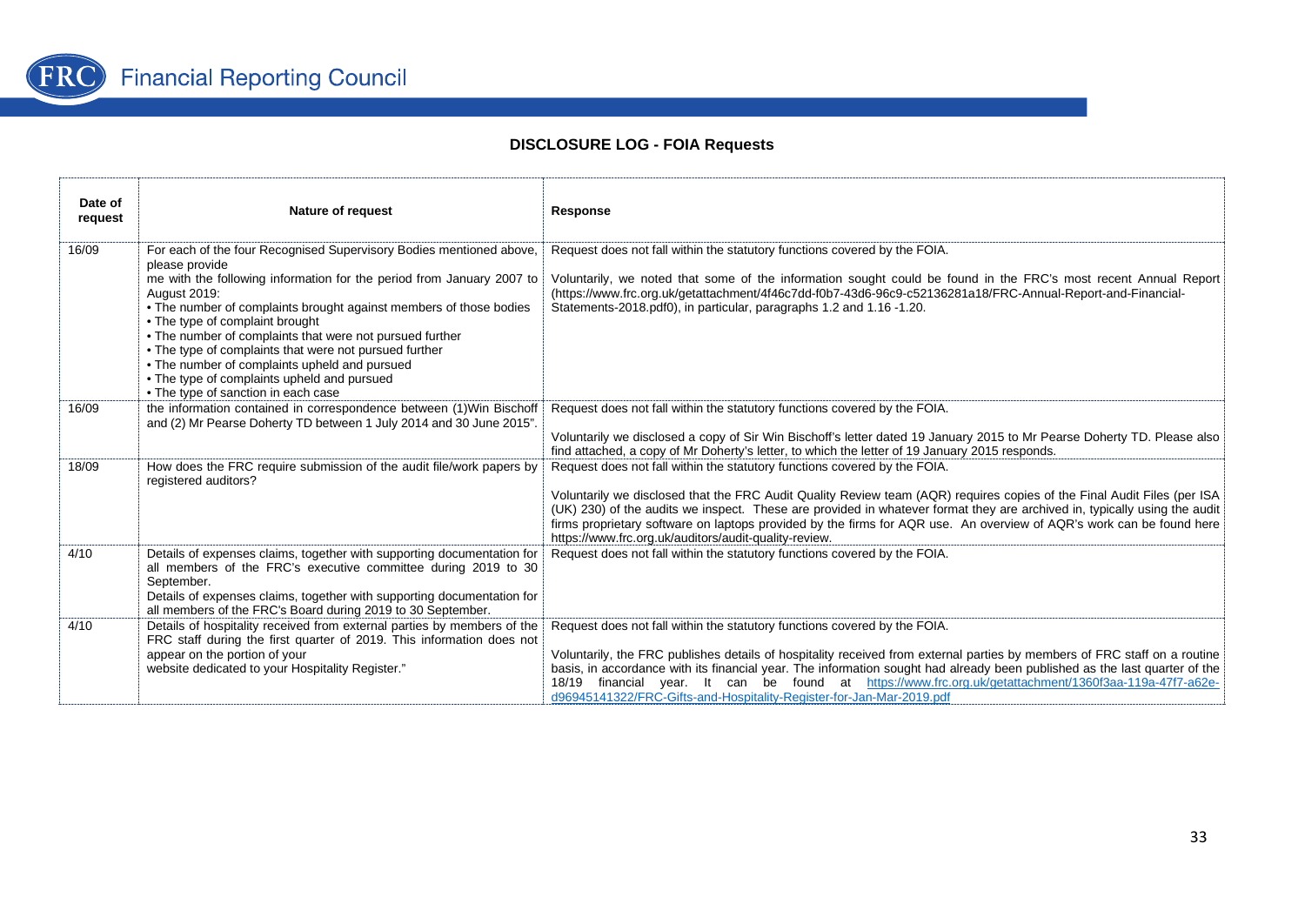## DISCLOSURE LOG - FOIA Requests

| Date of request | Nature of request | Response |
|---|---|---|
| 16/09 | For each of the four Recognised Supervisory Bodies mentioned above, please provide me with the following information for the period from January 2007 to August 2019:<br>• The number of complaints brought against members of those bodies<br>• The type of complaint brought<br>• The number of complaints that were not pursued further<br>• The type of complaints that were not pursued further<br>• The number of complaints upheld and pursued<br>• The type of complaints upheld and pursued<br>• The type of sanction in each case | Request does not fall within the statutory functions covered by the FOIA.<br><br>Voluntarily, we noted that some of the information sought could be found in the FRC's most recent Annual Report (https://www.frc.org.uk/getattachment/4f46c7dd-f0b7-43d6-96c9-c52136281a18/FRC-Annual-Report-and-Financial-Statements-2018.pdf0), in particular, paragraphs 1.2 and 1.16 -1.20. |
| 16/09 | the information contained in correspondence between (1)Win Bischoff and (2) Mr Pearse Doherty TD between 1 July 2014 and 30 June 2015". | Request does not fall within the statutory functions covered by the FOIA.<br><br>Voluntarily we disclosed a copy of Sir Win Bischoff's letter dated 19 January 2015 to Mr Pearse Doherty TD. Please also find attached, a copy of Mr Doherty's letter, to which the letter of 19 January 2015 responds. |
| 18/09 | How does the FRC require submission of the audit file/work papers by registered auditors? | Request does not fall within the statutory functions covered by the FOIA.<br><br>Voluntarily we disclosed that the FRC Audit Quality Review team (AQR) requires copies of the Final Audit Files (per ISA (UK) 230) of the audits we inspect. These are provided in whatever format they are archived in, typically using the audit firms proprietary software on laptops provided by the firms for AQR use. An overview of AQR's work can be found here https://www.frc.org.uk/auditors/audit-quality-review. |
| 4/10 | Details of expenses claims, together with supporting documentation for all members of the FRC's executive committee during 2019 to 30 September.<br>Details of expenses claims, together with supporting documentation for all members of the FRC's Board during 2019 to 30 September. | Request does not fall within the statutory functions covered by the FOIA. |
| 4/10 | Details of hospitality received from external parties by members of the FRC staff during the first quarter of 2019. This information does not appear on the portion of your website dedicated to your Hospitality Register." | Request does not fall within the statutory functions covered by the FOIA.<br><br>Voluntarily, the FRC publishes details of hospitality received from external parties by members of FRC staff on a routine basis, in accordance with its financial year. The information sought had already been published as the last quarter of the 18/19 financial year. It can be found at https://www.frc.org.uk/getattachment/1360f3aa-119a-47f7-a62e-d96945141322/FRC-Gifts-and-Hospitality-Register-for-Jan-Mar-2019.pdf |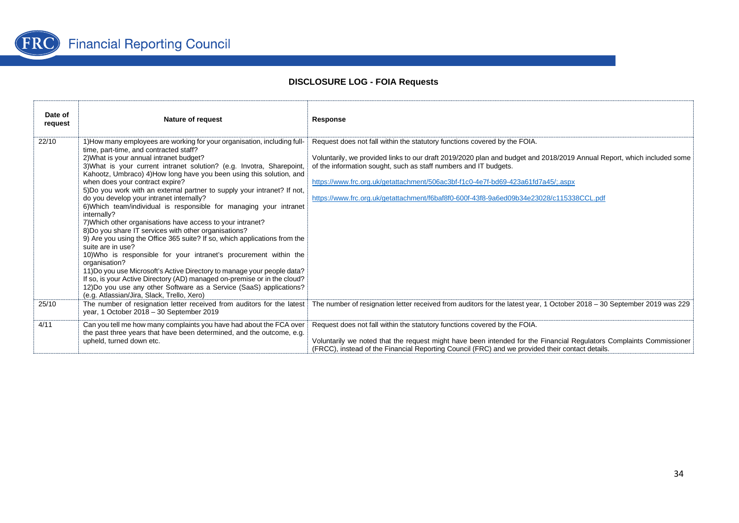**DISCLOSURE LOG - FOIA Requests**

| Date of request | Nature of request | Response |
|---|---|---|
| 22/10 | 1)How many employees are working for your organisation, including full-time, part-time, and contracted staff?<br>2)What is your annual intranet budget?<br>3)What is your current intranet solution? (e.g. Invotra, Sharepoint, Kahootz, Umbraco) 4)How long have you been using this solution, and when does your contract expire?<br>5)Do you work with an external partner to supply your intranet? If not, do you develop your intranet internally?<br>6)Which team/individual is responsible for managing your intranet internally?<br>7)Which other organisations have access to your intranet?<br>8)Do you share IT services with other organisations?<br>9) Are you using the Office 365 suite? If so, which applications from the suite are in use?<br>10)Who is responsible for your intranet's procurement within the organisation?<br>11)Do you use Microsoft's Active Directory to manage your people data? If so, is your Active Directory (AD) managed on-premise or in the cloud?<br>12)Do you use any other Software as a Service (SaaS) applications? (e.g. Atlassian/Jira, Slack, Trello, Xero) | Request does not fall within the statutory functions covered by the FOIA.<br><br>Voluntarily, we provided links to our draft 2019/2020 plan and budget and 2018/2019 Annual Report, which included some of the information sought, such as staff numbers and IT budgets.<br><br>https://www.frc.org.uk/getattachment/506ac3bf-f1c0-4e7f-bd69-423a61fd7a45/;.aspx<br><br>https://www.frc.org.uk/getattachment/f6baf8f0-600f-43f8-9a6ed09b34e23028/c115338CCL.pdf |
| 25/10 | The number of resignation letter received from auditors for the latest year, 1 October 2018 – 30 September 2019 | The number of resignation letter received from auditors for the latest year, 1 October 2018 – 30 September 2019 was 229 |
| 4/11 | Can you tell me how many complaints you have had about the FCA over the past three years that have been determined, and the outcome, e.g. upheld, turned down etc. | Request does not fall within the statutory functions covered by the FOIA.<br><br>Voluntarily we noted that the request might have been intended for the Financial Regulators Complaints Commissioner (FRCC), instead of the Financial Reporting Council (FRC) and we provided their contact details. |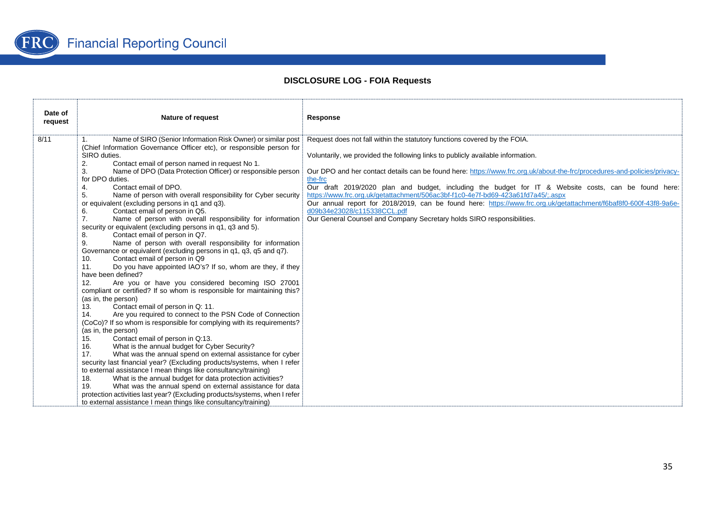**DISCLOSURE LOG - FOIA Requests**

| Date of request | Nature of request | Response |
|---|---|---|
| 8/11 | 1. Name of SIRO (Senior Information Risk Owner) or similar post (Chief Information Governance Officer etc), or responsible person for SIRO duties.<br>2. Contact email of person named in request No 1.<br>3. Name of DPO (Data Protection Officer) or responsible person for DPO duties.<br>4. Contact email of DPO.<br>5. Name of person with overall responsibility for Cyber security or equivalent (excluding persons in q1 and q3).<br>6. Contact email of person in Q5.<br>7. Name of person with overall responsibility for information security or equivalent (excluding persons in q1, q3 and 5).<br>8. Contact email of person in Q7.<br>9. Name of person with overall responsibility for information Governance or equivalent (excluding persons in q1, q3, q5 and q7).<br>10. Contact email of person in Q9<br>11. Do you have appointed IAO's? If so, whom are they, if they have been defined?<br>12. Are you or have you considered becoming ISO 27001 compliant or certified? If so whom is responsible for maintaining this? (as in, the person)<br>13. Contact email of person in Q: 11.<br>14. Are you required to connect to the PSN Code of Connection (CoCo)? If so whom is responsible for complying with its requirements? (as in, the person)<br>15. Contact email of person in Q:13.<br>16. What is the annual budget for Cyber Security?<br>17. What was the annual spend on external assistance for cyber security last financial year? (Excluding products/systems, when I refer to external assistance I mean things like consultancy/training)<br>18. What is the annual budget for data protection activities?<br>19. What was the annual spend on external assistance for data protection activities last year? (Excluding products/systems, when I refer to external assistance I mean things like consultancy/training) | Request does not fall within the statutory functions covered by the FOIA.<br><br>Voluntarily, we provided the following links to publicly available information.<br><br>Our DPO and her contact details can be found here: https://www.frc.org.uk/about-the-frc/procedures-and-policies/privacy-the-frc<br>Our draft 2019/2020 plan and budget, including the budget for IT & Website costs, can be found here: https://www.frc.org.uk/getattachment/506ac3bf-f1c0-4e7f-bd69-423a61fd7a45/;.aspx<br>Our annual report for 2018/2019, can be found here: https://www.frc.org.uk/getattachment/f6baf8f0-600f-43f8-9a6e-d09b34e23028/c115338CCL.pdf<br>Our General Counsel and Company Secretary holds SIRO responsibilities. |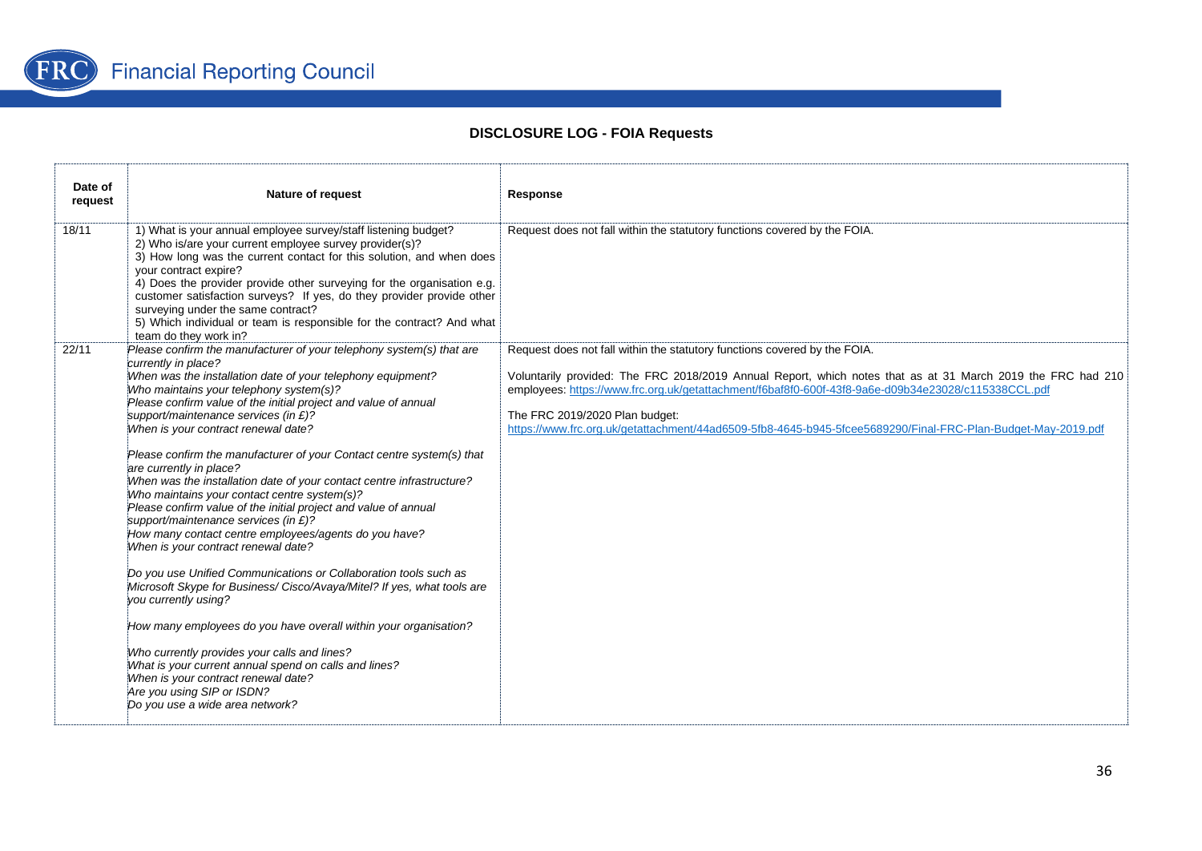## DISCLOSURE LOG - FOIA Requests

| Date of request | Nature of request | Response |
|---|---|---|
| 18/11 | 1) What is your annual employee survey/staff listening budget?<br>2) Who is/are your current employee survey provider(s)?<br>3) How long was the current contact for this solution, and when does your contract expire?<br>4) Does the provider provide other surveying for the organisation e.g. customer satisfaction surveys? If yes, do they provider provide other surveying under the same contract?<br>5) Which individual or team is responsible for the contract? And what team do they work in? | Request does not fall within the statutory functions covered by the FOIA. |
| 22/11 | *Please confirm the manufacturer of your telephony system(s) that are currently in place?*<br>*When was the installation date of your telephony equipment?*<br>*Who maintains your telephony system(s)?*<br>*Please confirm value of the initial project and value of annual support/maintenance services (in £)?*<br>*When is your contract renewal date?*<br><br>*Please confirm the manufacturer of your Contact centre system(s) that are currently in place?*<br>*When was the installation date of your contact centre infrastructure?*<br>*Who maintains your contact centre system(s)?*<br>*Please confirm value of the initial project and value of annual support/maintenance services (in £)?*<br>*How many contact centre employees/agents do you have?*<br>*When is your contract renewal date?*<br><br>*Do you use Unified Communications or Collaboration tools such as Microsoft Skype for Business/ Cisco/Avaya/Mitel? If yes, what tools are you currently using?*<br><br>*How many employees do you have overall within your organisation?*<br><br>*Who currently provides your calls and lines?*<br>*What is your current annual spend on calls and lines?*<br>*When is your contract renewal date?*<br>*Are you using SIP or ISDN?*<br>*Do you use a wide area network?* | Request does not fall within the statutory functions covered by the FOIA.<br><br>Voluntarily provided: The FRC 2018/2019 Annual Report, which notes that as at 31 March 2019 the FRC had 210 employees: https://www.frc.org.uk/getattachment/f6baf8f0-600f-43f8-9a6e-d09b34e23028/c115338CCL.pdf<br><br>The FRC 2019/2020 Plan budget:<br>https://www.frc.org.uk/getattachment/44ad6509-5fb8-4645-b945-5fcee5689290/Final-FRC-Plan-Budget-May-2019.pdf |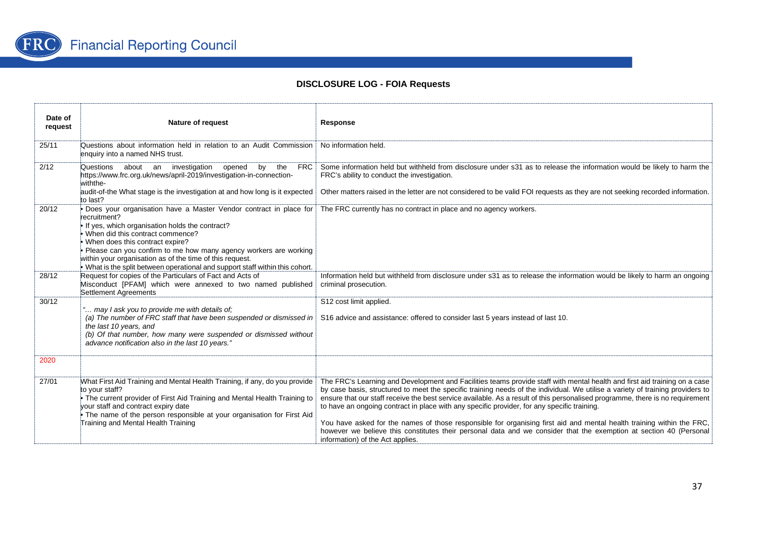## DISCLOSURE LOG - FOIA Requests

| Date of request | Nature of request | Response |
|---|---|---|
| 25/11 | Questions about information held in relation to an Audit Commission enquiry into a named NHS trust. | No information held. |
| 2/12 | Questions about an investigation opened by the FRC https://www.frc.org.uk/news/april-2019/investigation-in-connection-withthe-audit-of-the What stage is the investigation at and how long is it expected to last? | Some information held but withheld from disclosure under s31 as to release the information would be likely to harm the FRC's ability to conduct the investigation.<br><br>Other matters raised in the letter are not considered to be valid FOI requests as they are not seeking recorded information. |
| 20/12 | • Does your organisation have a Master Vendor contract in place for recruitment?<br>• If yes, which organisation holds the contract?<br>• When did this contract commence?<br>• When does this contract expire?<br>• Please can you confirm to me how many agency workers are working within your organisation as of the time of this request.<br>• What is the split between operational and support staff within this cohort. | The FRC currently has no contract in place and no agency workers. |
| 28/12 | Request for copies of the Particulars of Fact and Acts of Misconduct [PFAM] which were annexed to two named published Settlement Agreements | Information held but withheld from disclosure under s31 as to release the information would be likely to harm an ongoing criminal prosecution. |
| 30/12 | *"… may I ask you to provide me with details of;*<br>*(a) The number of FRC staff that have been suspended or dismissed in the last 10 years, and*<br>*(b) Of that number, how many were suspended or dismissed without advance notification also in the last 10 years."* | S12 cost limit applied.<br><br>S16 advice and assistance: offered to consider last 5 years instead of last 10. |
| 2020 | | |
| 27/01 | What First Aid Training and Mental Health Training, if any, do you provide to your staff?<br>• The current provider of First Aid Training and Mental Health Training to your staff and contract expiry date<br>• The name of the person responsible at your organisation for First Aid Training and Mental Health Training | The FRC's Learning and Development and Facilities teams provide staff with mental health and first aid training on a case by case basis, structured to meet the specific training needs of the individual. We utilise a variety of training providers to ensure that our staff receive the best service available. As a result of this personalised programme, there is no requirement to have an ongoing contract in place with any specific provider, for any specific training.<br><br>You have asked for the names of those responsible for organising first aid and mental health training within the FRC, however we believe this constitutes their personal data and we consider that the exemption at section 40 (Personal information) of the Act applies. |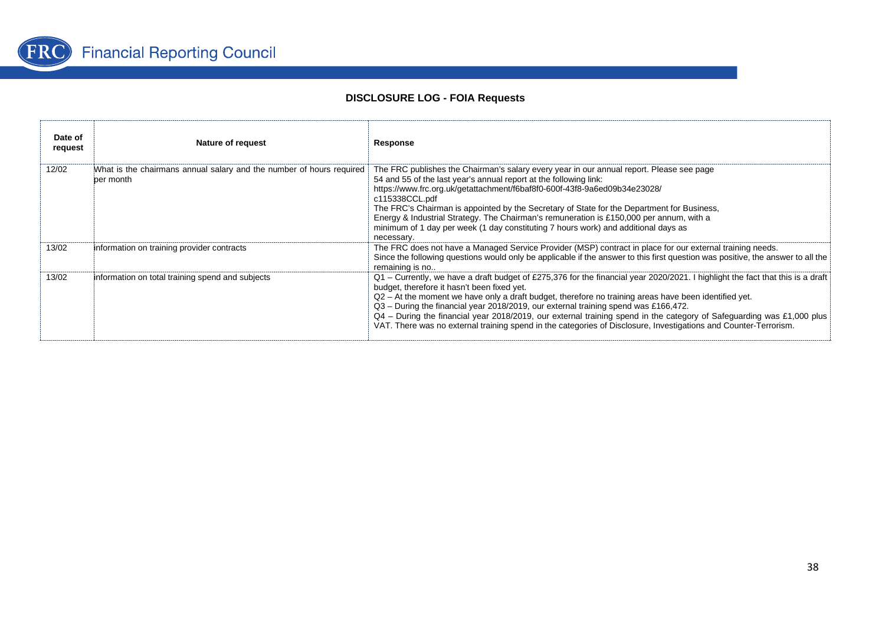## DISCLOSURE LOG - FOIA Requests

| Date of request | Nature of request | Response |
|---|---|---|
| 12/02 | What is the chairmans annual salary and the number of hours required per month | The FRC publishes the Chairman's salary every year in our annual report. Please see page 54 and 55 of the last year's annual report at the following link: https://www.frc.org.uk/getattachment/f6baf8f0-600f-43f8-9a6ed09b34e23028/ c115338CCL.pdf The FRC's Chairman is appointed by the Secretary of State for the Department for Business, Energy & Industrial Strategy. The Chairman's remuneration is £150,000 per annum, with a minimum of 1 day per week (1 day constituting 7 hours work) and additional days as necessary. |
| 13/02 | information on training provider contracts | The FRC does not have a Managed Service Provider (MSP) contract in place for our external training needs. Since the following questions would only be applicable if the answer to this first question was positive, the answer to all the remaining is no.. |
| 13/02 | information on total training spend and subjects | Q1 – Currently, we have a draft budget of £275,376 for the financial year 2020/2021. I highlight the fact that this is a draft budget, therefore it hasn't been fixed yet.<br>Q2 – At the moment we have only a draft budget, therefore no training areas have been identified yet.<br>Q3 – During the financial year 2018/2019, our external training spend was £166,472.<br>Q4 – During the financial year 2018/2019, our external training spend in the category of Safeguarding was £1,000 plus VAT. There was no external training spend in the categories of Disclosure, Investigations and Counter-Terrorism. |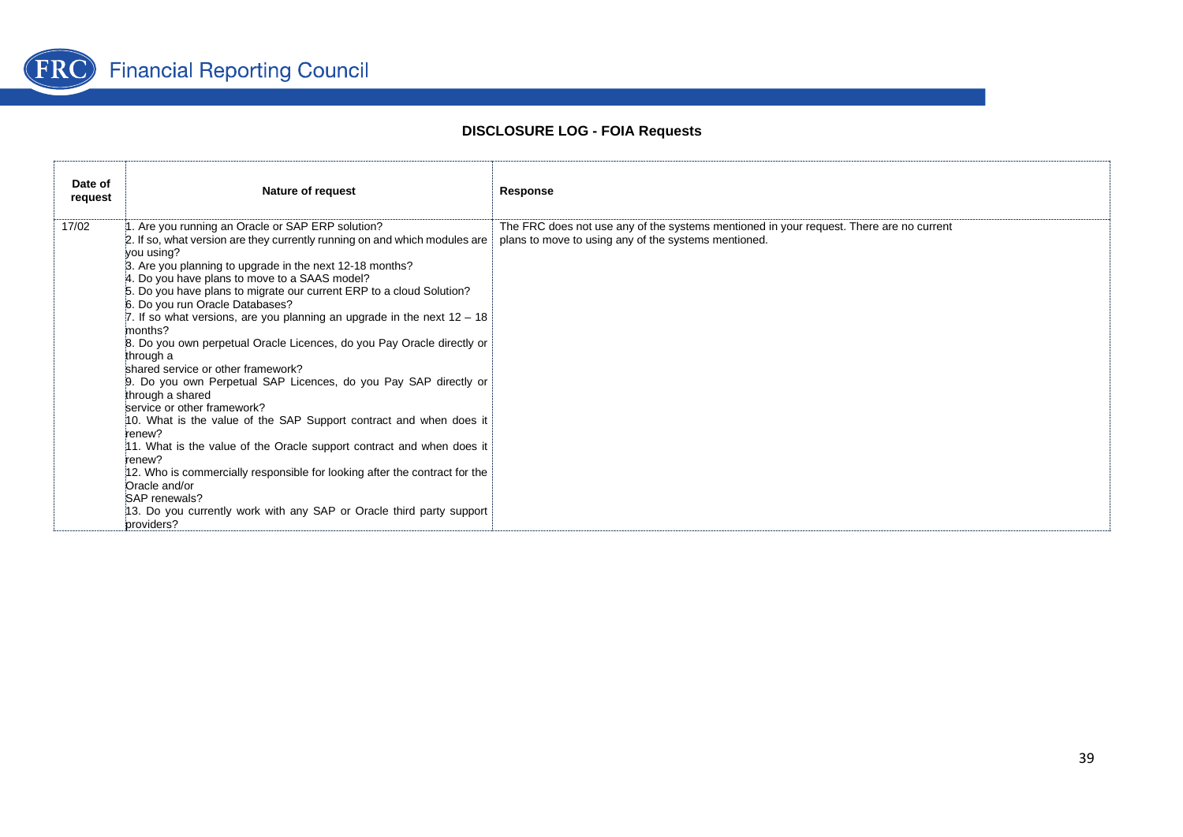## DISCLOSURE LOG - FOIA Requests

| Date of request | Nature of request | Response |
|---|---|---|
| 17/02 | 1. Are you running an Oracle or SAP ERP solution?<br>2. If so, what version are they currently running on and which modules are you using?<br>3. Are you planning to upgrade in the next 12-18 months?<br>4. Do you have plans to move to a SAAS model?<br>5. Do you have plans to migrate our current ERP to a cloud Solution?<br>6. Do you run Oracle Databases?<br>7. If so what versions, are you planning an upgrade in the next 12 – 18 months?<br>8. Do you own perpetual Oracle Licences, do you Pay Oracle directly or through a shared service or other framework?<br>9. Do you own Perpetual SAP Licences, do you Pay SAP directly or through a shared service or other framework?<br>10. What is the value of the SAP Support contract and when does it renew?<br>11. What is the value of the Oracle support contract and when does it renew?<br>12. Who is commercially responsible for looking after the contract for the Oracle and/or SAP renewals?<br>13. Do you currently work with any SAP or Oracle third party support providers? | The FRC does not use any of the systems mentioned in your request. There are no current plans to move to using any of the systems mentioned. |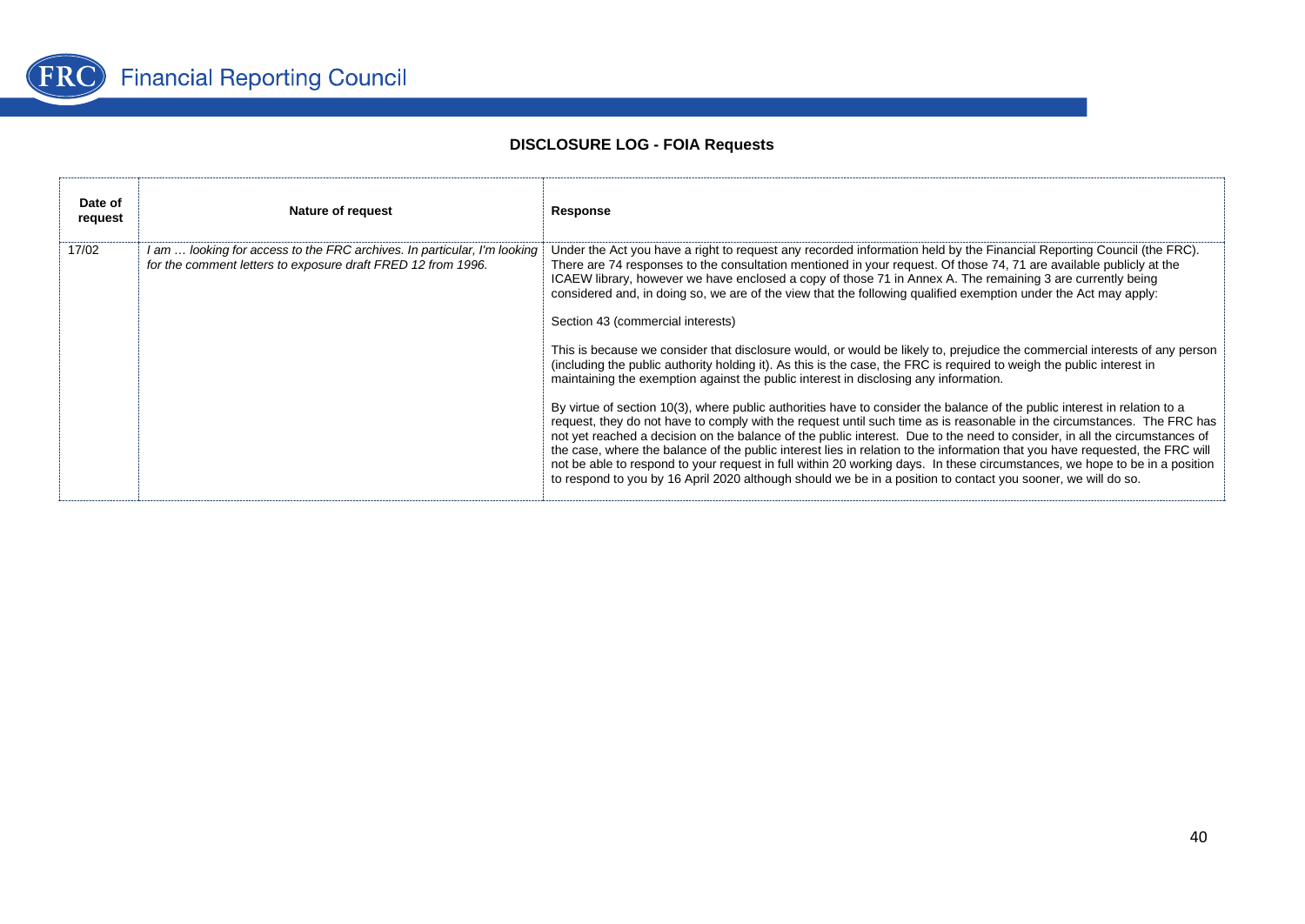**DISCLOSURE LOG - FOIA Requests**

| Date of request | Nature of request | Response |
|---|---|---|
| 17/02 | *I am … looking for access to the FRC archives. In particular, I'm looking for the comment letters to exposure draft FRED 12 from 1996.* | Under the Act you have a right to request any recorded information held by the Financial Reporting Council (the FRC). There are 74 responses to the consultation mentioned in your request. Of those 74, 71 are available publicly at the ICAEW library, however we have enclosed a copy of those 71 in Annex A. The remaining 3 are currently being considered and, in doing so, we are of the view that the following qualified exemption under the Act may apply:<br><br>Section 43 (commercial interests)<br><br>This is because we consider that disclosure would, or would be likely to, prejudice the commercial interests of any person (including the public authority holding it). As this is the case, the FRC is required to weigh the public interest in maintaining the exemption against the public interest in disclosing any information.<br><br>By virtue of section 10(3), where public authorities have to consider the balance of the public interest in relation to a request, they do not have to comply with the request until such time as is reasonable in the circumstances. The FRC has not yet reached a decision on the balance of the public interest. Due to the need to consider, in all the circumstances of the case, where the balance of the public interest lies in relation to the information that you have requested, the FRC will not be able to respond to your request in full within 20 working days. In these circumstances, we hope to be in a position to respond to you by 16 April 2020 although should we be in a position to contact you sooner, we will do so. |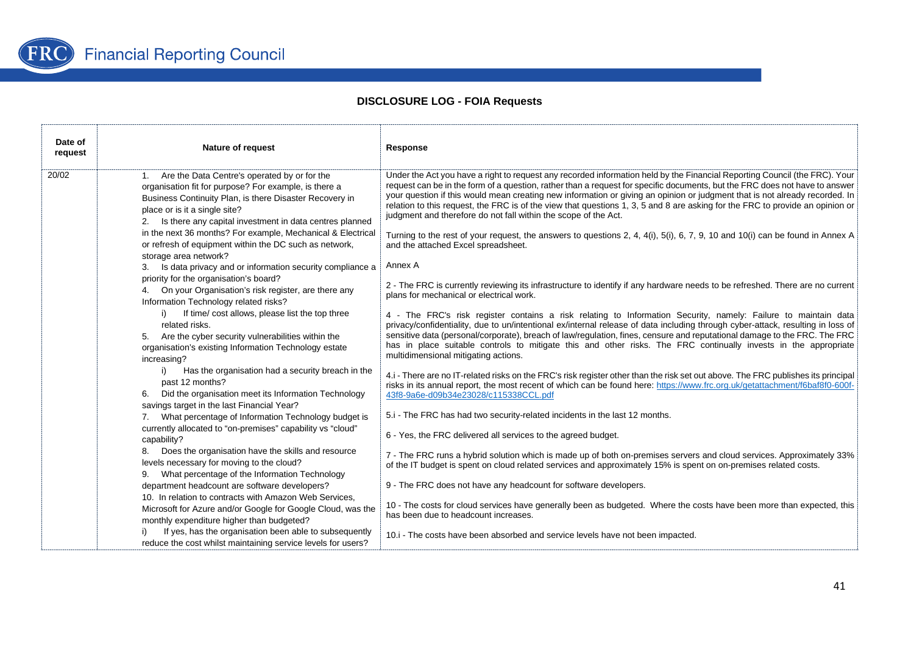## DISCLOSURE LOG - FOIA Requests

| Date of request | Nature of request | Response |
|---|---|---|
| 20/02 | 1. Are the Data Centre's operated by or for the organisation fit for purpose? For example, is there a Business Continuity Plan, is there Disaster Recovery in place or is it a single site?<br>2. Is there any capital investment in data centres planned in the next 36 months? For example, Mechanical & Electrical or refresh of equipment within the DC such as network, storage area network?<br>3. Is data privacy and or information security compliance a priority for the organisation's board?<br>4. On your Organisation's risk register, are there any Information Technology related risks?<br>i) If time/ cost allows, please list the top three related risks.<br>5. Are the cyber security vulnerabilities within the organisation's existing Information Technology estate increasing?<br>i) Has the organisation had a security breach in the past 12 months?<br>6. Did the organisation meet its Information Technology savings target in the last Financial Year?<br>7. What percentage of Information Technology budget is currently allocated to "on-premises" capability vs "cloud" capability?<br>8. Does the organisation have the skills and resource levels necessary for moving to the cloud?<br>9. What percentage of the Information Technology department headcount are software developers?<br>10. In relation to contracts with Amazon Web Services, Microsoft for Azure and/or Google for Google Cloud, was the monthly expenditure higher than budgeted?<br>i) If yes, has the organisation been able to subsequently reduce the cost whilst maintaining service levels for users? | Under the Act you have a right to request any recorded information held by the Financial Reporting Council (the FRC). Your request can be in the form of a question, rather than a request for specific documents, but the FRC does not have to answer your question if this would mean creating new information or giving an opinion or judgment that is not already recorded. In relation to this request, the FRC is of the view that questions 1, 3, 5 and 8 are asking for the FRC to provide an opinion or judgment and therefore do not fall within the scope of the Act.<br><br>Turning to the rest of your request, the answers to questions 2, 4, 4(i), 5(i), 6, 7, 9, 10 and 10(i) can be found in Annex A and the attached Excel spreadsheet.<br><br>Annex A<br><br>2 - The FRC is currently reviewing its infrastructure to identify if any hardware needs to be refreshed. There are no current plans for mechanical or electrical work.<br><br>4 - The FRC's risk register contains a risk relating to Information Security, namely: Failure to maintain data privacy/confidentiality, due to un/intentional ex/internal release of data including through cyber-attack, resulting in loss of sensitive data (personal/corporate), breach of law/regulation, fines, censure and reputational damage to the FRC. The FRC has in place suitable controls to mitigate this and other risks. The FRC continually invests in the appropriate multidimensional mitigating actions.<br><br>4.i - There are no IT-related risks on the FRC's risk register other than the risk set out above. The FRC publishes its principal risks in its annual report, the most recent of which can be found here: https://www.frc.org.uk/getattachment/f6baf8f0-600f-43f8-9a6e-d09b34e23028/c115338CCL.pdf<br><br>5.i - The FRC has had two security-related incidents in the last 12 months.<br><br>6 - Yes, the FRC delivered all services to the agreed budget.<br><br>7 - The FRC runs a hybrid solution which is made up of both on-premises servers and cloud services. Approximately 33% of the IT budget is spent on cloud related services and approximately 15% is spent on on-premises related costs.<br><br>9 - The FRC does not have any headcount for software developers.<br><br>10 - The costs for cloud services have generally been as budgeted. Where the costs have been more than expected, this has been due to headcount increases.<br><br>10.i - The costs have been absorbed and service levels have not been impacted. |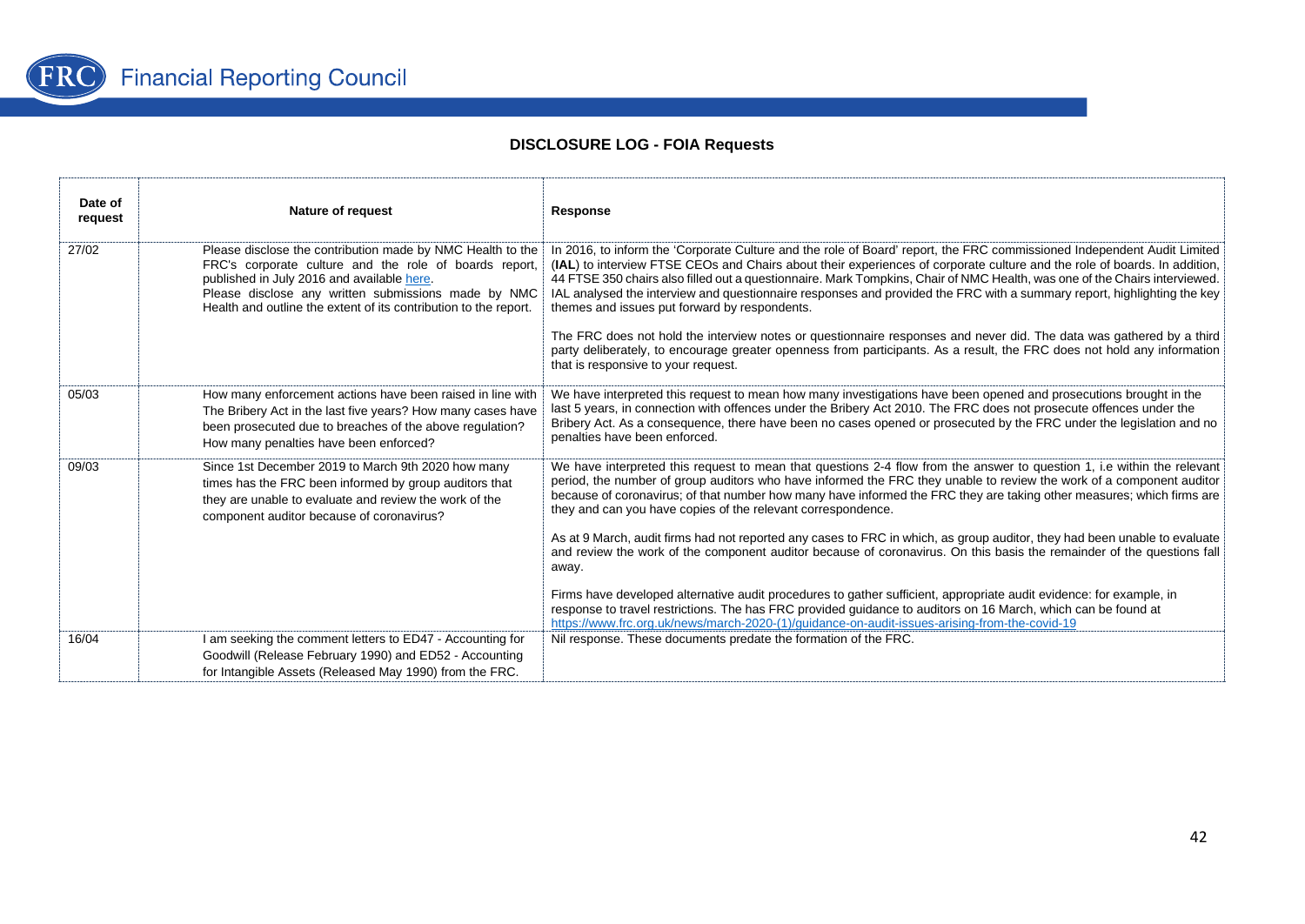## DISCLOSURE LOG - FOIA Requests

| Date of request | Nature of request | Response |
|---|---|---|
| 27/02 | Please disclose the contribution made by NMC Health to the FRC's corporate culture and the role of boards report, published in July 2016 and available here. Please disclose any written submissions made by NMC Health and outline the extent of its contribution to the report. | In 2016, to inform the 'Corporate Culture and the role of Board' report, the FRC commissioned Independent Audit Limited (**IAL**) to interview FTSE CEOs and Chairs about their experiences of corporate culture and the role of boards. In addition, 44 FTSE 350 chairs also filled out a questionnaire. Mark Tompkins, Chair of NMC Health, was one of the Chairs interviewed. IAL analysed the interview and questionnaire responses and provided the FRC with a summary report, highlighting the key themes and issues put forward by respondents.<br><br>The FRC does not hold the interview notes or questionnaire responses and never did. The data was gathered by a third party deliberately, to encourage greater openness from participants. As a result, the FRC does not hold any information that is responsive to your request. |
| 05/03 | How many enforcement actions have been raised in line with The Bribery Act in the last five years? How many cases have been prosecuted due to breaches of the above regulation? How many penalties have been enforced? | We have interpreted this request to mean how many investigations have been opened and prosecutions brought in the last 5 years, in connection with offences under the Bribery Act 2010. The FRC does not prosecute offences under the Bribery Act. As a consequence, there have been no cases opened or prosecuted by the FRC under the legislation and no penalties have been enforced. |
| 09/03 | Since 1st December 2019 to March 9th 2020 how many times has the FRC been informed by group auditors that they are unable to evaluate and review the work of the component auditor because of coronavirus? | We have interpreted this request to mean that questions 2-4 flow from the answer to question 1, i.e within the relevant period, the number of group auditors who have informed the FRC they unable to review the work of a component auditor because of coronavirus; of that number how many have informed the FRC they are taking other measures; which firms are they and can you have copies of the relevant correspondence.<br><br>As at 9 March, audit firms had not reported any cases to FRC in which, as group auditor, they had been unable to evaluate and review the work of the component auditor because of coronavirus. On this basis the remainder of the questions fall away.<br><br>Firms have developed alternative audit procedures to gather sufficient, appropriate audit evidence: for example, in response to travel restrictions. The has FRC provided guidance to auditors on 16 March, which can be found at https://www.frc.org.uk/news/march-2020-(1)/guidance-on-audit-issues-arising-from-the-covid-19 |
| 16/04 | I am seeking the comment letters to ED47 - Accounting for Goodwill (Release February 1990) and ED52 - Accounting for Intangible Assets (Released May 1990) from the FRC. | Nil response. These documents predate the formation of the FRC. |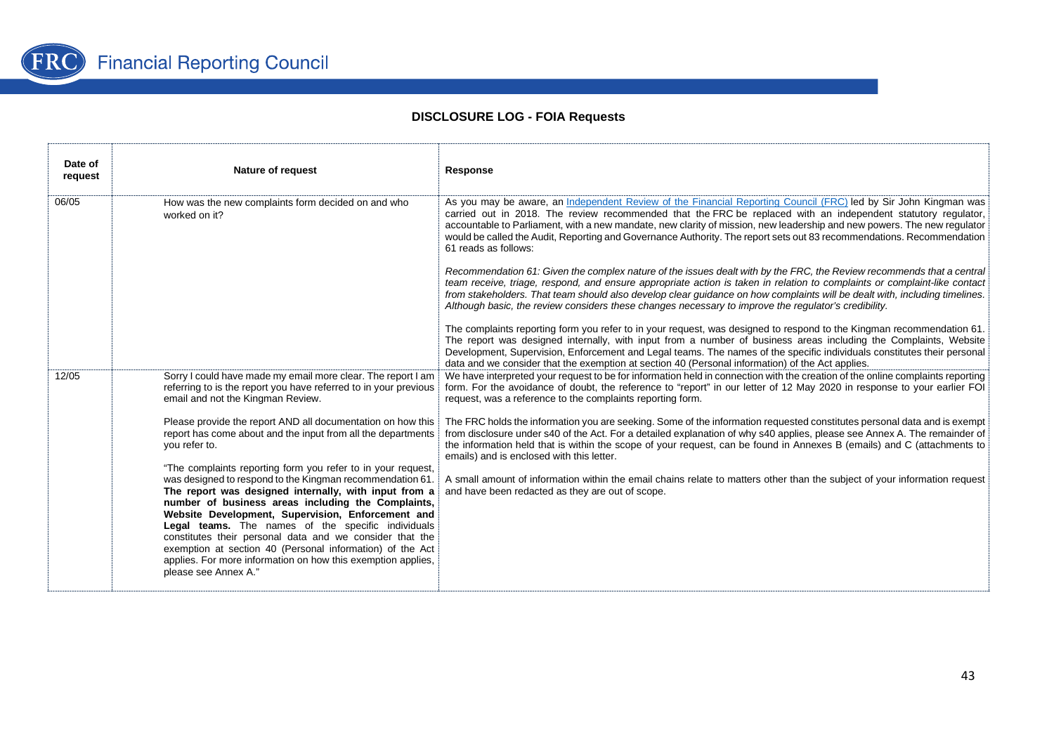## DISCLOSURE LOG - FOIA Requests

| Date of request | Nature of request | Response |
|---|---|---|
| 06/05 | How was the new complaints form decided on and who worked on it? | As you may be aware, an [Independent Review of the Financial Reporting Council (FRC)](#) led by Sir John Kingman was carried out in 2018. The review recommended that the FRC be replaced with an independent statutory regulator, accountable to Parliament, with a new mandate, new clarity of mission, new leadership and new powers. The new regulator would be called the Audit, Reporting and Governance Authority. The report sets out 83 recommendations. Recommendation 61 reads as follows:<br><br>*Recommendation 61: Given the complex nature of the issues dealt with by the FRC, the Review recommends that a central team receive, triage, respond, and ensure appropriate action is taken in relation to complaints or complaint-like contact from stakeholders. That team should also develop clear guidance on how complaints will be dealt with, including timelines. Although basic, the review considers these changes necessary to improve the regulator's credibility.*<br><br>The complaints reporting form you refer to in your request, was designed to respond to the Kingman recommendation 61. The report was designed internally, with input from a number of business areas including the Complaints, Website Development, Supervision, Enforcement and Legal teams. The names of the specific individuals constitutes their personal data and we consider that the exemption at section 40 (Personal information) of the Act applies. |
| 12/05 | Sorry I could have made my email more clear. The report I am referring to is the report you have referred to in your previous email and not the Kingman Review.<br><br>Please provide the report AND all documentation on how this report has come about and the input from all the departments you refer to.<br><br>"The complaints reporting form you refer to in your request, was designed to respond to the Kingman recommendation 61. **The report was designed internally, with input from a number of business areas including the Complaints, Website Development, Supervision, Enforcement and Legal teams.** The names of the specific individuals constitutes their personal data and we consider that the exemption at section 40 (Personal information) of the Act applies. For more information on how this exemption applies, please see Annex A." | We have interpreted your request to be for information held in connection with the creation of the online complaints reporting form. For the avoidance of doubt, the reference to "report" in our letter of 12 May 2020 in response to your earlier FOI request, was a reference to the complaints reporting form.<br><br>The FRC holds the information you are seeking. Some of the information requested constitutes personal data and is exempt from disclosure under s40 of the Act. For a detailed explanation of why s40 applies, please see Annex A. The remainder of the information held that is within the scope of your request, can be found in Annexes B (emails) and C (attachments to emails) and is enclosed with this letter.<br><br>A small amount of information within the email chains relate to matters other than the subject of your information request and have been redacted as they are out of scope. |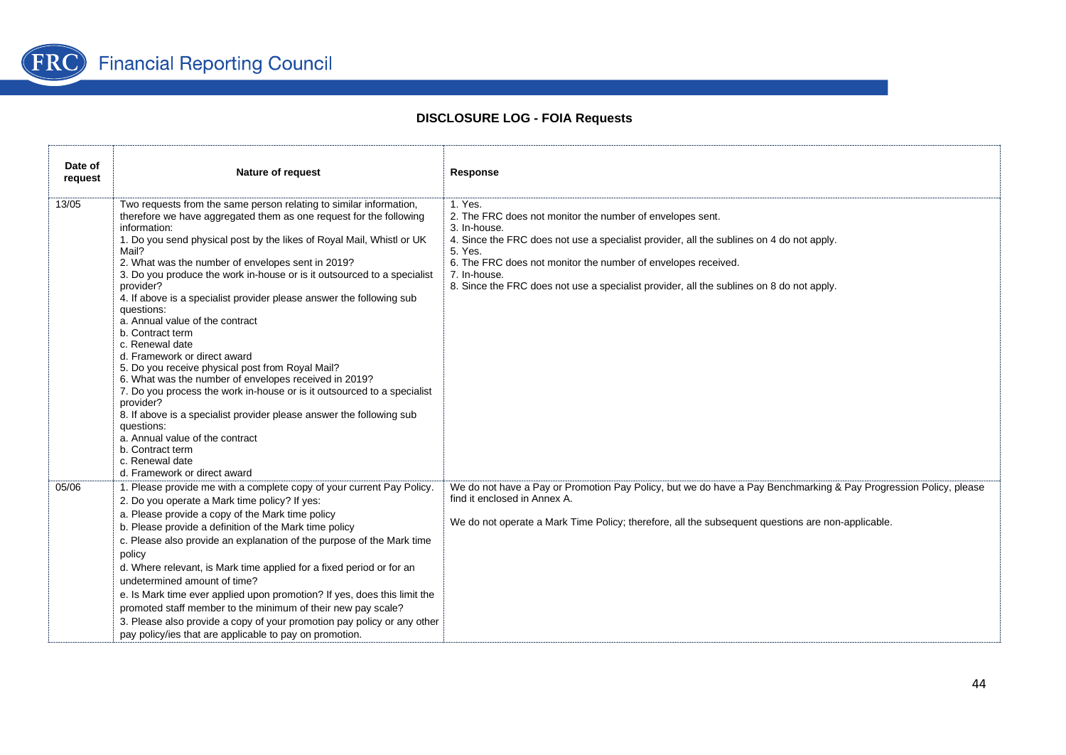## DISCLOSURE LOG - FOIA Requests

| Date of request | Nature of request | Response |
|---|---|---|
| 13/05 | Two requests from the same person relating to similar information, therefore we have aggregated them as one request for the following information:<br>1. Do you send physical post by the likes of Royal Mail, Whistl or UK Mail?<br>2. What was the number of envelopes sent in 2019?<br>3. Do you produce the work in-house or is it outsourced to a specialist provider?<br>4. If above is a specialist provider please answer the following sub questions:<br>a. Annual value of the contract<br>b. Contract term<br>c. Renewal date<br>d. Framework or direct award<br>5. Do you receive physical post from Royal Mail?<br>6. What was the number of envelopes received in 2019?<br>7. Do you process the work in-house or is it outsourced to a specialist provider?<br>8. If above is a specialist provider please answer the following sub questions:<br>a. Annual value of the contract<br>b. Contract term<br>c. Renewal date<br>d. Framework or direct award | 1. Yes.<br>2. The FRC does not monitor the number of envelopes sent.<br>3. In-house.<br>4. Since the FRC does not use a specialist provider, all the sublines on 4 do not apply.<br>5. Yes.<br>6. The FRC does not monitor the number of envelopes received.<br>7. In-house.<br>8. Since the FRC does not use a specialist provider, all the sublines on 8 do not apply. |
| 05/06 | 1. Please provide me with a complete copy of your current Pay Policy.<br>2. Do you operate a Mark time policy? If yes:<br>a. Please provide a copy of the Mark time policy<br>b. Please provide a definition of the Mark time policy<br>c. Please also provide an explanation of the purpose of the Mark time policy<br>d. Where relevant, is Mark time applied for a fixed period or for an undetermined amount of time?<br>e. Is Mark time ever applied upon promotion? If yes, does this limit the promoted staff member to the minimum of their new pay scale?<br>3. Please also provide a copy of your promotion pay policy or any other pay policy/ies that are applicable to pay on promotion. | We do not have a Pay or Promotion Pay Policy, but we do have a Pay Benchmarking & Pay Progression Policy, please find it enclosed in Annex A.<br><br>We do not operate a Mark Time Policy; therefore, all the subsequent questions are non-applicable. |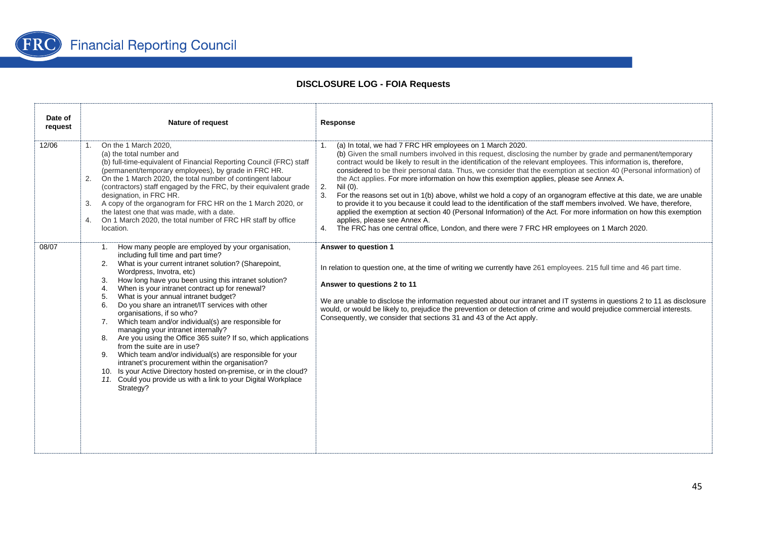# DISCLOSURE LOG - FOIA Requests

| Date of request | Nature of request | Response |
|---|---|---|
| 12/06 | 1. On the 1 March 2020, (a) the total number and (b) full-time-equivalent of Financial Reporting Council (FRC) staff (permanent/temporary employees), by grade in FRC HR.<br>2. On the 1 March 2020, the total number of contingent labour (contractors) staff engaged by the FRC, by their equivalent grade designation, in FRC HR.<br>3. A copy of the organogram for FRC HR on the 1 March 2020, or the latest one that was made, with a date.<br>4. On 1 March 2020, the total number of FRC HR staff by office location. | 1. (a) In total, we had 7 FRC HR employees on 1 March 2020.<br>(b) Given the small numbers involved in this request, disclosing the number by grade and permanent/temporary contract would be likely to result in the identification of the relevant employees. This information is, therefore, considered to be their personal data. Thus, we consider that the exemption at section 40 (Personal information) of the Act applies. For more information on how this exemption applies, please see Annex A.<br>2. Nil (0).<br>3. For the reasons set out in 1(b) above, whilst we hold a copy of an organogram effective at this date, we are unable to provide it to you because it could lead to the identification of the staff members involved. We have, therefore, applied the exemption at section 40 (Personal Information) of the Act. For more information on how this exemption applies, please see Annex A.<br>4. The FRC has one central office, London, and there were 7 FRC HR employees on 1 March 2020. |
| 08/07 | 1. How many people are employed by your organisation, including full time and part time?<br>2. What is your current intranet solution? (Sharepoint, Wordpress, Invotra, etc)<br>3. How long have you been using this intranet solution?<br>4. When is your intranet contract up for renewal?<br>5. What is your annual intranet budget?<br>6. Do you share an intranet/IT services with other organisations, if so who?<br>7. Which team and/or individual(s) are responsible for managing your intranet internally?<br>8. Are you using the Office 365 suite? If so, which applications from the suite are in use?<br>9. Which team and/or individual(s) are responsible for your intranet's procurement within the organisation?<br>10. Is your Active Directory hosted on-premise, or in the cloud?<br>*11. Could you provide us with a link to your Digital Workplace Strategy?* | **Answer to question 1**<br><br>In relation to question one, at the time of writing we currently have 261 employees. 215 full time and 46 part time.<br><br>**Answer to questions 2 to 11**<br><br>We are unable to disclose the information requested about our intranet and IT systems in questions 2 to 11 as disclosure would, or would be likely to, prejudice the prevention or detection of crime and would prejudice commercial interests. Consequently, we consider that sections 31 and 43 of the Act apply. |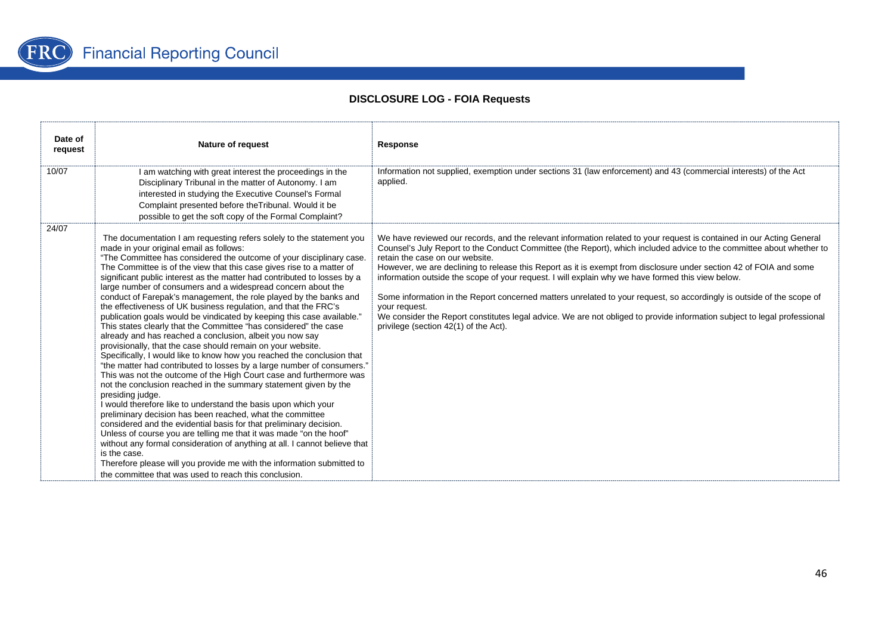## DISCLOSURE LOG - FOIA Requests

| Date of request | Nature of request | Response |
|---|---|---|
| 10/07 | I am watching with great interest the proceedings in the Disciplinary Tribunal in the matter of Autonomy. I am interested in studying the Executive Counsel's Formal Complaint presented before theTribunal. Would it be possible to get the soft copy of the Formal Complaint? | Information not supplied, exemption under sections 31 (law enforcement) and 43 (commercial interests) of the Act applied. |
| 24/07 | The documentation I am requesting refers solely to the statement you made in your original email as follows:<br>"The Committee has considered the outcome of your disciplinary case. The Committee is of the view that this case gives rise to a matter of significant public interest as the matter had contributed to losses by a large number of consumers and a widespread concern about the conduct of Farepak's management, the role played by the banks and the effectiveness of UK business regulation, and that the FRC's publication goals would be vindicated by keeping this case available."<br>This states clearly that the Committee "has considered" the case already and has reached a conclusion, albeit you now say provisionally, that the case should remain on your website.<br>Specifically, I would like to know how you reached the conclusion that "the matter had contributed to losses by a large number of consumers." This was not the outcome of the High Court case and furthermore was not the conclusion reached in the summary statement given by the presiding judge.<br>I would therefore like to understand the basis upon which your preliminary decision has been reached, what the committee considered and the evidential basis for that preliminary decision.<br>Unless of course you are telling me that it was made "on the hoof" without any formal consideration of anything at all. I cannot believe that is the case.<br>Therefore please will you provide me with the information submitted to the committee that was used to reach this conclusion. | We have reviewed our records, and the relevant information related to your request is contained in our Acting General Counsel's July Report to the Conduct Committee (the Report), which included advice to the committee about whether to retain the case on our website.<br>However, we are declining to release this Report as it is exempt from disclosure under section 42 of FOIA and some information outside the scope of your request. I will explain why we have formed this view below.<br><br>Some information in the Report concerned matters unrelated to your request, so accordingly is outside of the scope of your request.<br>We consider the Report constitutes legal advice. We are not obliged to provide information subject to legal professional privilege (section 42(1) of the Act). |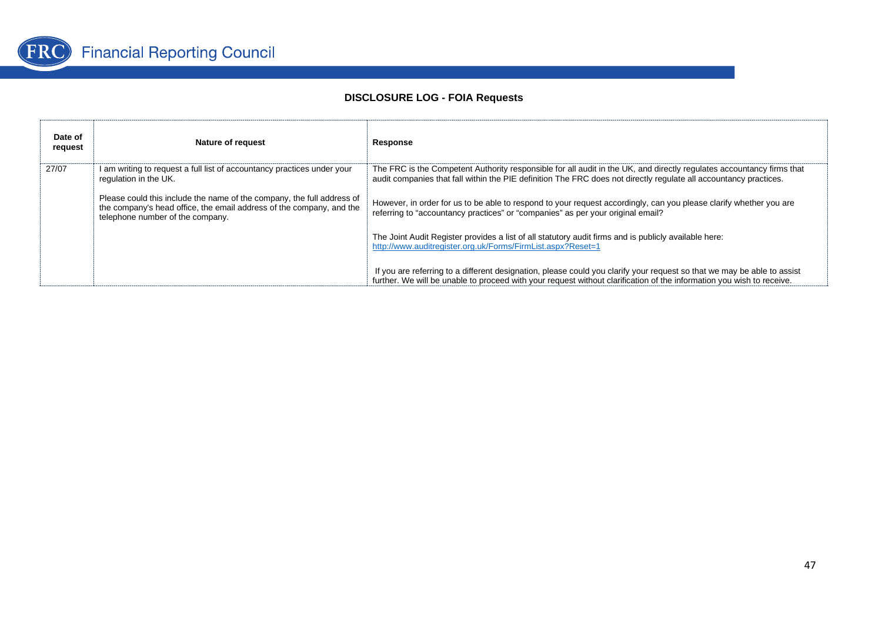# DISCLOSURE LOG - FOIA Requests

| Date of request | Nature of request | Response |
| --- | --- | --- |
| 27/07 | I am writing to request a full list of accountancy practices under your regulation in the UK.<br><br>Please could this include the name of the company, the full address of the company's head office, the email address of the company, and the telephone number of the company. | The FRC is the Competent Authority responsible for all audit in the UK, and directly regulates accountancy firms that audit companies that fall within the PIE definition The FRC does not directly regulate all accountancy practices.<br><br>However, in order for us to be able to respond to your request accordingly, can you please clarify whether you are referring to "accountancy practices" or "companies" as per your original email?<br><br>The Joint Audit Register provides a list of all statutory audit firms and is publicly available here: http://www.auditregister.org.uk/Forms/FirmList.aspx?Reset=1<br><br>If you are referring to a different designation, please could you clarify your request so that we may be able to assist further. We will be unable to proceed with your request without clarification of the information you wish to receive. |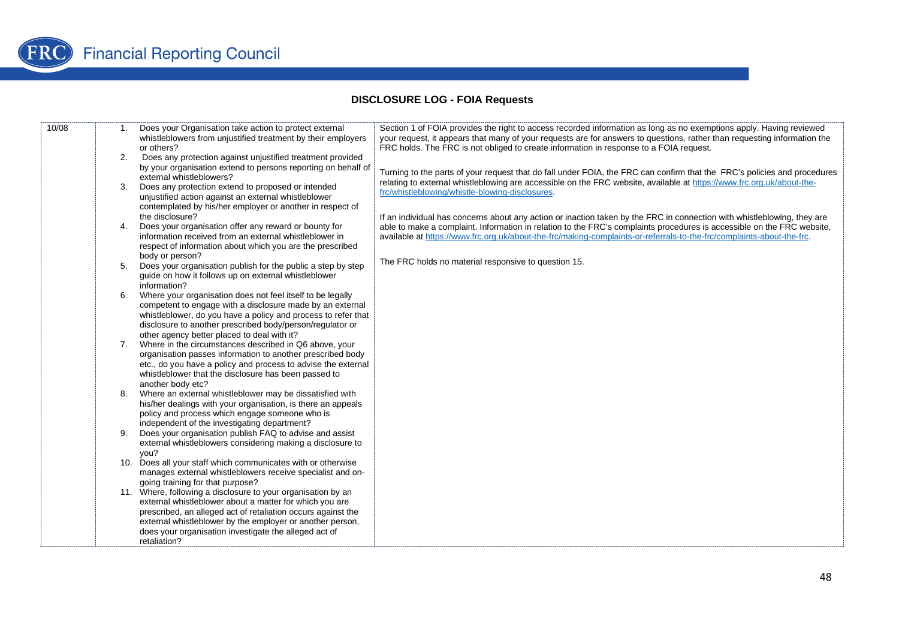## DISCLOSURE LOG - FOIA Requests

| | | |
|---|---|---|
| 10/08 | 1. Does your Organisation take action to protect external whistleblowers from unjustified treatment by their employers or others?<br>2. Does any protection against unjustified treatment provided by your organisation extend to persons reporting on behalf of external whistleblowers?<br>3. Does any protection extend to proposed or intended unjustified action against an external whistleblower contemplated by his/her employer or another in respect of the disclosure?<br>4. Does your organisation offer any reward or bounty for information received from an external whistleblower in respect of information about which you are the prescribed body or person?<br>5. Does your organisation publish for the public a step by step guide on how it follows up on external whistleblower information?<br>6. Where your organisation does not feel itself to be legally competent to engage with a disclosure made by an external whistleblower, do you have a policy and process to refer that disclosure to another prescribed body/person/regulator or other agency better placed to deal with it?<br>7. Where in the circumstances described in Q6 above, your organisation passes information to another prescribed body etc., do you have a policy and process to advise the external whistleblower that the disclosure has been passed to another body etc?<br>8. Where an external whistleblower may be dissatisfied with his/her dealings with your organisation, is there an appeals policy and process which engage someone who is independent of the investigating department?<br>9. Does your organisation publish FAQ to advise and assist external whistleblowers considering making a disclosure to you?<br>10. Does all your staff which communicates with or otherwise manages external whistleblowers receive specialist and on-going training for that purpose?<br>11. Where, following a disclosure to your organisation by an external whistleblower about a matter for which you are prescribed, an alleged act of retaliation occurs against the external whistleblower by the employer or another person, does your organisation investigate the alleged act of retaliation? | Section 1 of FOIA provides the right to access recorded information as long as no exemptions apply. Having reviewed your request, it appears that many of your requests are for answers to questions, rather than requesting information the FRC holds. The FRC is not obliged to create information in response to a FOIA request.<br><br>Turning to the parts of your request that do fall under FOIA, the FRC can confirm that the FRC's policies and procedures relating to external whistleblowing are accessible on the FRC website, available at https://www.frc.org.uk/about-the-frc/whistleblowing/whistle-blowing-disclosures.<br><br>If an individual has concerns about any action or inaction taken by the FRC in connection with whistleblowing, they are able to make a complaint. Information in relation to the FRC's complaints procedures is accessible on the FRC website, available at https://www.frc.org.uk/about-the-frc/making-complaints-or-referrals-to-the-frc/complaints-about-the-frc.<br><br>The FRC holds no material responsive to question 15. |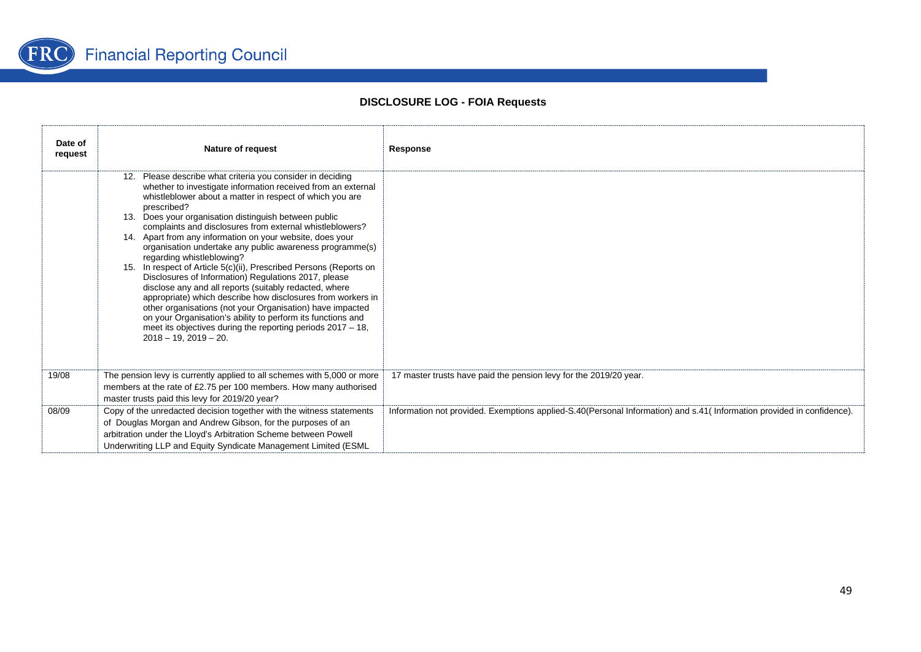**DISCLOSURE LOG - FOIA Requests**

| Date of request | Nature of request | Response |
|---|---|---|
| | 12. Please describe what criteria you consider in deciding whether to investigate information received from an external whistleblower about a matter in respect of which you are prescribed?<br>13. Does your organisation distinguish between public complaints and disclosures from external whistleblowers?<br>14. Apart from any information on your website, does your organisation undertake any public awareness programme(s) regarding whistleblowing?<br>15. In respect of Article 5(c)(ii), Prescribed Persons (Reports on Disclosures of Information) Regulations 2017, please disclose any and all reports (suitably redacted, where appropriate) which describe how disclosures from workers in other organisations (not your Organisation) have impacted on your Organisation's ability to perform its functions and meet its objectives during the reporting periods 2017 – 18, 2018 – 19, 2019 – 20. | |
| 19/08 | The pension levy is currently applied to all schemes with 5,000 or more members at the rate of £2.75 per 100 members. How many authorised master trusts paid this levy for 2019/20 year? | 17 master trusts have paid the pension levy for the 2019/20 year. |
| 08/09 | Copy of the unredacted decision together with the witness statements of Douglas Morgan and Andrew Gibson, for the purposes of an arbitration under the Lloyd's Arbitration Scheme between Powell Underwriting LLP and Equity Syndicate Management Limited (ESML | Information not provided. Exemptions applied-S.40(Personal Information) and s.41( Information provided in confidence). |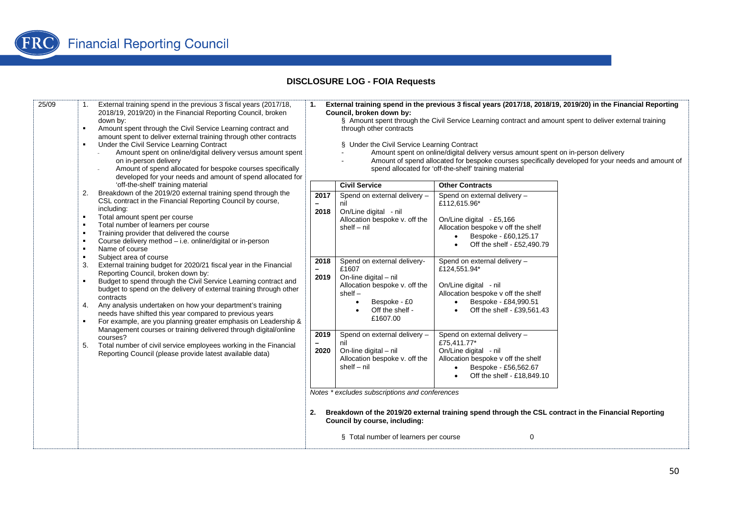## DISCLOSURE LOG - FOIA Requests

25/09

**Request:**

1. External training spend in the previous 3 fiscal years (2017/18, 2018/19, 2019/20) in the Financial Reporting Council, broken down by:
   - Amount spent through the Civil Service Learning contract and amount spent to deliver external training through other contracts
   - Under the Civil Service Learning Contract
     - Amount spent on online/digital delivery versus amount spent on in-person delivery
     - Amount of spend allocated for bespoke courses specifically developed for your needs and amount of spend allocated for 'off-the-shelf' training material
2. Breakdown of the 2019/20 external training spend through the CSL contract in the Financial Reporting Council by course, including:
   - Total amount spent per course
   - Total number of learners per course
   - Training provider that delivered the course
   - Course delivery method – i.e. online/digital or in-person
   - Name of course
   - Subject area of course
3. External training budget for 2020/21 fiscal year in the Financial Reporting Council, broken down by:
   - Budget to spend through the Civil Service Learning contract and budget to spend on the delivery of external training through other contracts
4. Any analysis undertaken on how your department's training needs have shifted this year compared to previous years
   - For example, are you planning greater emphasis on Leadership & Management courses or training delivered through digital/online courses?
5. Total number of civil service employees working in the Financial Reporting Council (please provide latest available data)

**Response:**

1. **External training spend in the previous 3 fiscal years (2017/18, 2018/19, 2019/20) in the Financial Reporting Council, broken down by:**

   § Amount spent through the Civil Service Learning contract and amount spent to deliver external training through other contracts

   § Under the Civil Service Learning Contract
   - Amount spent on online/digital delivery versus amount spent on in-person delivery
   - Amount of spend allocated for bespoke courses specifically developed for your needs and amount of spend allocated for 'off-the-shelf' training material

| | Civil Service | Other Contracts |
|---|---|---|
| 2017 – 2018 | Spend on external delivery – nil<br>On/Line digital - nil<br>Allocation bespoke v. off the shelf – nil | Spend on external delivery – £112,615.96*<br>On/Line digital - £5,166<br>Allocation bespoke v off the shelf<br>• Bespoke - £60,125.17<br>• Off the shelf - £52,490.79 |
| 2018 – 2019 | Spend on external delivery- £1607<br>On-line digital – nil<br>Allocation bespoke v. off the shelf –<br>• Bespoke - £0<br>• Off the shelf - £1607.00 | Spend on external delivery – £124,551.94*<br>On/Line digital - nil<br>Allocation bespoke v off the shelf<br>• Bespoke - £84,990.51<br>• Off the shelf - £39,561.43 |
| 2019 – 2020 | Spend on external delivery – nil<br>On-line digital – nil<br>Allocation bespoke v. off the shelf – nil | Spend on external delivery – £75,411.77*<br>On/Line digital - nil<br>Allocation bespoke v off the shelf<br>• Bespoke - £56,562.67<br>• Off the shelf - £18,849.10 |

*Notes \* excludes subscriptions and conferences*

2. **Breakdown of the 2019/20 external training spend through the CSL contract in the Financial Reporting Council by course, including:**

   § Total number of learners per course 0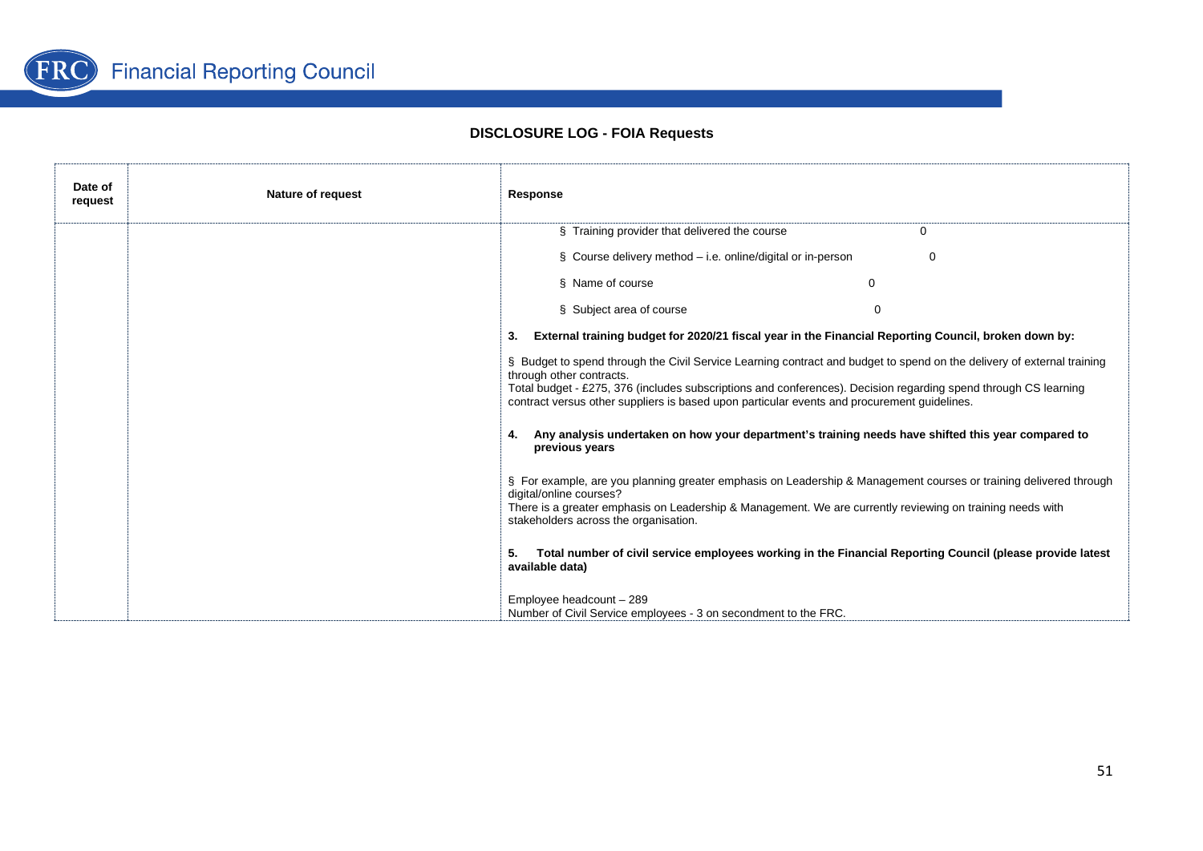## DISCLOSURE LOG - FOIA Requests

| Date of request | Nature of request | Response |
|---|---|---|
| | | § Training provider that delivered the course 0<br><br>§ Course delivery method – i.e. online/digital or in-person 0<br><br>§ Name of course 0<br><br>§ Subject area of course 0<br><br>**3. External training budget for 2020/21 fiscal year in the Financial Reporting Council, broken down by:**<br><br>§ Budget to spend through the Civil Service Learning contract and budget to spend on the delivery of external training through other contracts.<br>Total budget - £275, 376 (includes subscriptions and conferences). Decision regarding spend through CS learning contract versus other suppliers is based upon particular events and procurement guidelines.<br><br>**4. Any analysis undertaken on how your department's training needs have shifted this year compared to previous years**<br><br>§ For example, are you planning greater emphasis on Leadership & Management courses or training delivered through digital/online courses?<br>There is a greater emphasis on Leadership & Management. We are currently reviewing on training needs with stakeholders across the organisation.<br><br>**5. Total number of civil service employees working in the Financial Reporting Council (please provide latest available data)**<br><br>Employee headcount – 289<br>Number of Civil Service employees - 3 on secondment to the FRC. |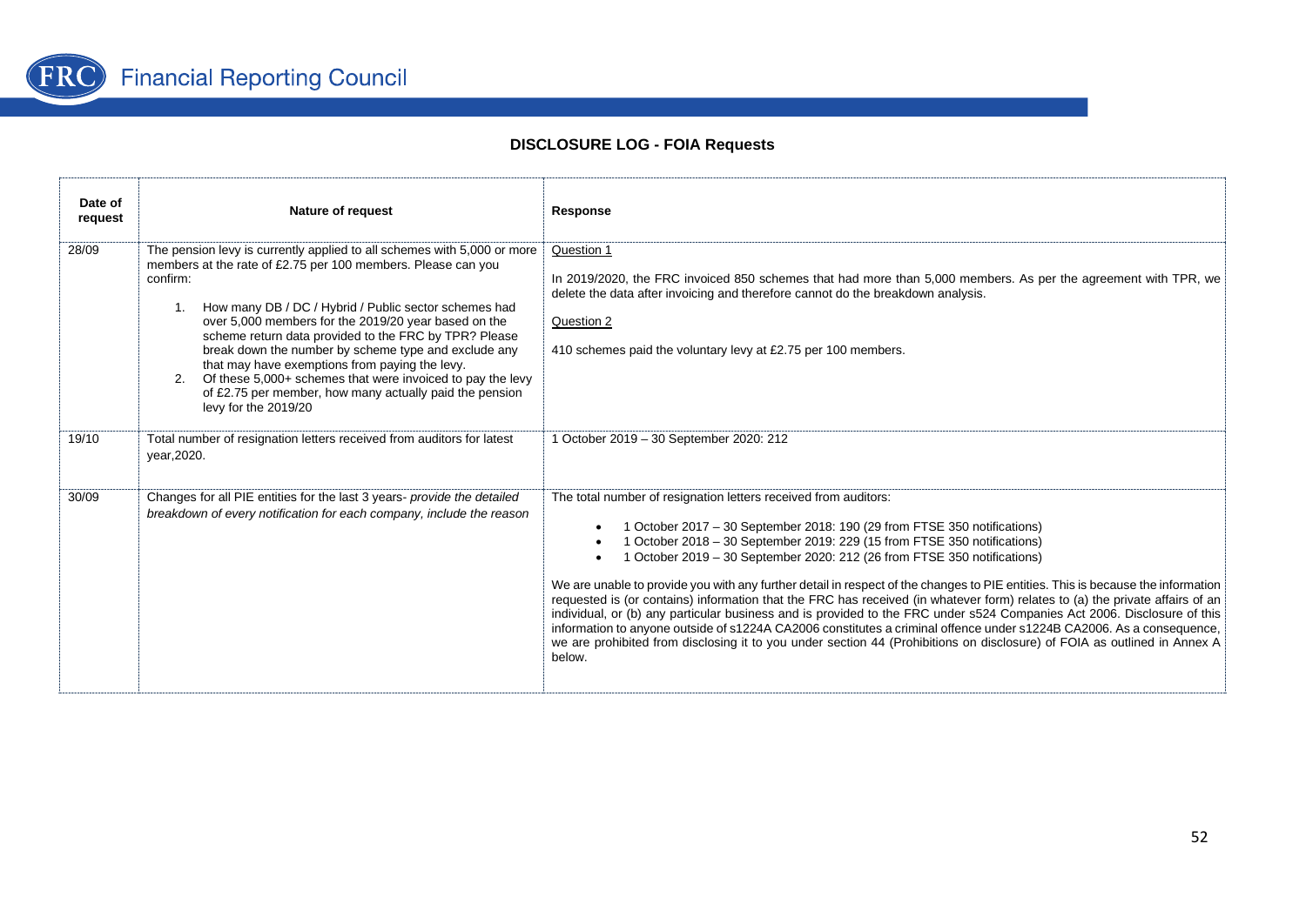# DISCLOSURE LOG - FOIA Requests

| Date of request | Nature of request | Response |
|---|---|---|
| 28/09 | The pension levy is currently applied to all schemes with 5,000 or more members at the rate of £2.75 per 100 members. Please can you confirm:<br><br>1. How many DB / DC / Hybrid / Public sector schemes had over 5,000 members for the 2019/20 year based on the scheme return data provided to the FRC by TPR? Please break down the number by scheme type and exclude any that may have exemptions from paying the levy.<br>2. Of these 5,000+ schemes that were invoiced to pay the levy of £2.75 per member, how many actually paid the pension levy for the 2019/20 | Question 1<br><br>In 2019/2020, the FRC invoiced 850 schemes that had more than 5,000 members. As per the agreement with TPR, we delete the data after invoicing and therefore cannot do the breakdown analysis.<br><br>Question 2<br><br>410 schemes paid the voluntary levy at £2.75 per 100 members. |
| 19/10 | Total number of resignation letters received from auditors for latest year,2020. | 1 October 2019 – 30 September 2020: 212 |
| 30/09 | Changes for all PIE entities for the last 3 years- *provide the detailed breakdown of every notification for each company, include the reason* | The total number of resignation letters received from auditors:<br><br>• 1 October 2017 – 30 September 2018: 190 (29 from FTSE 350 notifications)<br>• 1 October 2018 – 30 September 2019: 229 (15 from FTSE 350 notifications)<br>• 1 October 2019 – 30 September 2020: 212 (26 from FTSE 350 notifications)<br><br>We are unable to provide you with any further detail in respect of the changes to PIE entities. This is because the information requested is (or contains) information that the FRC has received (in whatever form) relates to (a) the private affairs of an individual, or (b) any particular business and is provided to the FRC under s524 Companies Act 2006. Disclosure of this information to anyone outside of s1224A CA2006 constitutes a criminal offence under s1224B CA2006. As a consequence, we are prohibited from disclosing it to you under section 44 (Prohibitions on disclosure) of FOIA as outlined in Annex A below. |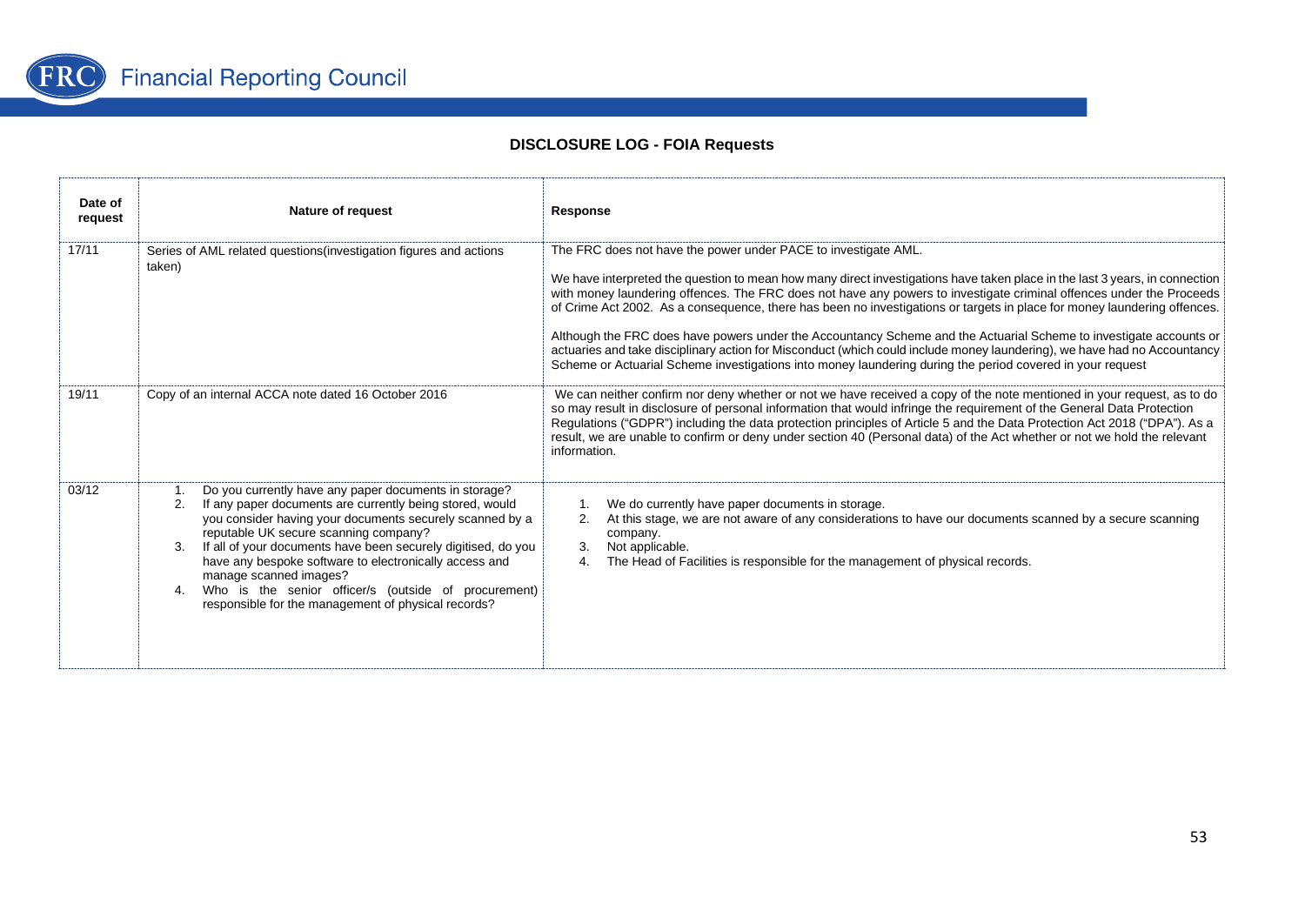## DISCLOSURE LOG - FOIA Requests

| Date of request | Nature of request | Response |
|---|---|---|
| 17/11 | Series of AML related questions(investigation figures and actions taken) | The FRC does not have the power under PACE to investigate AML.<br><br>We have interpreted the question to mean how many direct investigations have taken place in the last 3 years, in connection with money laundering offences. The FRC does not have any powers to investigate criminal offences under the Proceeds of Crime Act 2002. As a consequence, there has been no investigations or targets in place for money laundering offences.<br><br>Although the FRC does have powers under the Accountancy Scheme and the Actuarial Scheme to investigate accounts or actuaries and take disciplinary action for Misconduct (which could include money laundering), we have had no Accountancy Scheme or Actuarial Scheme investigations into money laundering during the period covered in your request |
| 19/11 | Copy of an internal ACCA note dated 16 October 2016 | We can neither confirm nor deny whether or not we have received a copy of the note mentioned in your request, as to do so may result in disclosure of personal information that would infringe the requirement of the General Data Protection Regulations ("GDPR") including the data protection principles of Article 5 and the Data Protection Act 2018 ("DPA"). As a result, we are unable to confirm or deny under section 40 (Personal data) of the Act whether or not we hold the relevant information. |
| 03/12 | 1. Do you currently have any paper documents in storage?<br>2. If any paper documents are currently being stored, would you consider having your documents securely scanned by a reputable UK secure scanning company?<br>3. If all of your documents have been securely digitised, do you have any bespoke software to electronically access and manage scanned images?<br>4. Who is the senior officer/s (outside of procurement) responsible for the management of physical records? | 1. We do currently have paper documents in storage.<br>2. At this stage, we are not aware of any considerations to have our documents scanned by a secure scanning company.<br>3. Not applicable.<br>4. The Head of Facilities is responsible for the management of physical records. |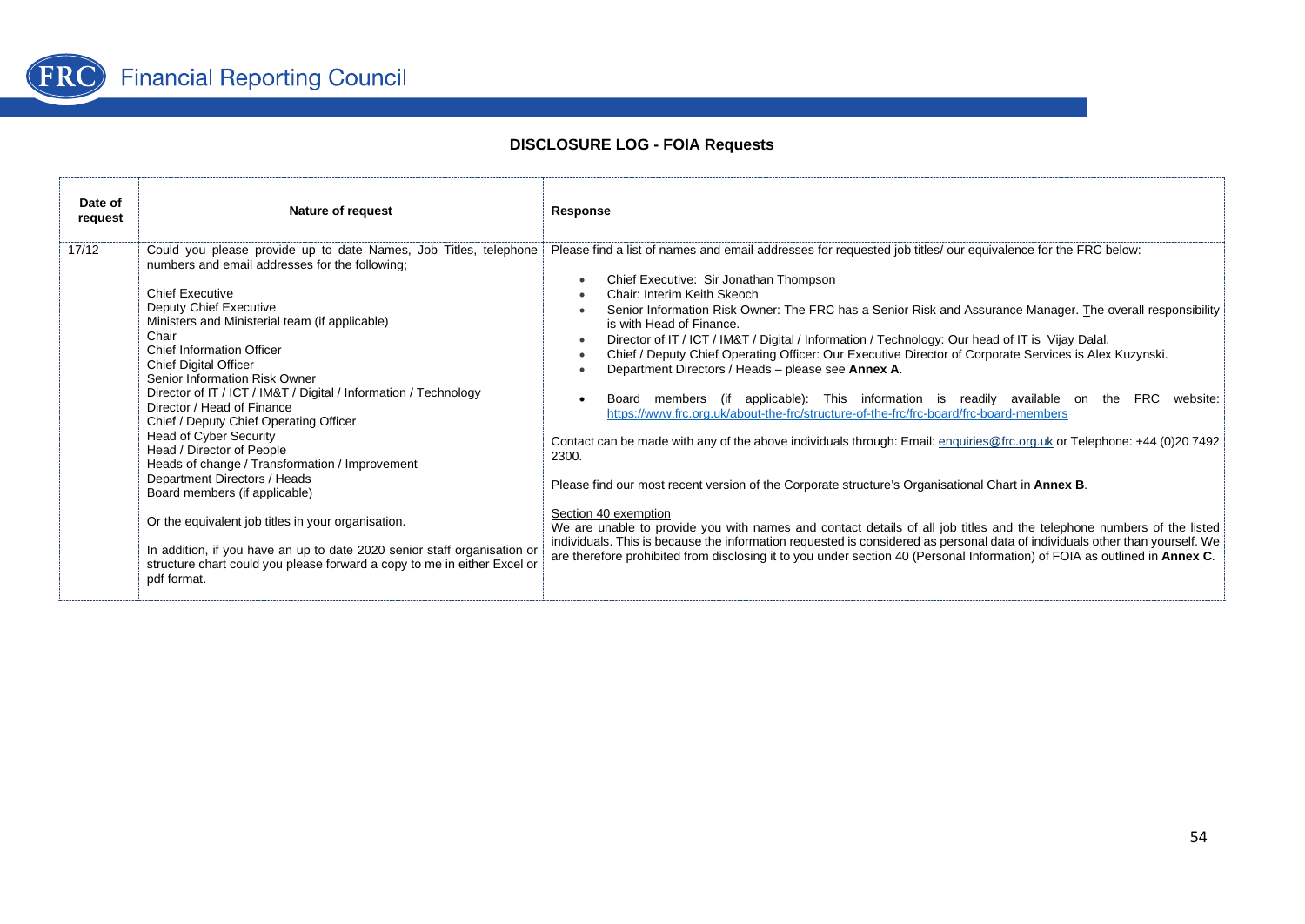## DISCLOSURE LOG - FOIA Requests

| Date of request | Nature of request | Response |
|---|---|---|
| 17/12 | Could you please provide up to date Names, Job Titles, telephone numbers and email addresses for the following;<br><br>Chief Executive<br>Deputy Chief Executive<br>Ministers and Ministerial team (if applicable)<br>Chair<br>Chief Information Officer<br>Chief Digital Officer<br>Senior Information Risk Owner<br>Director of IT / ICT / IM&T / Digital / Information / Technology<br>Director / Head of Finance<br>Chief / Deputy Chief Operating Officer<br>Head of Cyber Security<br>Head / Director of People<br>Heads of change / Transformation / Improvement<br>Department Directors / Heads<br>Board members (if applicable)<br><br>Or the equivalent job titles in your organisation.<br><br>In addition, if you have an up to date 2020 senior staff organisation or structure chart could you please forward a copy to me in either Excel or pdf format. | Please find a list of names and email addresses for requested job titles/ our equivalence for the FRC below:<br><br>• Chief Executive: Sir Jonathan Thompson<br>• Chair: Interim Keith Skeoch<br>• Senior Information Risk Owner: The FRC has a Senior Risk and Assurance Manager. The overall responsibility is with Head of Finance.<br>• Director of IT / ICT / IM&T / Digital / Information / Technology: Our head of IT is Vijay Dalal.<br>• Chief / Deputy Chief Operating Officer: Our Executive Director of Corporate Services is Alex Kuzynski.<br>• Department Directors / Heads – please see **Annex A**.<br><br>• Board members (if applicable): This information is readily available on the FRC website: https://www.frc.org.uk/about-the-frc/structure-of-the-frc/frc-board/frc-board-members<br><br>Contact can be made with any of the above individuals through: Email: enquiries@frc.org.uk or Telephone: +44 (0)20 7492 2300.<br><br>Please find our most recent version of the Corporate structure's Organisational Chart in **Annex B**.<br><br>Section 40 exemption<br>We are unable to provide you with names and contact details of all job titles and the telephone numbers of the listed individuals. This is because the information requested is considered as personal data of individuals other than yourself. We are therefore prohibited from disclosing it to you under section 40 (Personal Information) of FOIA as outlined in **Annex C**. |